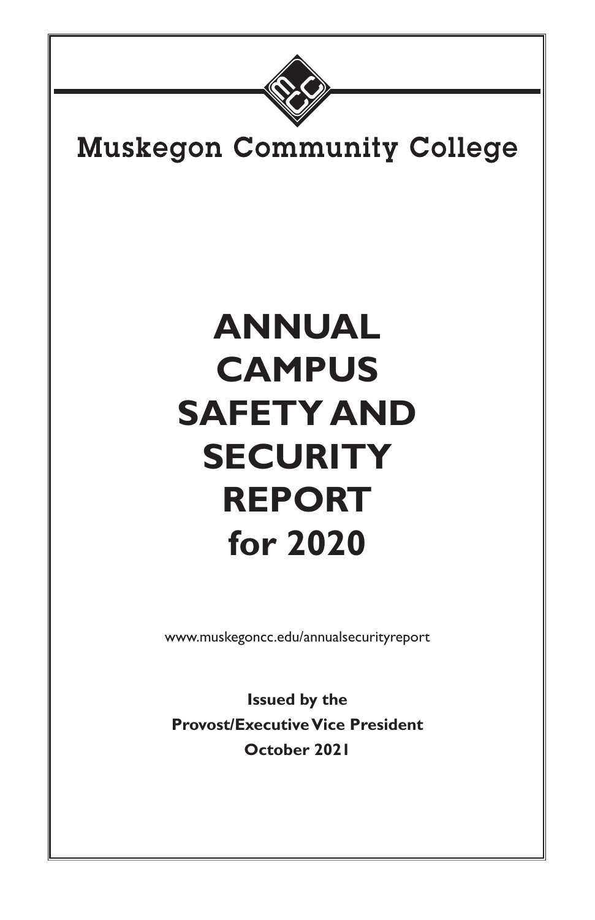Muskegon Community College

# ANNUAL CAMPUS SAFETY AND SECURITY REPORT for 2020

www.muskegoncc.edu/annualsecurityreport

**Issued by the**
**Provost/Executive Vice President**
**October 2021**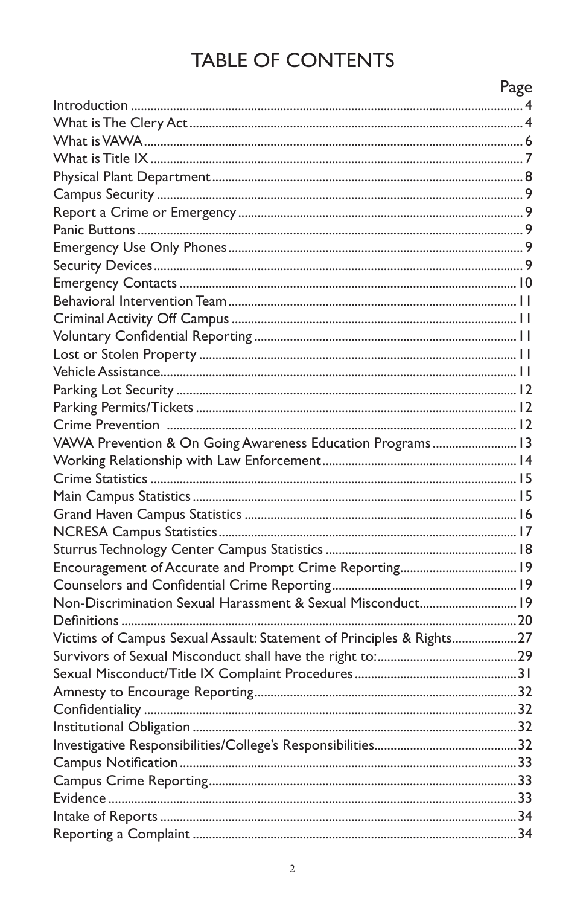# TABLE OF CONTENTS

| | Page |
|---|---|
| Introduction | 4 |
| What is The Clery Act | 4 |
| What is VAWA | 6 |
| What is Title IX | 7 |
| Physical Plant Department | 8 |
| Campus Security | 9 |
| Report a Crime or Emergency | 9 |
| Panic Buttons | 9 |
| Emergency Use Only Phones | 9 |
| Security Devices | 9 |
| Emergency Contacts | 10 |
| Behavioral Intervention Team | 11 |
| Criminal Activity Off Campus | 11 |
| Voluntary Confidential Reporting | 11 |
| Lost or Stolen Property | 11 |
| Vehicle Assistance | 11 |
| Parking Lot Security | 12 |
| Parking Permits/Tickets | 12 |
| Crime Prevention | 12 |
| VAWA Prevention & On Going Awareness Education Programs | 13 |
| Working Relationship with Law Enforcement | 14 |
| Crime Statistics | 15 |
| Main Campus Statistics | 15 |
| Grand Haven Campus Statistics | 16 |
| NCRESA Campus Statistics | 17 |
| Sturrus Technology Center Campus Statistics | 18 |
| Encouragement of Accurate and Prompt Crime Reporting | 19 |
| Counselors and Confidential Crime Reporting | 19 |
| Non-Discrimination Sexual Harassment & Sexual Misconduct | 19 |
| Definitions | 20 |
| Victims of Campus Sexual Assault: Statement of Principles & Rights | 27 |
| Survivors of Sexual Misconduct shall have the right to: | 29 |
| Sexual Misconduct/Title IX Complaint Procedures | 31 |
| Amnesty to Encourage Reporting | 32 |
| Confidentiality | 32 |
| Institutional Obligation | 32 |
| Investigative Responsibilities/College's Responsibilities | 32 |
| Campus Notification | 33 |
| Campus Crime Reporting | 33 |
| Evidence | 33 |
| Intake of Reports | 34 |
| Reporting a Complaint | 34 |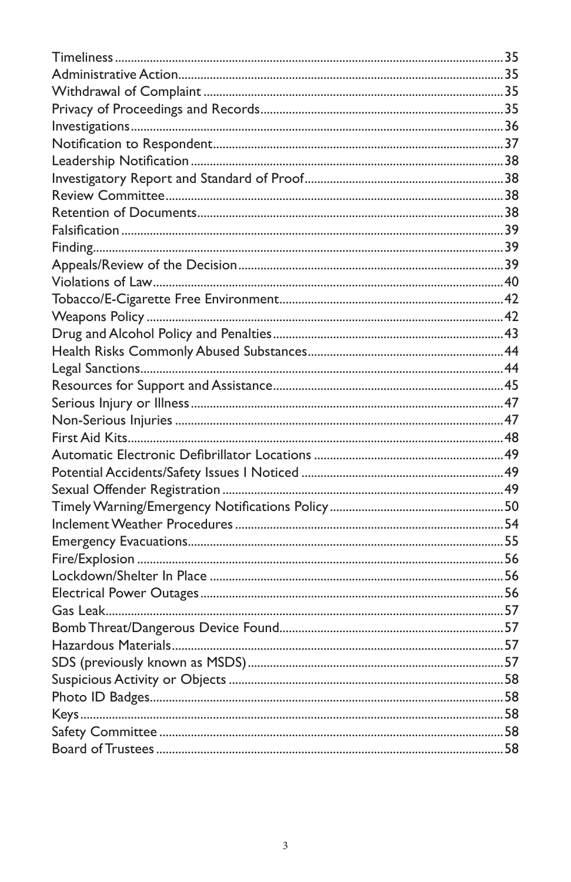| | |
|---|---|
| Timeliness | 35 |
| Administrative Action | 35 |
| Withdrawal of Complaint | 35 |
| Privacy of Proceedings and Records | 35 |
| Investigations | 36 |
| Notification to Respondent | 37 |
| Leadership Notification | 38 |
| Investigatory Report and Standard of Proof | 38 |
| Review Committee | 38 |
| Retention of Documents | 38 |
| Falsification | 39 |
| Finding | 39 |
| Appeals/Review of the Decision | 39 |
| Violations of Law | 40 |
| Tobacco/E-Cigarette Free Environment | 42 |
| Weapons Policy | 42 |
| Drug and Alcohol Policy and Penalties | 43 |
| Health Risks Commonly Abused Substances | 44 |
| Legal Sanctions | 44 |
| Resources for Support and Assistance | 45 |
| Serious Injury or Illness | 47 |
| Non-Serious Injuries | 47 |
| First Aid Kits | 48 |
| Automatic Electronic Defibrillator Locations | 49 |
| Potential Accidents/Safety Issues I Noticed | 49 |
| Sexual Offender Registration | 49 |
| Timely Warning/Emergency Notifications Policy | 50 |
| Inclement Weather Procedures | 54 |
| Emergency Evacuations | 55 |
| Fire/Explosion | 56 |
| Lockdown/Shelter In Place | 56 |
| Electrical Power Outages | 56 |
| Gas Leak | 57 |
| Bomb Threat/Dangerous Device Found | 57 |
| Hazardous Materials | 57 |
| SDS (previously known as MSDS) | 57 |
| Suspicious Activity or Objects | 58 |
| Photo ID Badges | 58 |
| Keys | 58 |
| Safety Committee | 58 |
| Board of Trustees | 58 |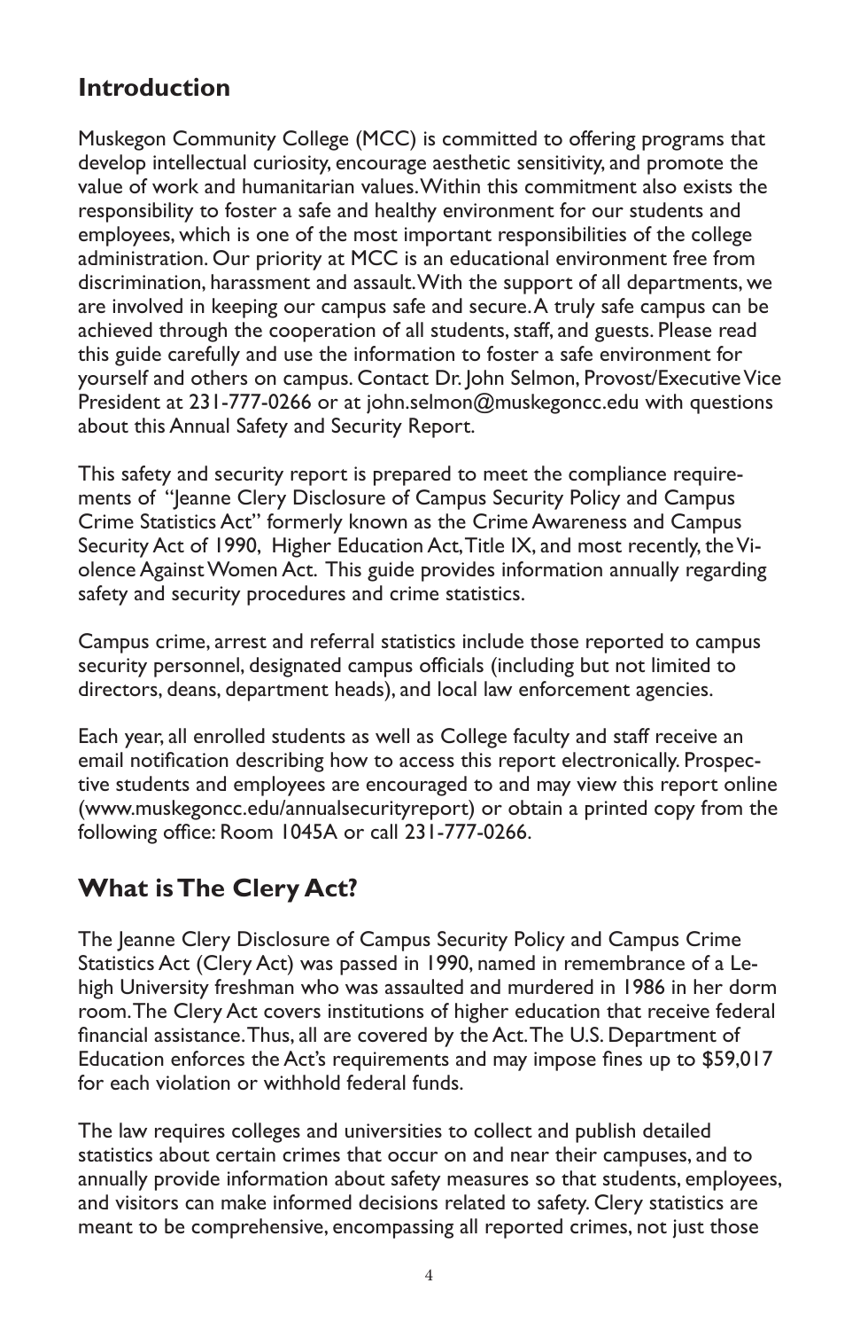## Introduction

Muskegon Community College (MCC) is committed to offering programs that develop intellectual curiosity, encourage aesthetic sensitivity, and promote the value of work and humanitarian values. Within this commitment also exists the responsibility to foster a safe and healthy environment for our students and employees, which is one of the most important responsibilities of the college administration. Our priority at MCC is an educational environment free from discrimination, harassment and assault. With the support of all departments, we are involved in keeping our campus safe and secure. A truly safe campus can be achieved through the cooperation of all students, staff, and guests. Please read this guide carefully and use the information to foster a safe environment for yourself and others on campus. Contact Dr. John Selmon, Provost/Executive Vice President at 231-777-0266 or at john.selmon@muskegoncc.edu with questions about this Annual Safety and Security Report.

This safety and security report is prepared to meet the compliance requirements of "Jeanne Clery Disclosure of Campus Security Policy and Campus Crime Statistics Act" formerly known as the Crime Awareness and Campus Security Act of 1990, Higher Education Act, Title IX, and most recently, the Violence Against Women Act. This guide provides information annually regarding safety and security procedures and crime statistics.

Campus crime, arrest and referral statistics include those reported to campus security personnel, designated campus officials (including but not limited to directors, deans, department heads), and local law enforcement agencies.

Each year, all enrolled students as well as College faculty and staff receive an email notification describing how to access this report electronically. Prospective students and employees are encouraged to and may view this report online (www.muskegoncc.edu/annualsecurityreport) or obtain a printed copy from the following office: Room 1045A or call 231-777-0266.

## What is The Clery Act?

The Jeanne Clery Disclosure of Campus Security Policy and Campus Crime Statistics Act (Clery Act) was passed in 1990, named in remembrance of a Lehigh University freshman who was assaulted and murdered in 1986 in her dorm room. The Clery Act covers institutions of higher education that receive federal financial assistance. Thus, all are covered by the Act. The U.S. Department of Education enforces the Act's requirements and may impose fines up to $59,017 for each violation or withhold federal funds.

The law requires colleges and universities to collect and publish detailed statistics about certain crimes that occur on and near their campuses, and to annually provide information about safety measures so that students, employees, and visitors can make informed decisions related to safety. Clery statistics are meant to be comprehensive, encompassing all reported crimes, not just those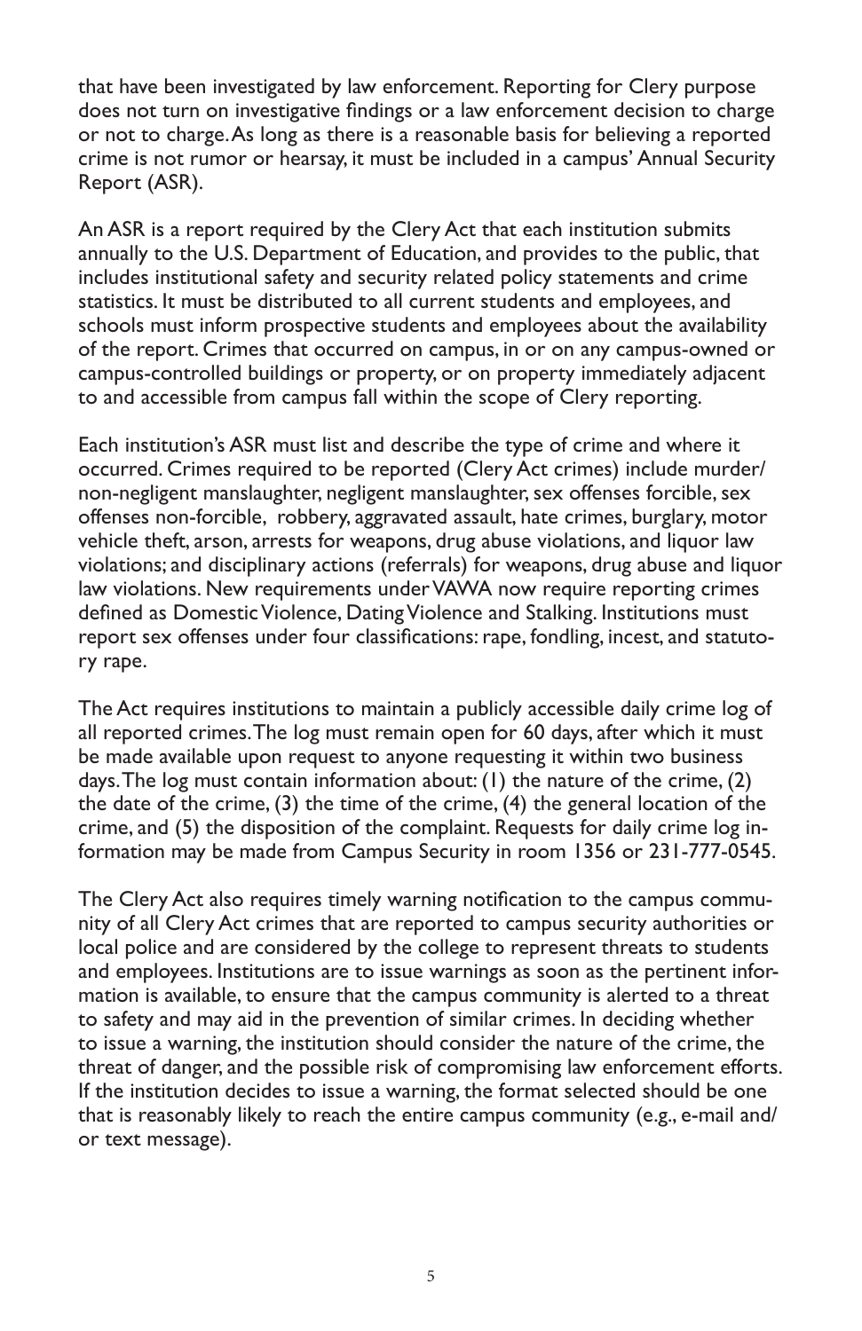that have been investigated by law enforcement. Reporting for Clery purpose does not turn on investigative findings or a law enforcement decision to charge or not to charge. As long as there is a reasonable basis for believing a reported crime is not rumor or hearsay, it must be included in a campus' Annual Security Report (ASR).

An ASR is a report required by the Clery Act that each institution submits annually to the U.S. Department of Education, and provides to the public, that includes institutional safety and security related policy statements and crime statistics. It must be distributed to all current students and employees, and schools must inform prospective students and employees about the availability of the report. Crimes that occurred on campus, in or on any campus-owned or campus-controlled buildings or property, or on property immediately adjacent to and accessible from campus fall within the scope of Clery reporting.

Each institution's ASR must list and describe the type of crime and where it occurred. Crimes required to be reported (Clery Act crimes) include murder/non-negligent manslaughter, negligent manslaughter, sex offenses forcible, sex offenses non-forcible, robbery, aggravated assault, hate crimes, burglary, motor vehicle theft, arson, arrests for weapons, drug abuse violations, and liquor law violations; and disciplinary actions (referrals) for weapons, drug abuse and liquor law violations. New requirements under VAWA now require reporting crimes defined as Domestic Violence, Dating Violence and Stalking. Institutions must report sex offenses under four classifications: rape, fondling, incest, and statutory rape.

The Act requires institutions to maintain a publicly accessible daily crime log of all reported crimes. The log must remain open for 60 days, after which it must be made available upon request to anyone requesting it within two business days. The log must contain information about: (1) the nature of the crime, (2) the date of the crime, (3) the time of the crime, (4) the general location of the crime, and (5) the disposition of the complaint. Requests for daily crime log information may be made from Campus Security in room 1356 or 231-777-0545.

The Clery Act also requires timely warning notification to the campus community of all Clery Act crimes that are reported to campus security authorities or local police and are considered by the college to represent threats to students and employees. Institutions are to issue warnings as soon as the pertinent information is available, to ensure that the campus community is alerted to a threat to safety and may aid in the prevention of similar crimes. In deciding whether to issue a warning, the institution should consider the nature of the crime, the threat of danger, and the possible risk of compromising law enforcement efforts. If the institution decides to issue a warning, the format selected should be one that is reasonably likely to reach the entire campus community (e.g., e-mail and/or text message).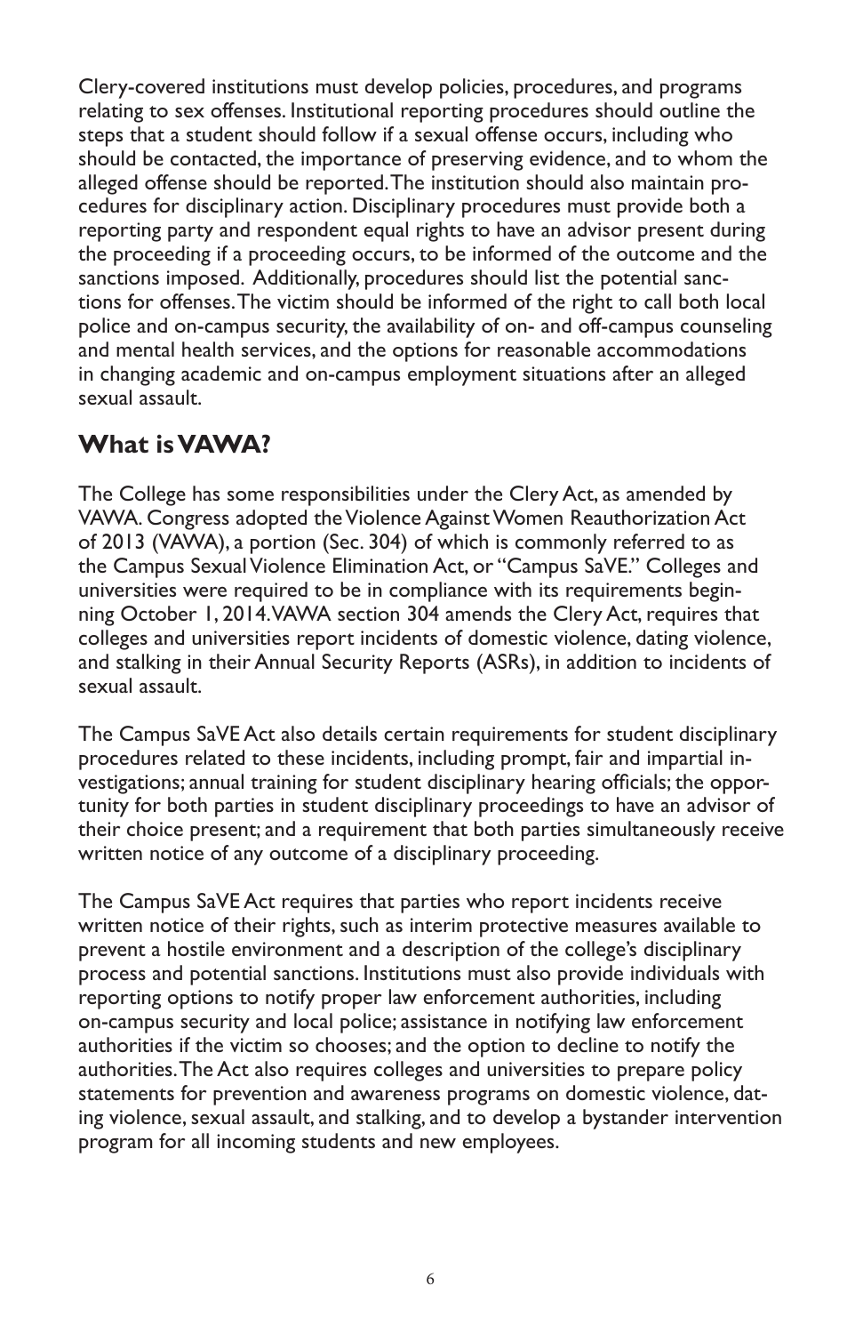Clery-covered institutions must develop policies, procedures, and programs relating to sex offenses. Institutional reporting procedures should outline the steps that a student should follow if a sexual offense occurs, including who should be contacted, the importance of preserving evidence, and to whom the alleged offense should be reported. The institution should also maintain procedures for disciplinary action. Disciplinary procedures must provide both a reporting party and respondent equal rights to have an advisor present during the proceeding if a proceeding occurs, to be informed of the outcome and the sanctions imposed. Additionally, procedures should list the potential sanctions for offenses. The victim should be informed of the right to call both local police and on-campus security, the availability of on- and off-campus counseling and mental health services, and the options for reasonable accommodations in changing academic and on-campus employment situations after an alleged sexual assault.

## What is VAWA?

The College has some responsibilities under the Clery Act, as amended by VAWA. Congress adopted the Violence Against Women Reauthorization Act of 2013 (VAWA), a portion (Sec. 304) of which is commonly referred to as the Campus Sexual Violence Elimination Act, or "Campus SaVE." Colleges and universities were required to be in compliance with its requirements beginning October 1, 2014. VAWA section 304 amends the Clery Act, requires that colleges and universities report incidents of domestic violence, dating violence, and stalking in their Annual Security Reports (ASRs), in addition to incidents of sexual assault.

The Campus SaVE Act also details certain requirements for student disciplinary procedures related to these incidents, including prompt, fair and impartial investigations; annual training for student disciplinary hearing officials; the opportunity for both parties in student disciplinary proceedings to have an advisor of their choice present; and a requirement that both parties simultaneously receive written notice of any outcome of a disciplinary proceeding.

The Campus SaVE Act requires that parties who report incidents receive written notice of their rights, such as interim protective measures available to prevent a hostile environment and a description of the college's disciplinary process and potential sanctions. Institutions must also provide individuals with reporting options to notify proper law enforcement authorities, including on-campus security and local police; assistance in notifying law enforcement authorities if the victim so chooses; and the option to decline to notify the authorities. The Act also requires colleges and universities to prepare policy statements for prevention and awareness programs on domestic violence, dating violence, sexual assault, and stalking, and to develop a bystander intervention program for all incoming students and new employees.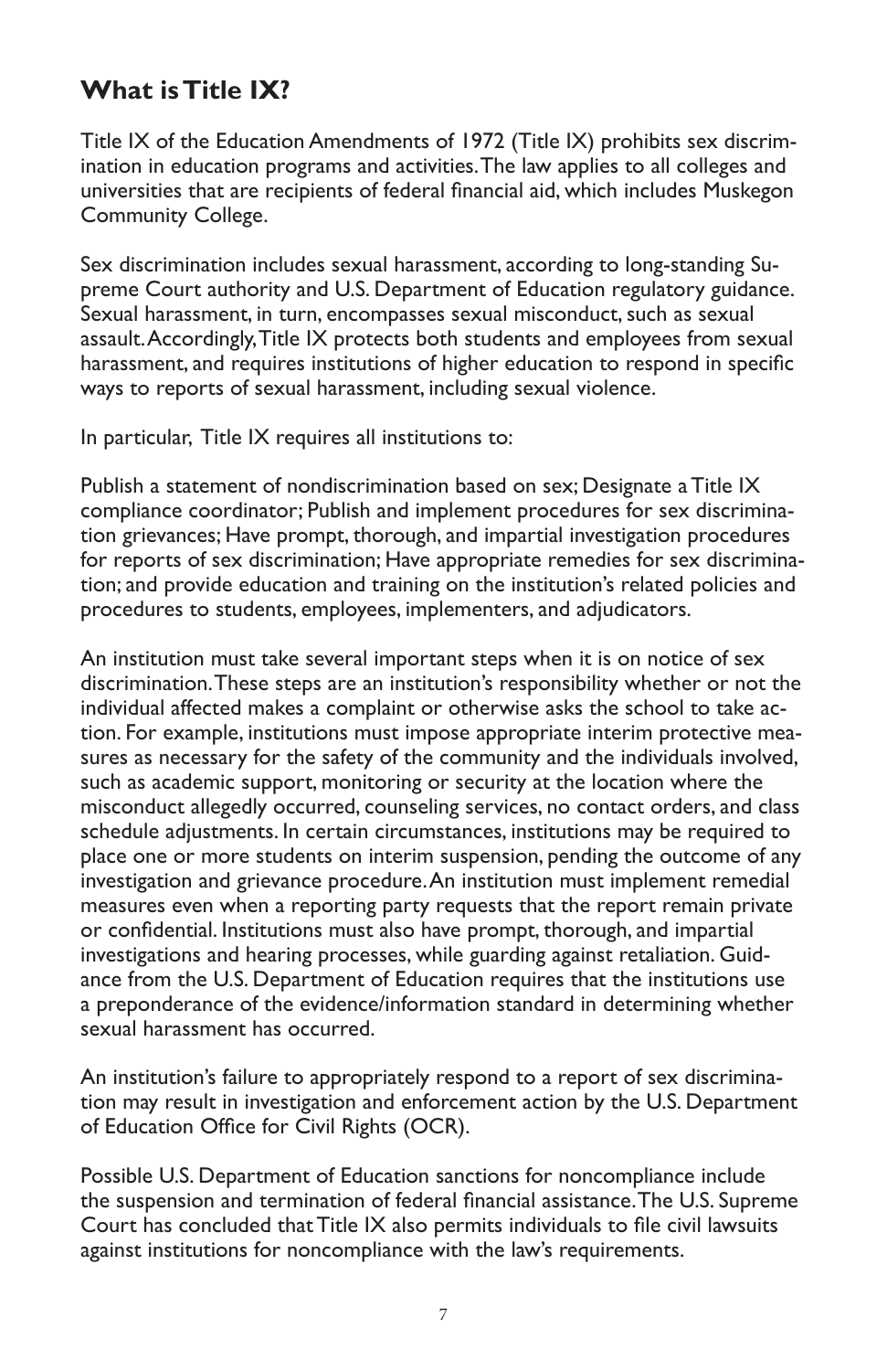## What is Title IX?

Title IX of the Education Amendments of 1972 (Title IX) prohibits sex discrimination in education programs and activities. The law applies to all colleges and universities that are recipients of federal financial aid, which includes Muskegon Community College.

Sex discrimination includes sexual harassment, according to long-standing Supreme Court authority and U.S. Department of Education regulatory guidance. Sexual harassment, in turn, encompasses sexual misconduct, such as sexual assault. Accordingly, Title IX protects both students and employees from sexual harassment, and requires institutions of higher education to respond in specific ways to reports of sexual harassment, including sexual violence.

In particular, Title IX requires all institutions to:

Publish a statement of nondiscrimination based on sex; Designate a Title IX compliance coordinator; Publish and implement procedures for sex discrimination grievances; Have prompt, thorough, and impartial investigation procedures for reports of sex discrimination; Have appropriate remedies for sex discrimination; and provide education and training on the institution's related policies and procedures to students, employees, implementers, and adjudicators.

An institution must take several important steps when it is on notice of sex discrimination. These steps are an institution's responsibility whether or not the individual affected makes a complaint or otherwise asks the school to take action. For example, institutions must impose appropriate interim protective measures as necessary for the safety of the community and the individuals involved, such as academic support, monitoring or security at the location where the misconduct allegedly occurred, counseling services, no contact orders, and class schedule adjustments. In certain circumstances, institutions may be required to place one or more students on interim suspension, pending the outcome of any investigation and grievance procedure. An institution must implement remedial measures even when a reporting party requests that the report remain private or confidential. Institutions must also have prompt, thorough, and impartial investigations and hearing processes, while guarding against retaliation. Guidance from the U.S. Department of Education requires that the institutions use a preponderance of the evidence/information standard in determining whether sexual harassment has occurred.

An institution's failure to appropriately respond to a report of sex discrimination may result in investigation and enforcement action by the U.S. Department of Education Office for Civil Rights (OCR).

Possible U.S. Department of Education sanctions for noncompliance include the suspension and termination of federal financial assistance. The U.S. Supreme Court has concluded that Title IX also permits individuals to file civil lawsuits against institutions for noncompliance with the law's requirements.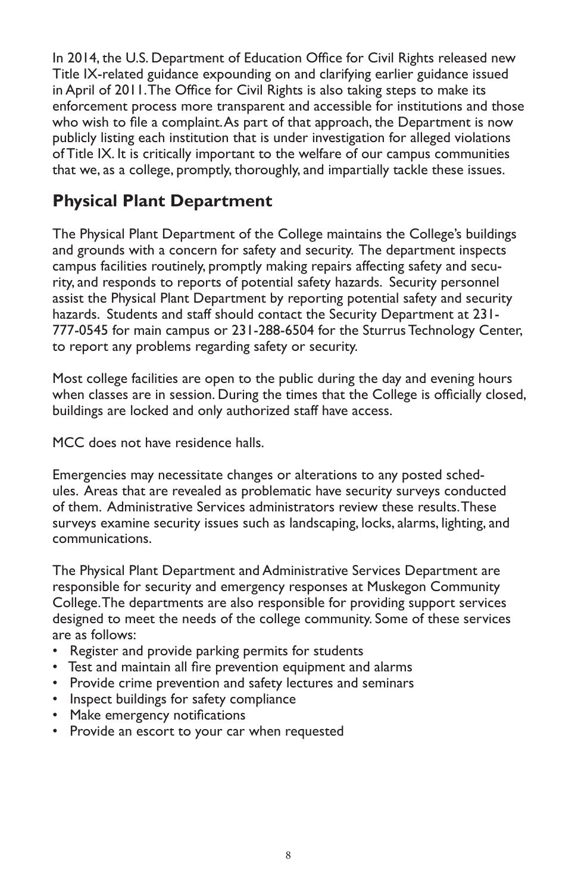In 2014, the U.S. Department of Education Office for Civil Rights released new Title IX-related guidance expounding on and clarifying earlier guidance issued in April of 2011. The Office for Civil Rights is also taking steps to make its enforcement process more transparent and accessible for institutions and those who wish to file a complaint. As part of that approach, the Department is now publicly listing each institution that is under investigation for alleged violations of Title IX. It is critically important to the welfare of our campus communities that we, as a college, promptly, thoroughly, and impartially tackle these issues.

## Physical Plant Department

The Physical Plant Department of the College maintains the College's buildings and grounds with a concern for safety and security. The department inspects campus facilities routinely, promptly making repairs affecting safety and security, and responds to reports of potential safety hazards. Security personnel assist the Physical Plant Department by reporting potential safety and security hazards. Students and staff should contact the Security Department at 231-777-0545 for main campus or 231-288-6504 for the Sturrus Technology Center, to report any problems regarding safety or security.

Most college facilities are open to the public during the day and evening hours when classes are in session. During the times that the College is officially closed, buildings are locked and only authorized staff have access.

MCC does not have residence halls.

Emergencies may necessitate changes or alterations to any posted schedules. Areas that are revealed as problematic have security surveys conducted of them. Administrative Services administrators review these results. These surveys examine security issues such as landscaping, locks, alarms, lighting, and communications.

The Physical Plant Department and Administrative Services Department are responsible for security and emergency responses at Muskegon Community College. The departments are also responsible for providing support services designed to meet the needs of the college community. Some of these services are as follows:

- Register and provide parking permits for students
- Test and maintain all fire prevention equipment and alarms
- Provide crime prevention and safety lectures and seminars
- Inspect buildings for safety compliance
- Make emergency notifications
- Provide an escort to your car when requested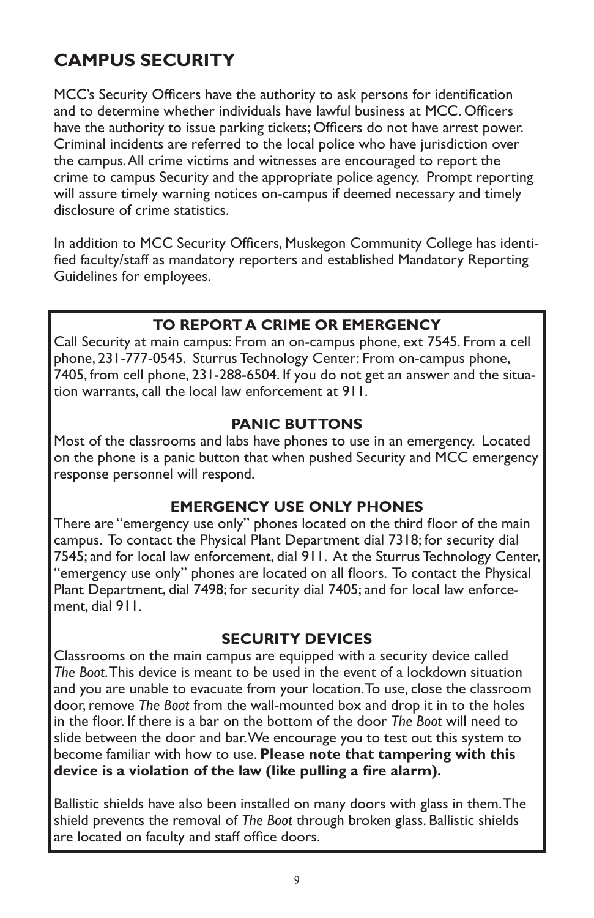## CAMPUS SECURITY

MCC's Security Officers have the authority to ask persons for identification and to determine whether individuals have lawful business at MCC. Officers have the authority to issue parking tickets; Officers do not have arrest power. Criminal incidents are referred to the local police who have jurisdiction over the campus. All crime victims and witnesses are encouraged to report the crime to campus Security and the appropriate police agency. Prompt reporting will assure timely warning notices on-campus if deemed necessary and timely disclosure of crime statistics.

In addition to MCC Security Officers, Muskegon Community College has identified faculty/staff as mandatory reporters and established Mandatory Reporting Guidelines for employees.

### TO REPORT A CRIME OR EMERGENCY

Call Security at main campus: From an on-campus phone, ext 7545. From a cell phone, 231-777-0545. Sturrus Technology Center: From on-campus phone, 7405, from cell phone, 231-288-6504. If you do not get an answer and the situation warrants, call the local law enforcement at 911.

### PANIC BUTTONS

Most of the classrooms and labs have phones to use in an emergency. Located on the phone is a panic button that when pushed Security and MCC emergency response personnel will respond.

### EMERGENCY USE ONLY PHONES

There are "emergency use only" phones located on the third floor of the main campus. To contact the Physical Plant Department dial 7318; for security dial 7545; and for local law enforcement, dial 911. At the Sturrus Technology Center, "emergency use only" phones are located on all floors. To contact the Physical Plant Department, dial 7498; for security dial 7405; and for local law enforcement, dial 911.

### SECURITY DEVICES

Classrooms on the main campus are equipped with a security device called *The Boot*. This device is meant to be used in the event of a lockdown situation and you are unable to evacuate from your location. To use, close the classroom door, remove *The Boot* from the wall-mounted box and drop it in to the holes in the floor. If there is a bar on the bottom of the door *The Boot* will need to slide between the door and bar. We encourage you to test out this system to become familiar with how to use. **Please note that tampering with this device is a violation of the law (like pulling a fire alarm).**

Ballistic shields have also been installed on many doors with glass in them. The shield prevents the removal of *The Boot* through broken glass. Ballistic shields are located on faculty and staff office doors.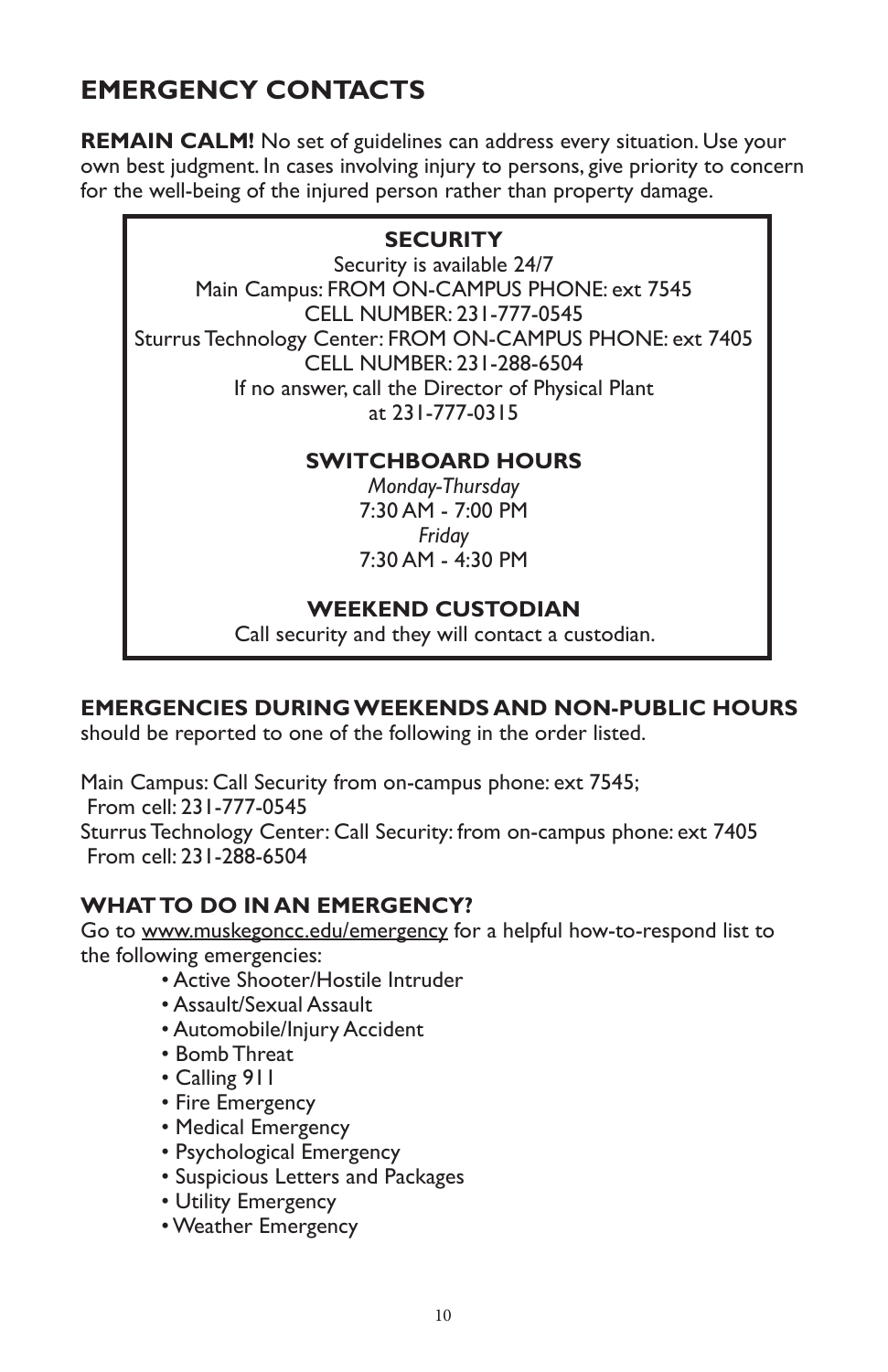## EMERGENCY CONTACTS

**REMAIN CALM!** No set of guidelines can address every situation. Use your own best judgment. In cases involving injury to persons, give priority to concern for the well-being of the injured person rather than property damage.

**SECURITY**

Security is available 24/7

Main Campus: FROM ON-CAMPUS PHONE: ext 7545

CELL NUMBER: 231-777-0545

Sturrus Technology Center: FROM ON-CAMPUS PHONE: ext 7405

CELL NUMBER: 231-288-6504

If no answer, call the Director of Physical Plant at 231-777-0315

**SWITCHBOARD HOURS**

*Monday-Thursday*

7:30 AM - 7:00 PM

*Friday*

7:30 AM - 4:30 PM

**WEEKEND CUSTODIAN**

Call security and they will contact a custodian.

**EMERGENCIES DURING WEEKENDS AND NON-PUBLIC HOURS** should be reported to one of the following in the order listed.

Main Campus: Call Security from on-campus phone: ext 7545;
From cell: 231-777-0545
Sturrus Technology Center: Call Security: from on-campus phone: ext 7405
From cell: 231-288-6504

**WHAT TO DO IN AN EMERGENCY?**

Go to www.muskegoncc.edu/emergency for a helpful how-to-respond list to the following emergencies:

- Active Shooter/Hostile Intruder
- Assault/Sexual Assault
- Automobile/Injury Accident
- Bomb Threat
- Calling 911
- Fire Emergency
- Medical Emergency
- Psychological Emergency
- Suspicious Letters and Packages
- Utility Emergency
- Weather Emergency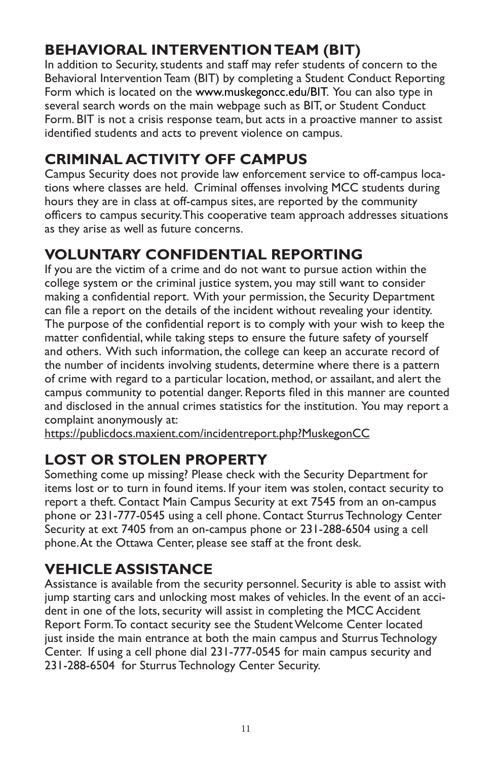## BEHAVIORAL INTERVENTION TEAM (BIT)

In addition to Security, students and staff may refer students of concern to the Behavioral Intervention Team (BIT) by completing a Student Conduct Reporting Form which is located on the www.muskegoncc.edu/BIT. You can also type in several search words on the main webpage such as BIT, or Student Conduct Form. BIT is not a crisis response team, but acts in a proactive manner to assist identified students and acts to prevent violence on campus.

## CRIMINAL ACTIVITY OFF CAMPUS

Campus Security does not provide law enforcement service to off-campus locations where classes are held. Criminal offenses involving MCC students during hours they are in class at off-campus sites, are reported by the community officers to campus security. This cooperative team approach addresses situations as they arise as well as future concerns.

## VOLUNTARY CONFIDENTIAL REPORTING

If you are the victim of a crime and do not want to pursue action within the college system or the criminal justice system, you may still want to consider making a confidential report. With your permission, the Security Department can file a report on the details of the incident without revealing your identity. The purpose of the confidential report is to comply with your wish to keep the matter confidential, while taking steps to ensure the future safety of yourself and others. With such information, the college can keep an accurate record of the number of incidents involving students, determine where there is a pattern of crime with regard to a particular location, method, or assailant, and alert the campus community to potential danger. Reports filed in this manner are counted and disclosed in the annual crimes statistics for the institution. You may report a complaint anonymously at:
https://publicdocs.maxient.com/incidentreport.php?MuskegonCC

## LOST OR STOLEN PROPERTY

Something come up missing? Please check with the Security Department for items lost or to turn in found items. If your item was stolen, contact security to report a theft. Contact Main Campus Security at ext 7545 from an on-campus phone or 231-777-0545 using a cell phone. Contact Sturrus Technology Center Security at ext 7405 from an on-campus phone or 231-288-6504 using a cell phone. At the Ottawa Center, please see staff at the front desk.

## VEHICLE ASSISTANCE

Assistance is available from the security personnel. Security is able to assist with jump starting cars and unlocking most makes of vehicles. In the event of an accident in one of the lots, security will assist in completing the MCC Accident Report Form. To contact security see the Student Welcome Center located just inside the main entrance at both the main campus and Sturrus Technology Center. If using a cell phone dial 231-777-0545 for main campus security and 231-288-6504 for Sturrus Technology Center Security.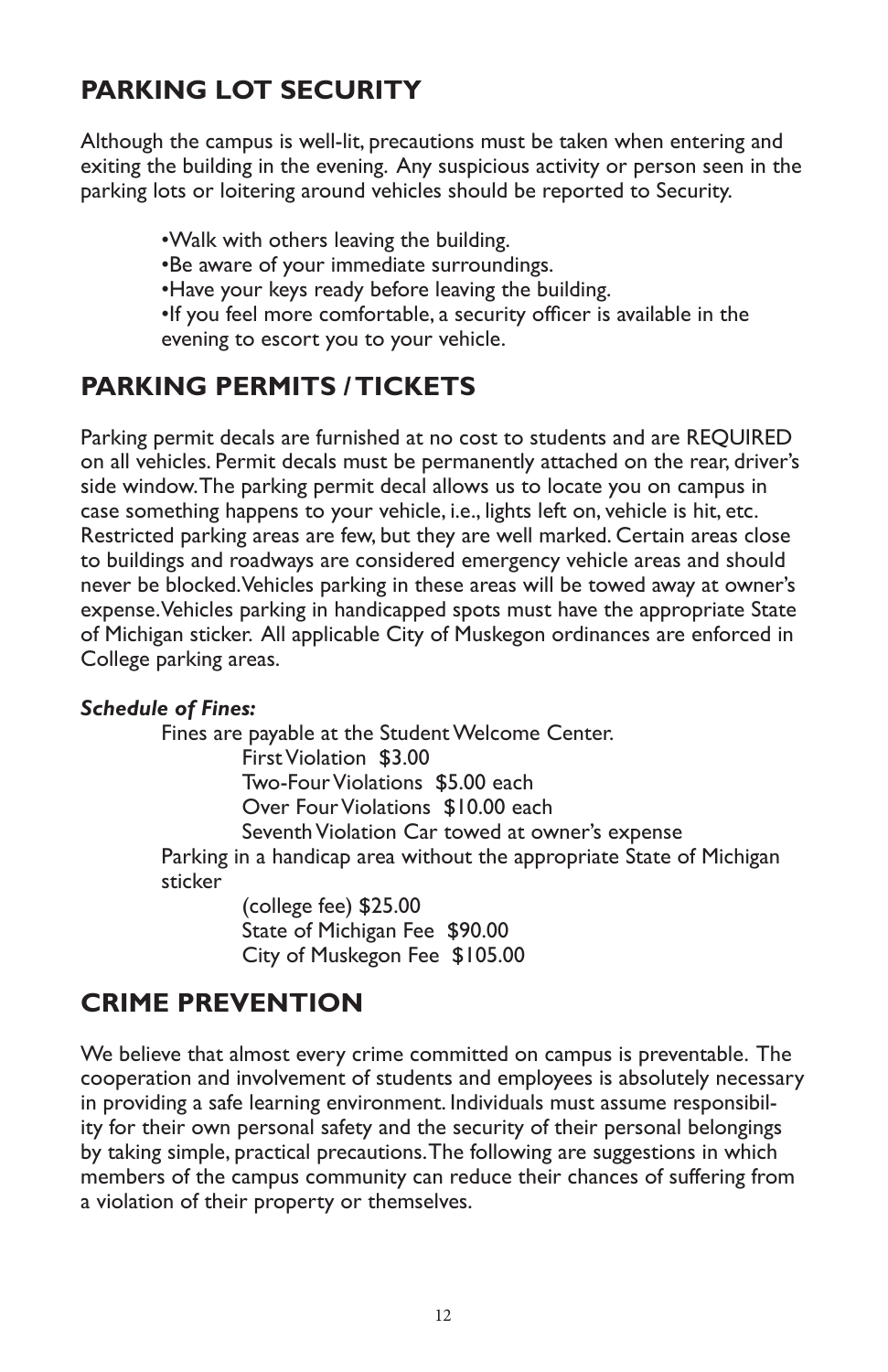## PARKING LOT SECURITY

Although the campus is well-lit, precautions must be taken when entering and exiting the building in the evening. Any suspicious activity or person seen in the parking lots or loitering around vehicles should be reported to Security.

- Walk with others leaving the building.
- Be aware of your immediate surroundings.
- Have your keys ready before leaving the building.
- If you feel more comfortable, a security officer is available in the evening to escort you to your vehicle.

## PARKING PERMITS / TICKETS

Parking permit decals are furnished at no cost to students and are REQUIRED on all vehicles. Permit decals must be permanently attached on the rear, driver's side window. The parking permit decal allows us to locate you on campus in case something happens to your vehicle, i.e., lights left on, vehicle is hit, etc. Restricted parking areas are few, but they are well marked. Certain areas close to buildings and roadways are considered emergency vehicle areas and should never be blocked. Vehicles parking in these areas will be towed away at owner's expense. Vehicles parking in handicapped spots must have the appropriate State of Michigan sticker. All applicable City of Muskegon ordinances are enforced in College parking areas.

***Schedule of Fines:***

Fines are payable at the Student Welcome Center.

First Violation $3.00
Two-Four Violations $5.00 each
Over Four Violations $10.00 each
Seventh Violation Car towed at owner's expense

Parking in a handicap area without the appropriate State of Michigan sticker

(college fee) $25.00
State of Michigan Fee $90.00
City of Muskegon Fee $105.00

## CRIME PREVENTION

We believe that almost every crime committed on campus is preventable. The cooperation and involvement of students and employees is absolutely necessary in providing a safe learning environment. Individuals must assume responsibility for their own personal safety and the security of their personal belongings by taking simple, practical precautions. The following are suggestions in which members of the campus community can reduce their chances of suffering from a violation of their property or themselves.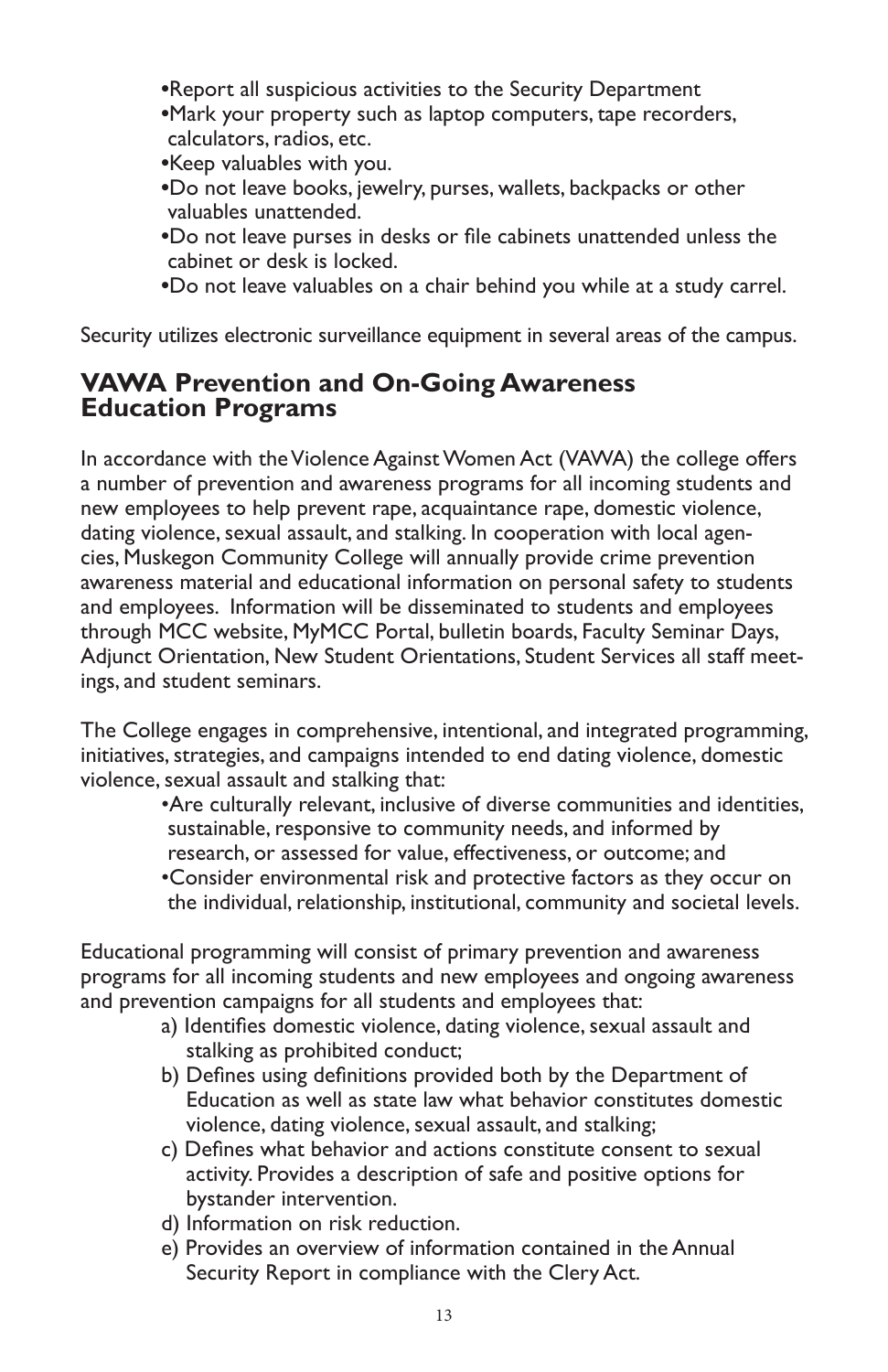- Report all suspicious activities to the Security Department
- Mark your property such as laptop computers, tape recorders, calculators, radios, etc.
- Keep valuables with you.
- Do not leave books, jewelry, purses, wallets, backpacks or other valuables unattended.
- Do not leave purses in desks or file cabinets unattended unless the cabinet or desk is locked.
- Do not leave valuables on a chair behind you while at a study carrel.

Security utilizes electronic surveillance equipment in several areas of the campus.

## VAWA Prevention and On-Going Awareness Education Programs

In accordance with the Violence Against Women Act (VAWA) the college offers a number of prevention and awareness programs for all incoming students and new employees to help prevent rape, acquaintance rape, domestic violence, dating violence, sexual assault, and stalking. In cooperation with local agencies, Muskegon Community College will annually provide crime prevention awareness material and educational information on personal safety to students and employees. Information will be disseminated to students and employees through MCC website, MyMCC Portal, bulletin boards, Faculty Seminar Days, Adjunct Orientation, New Student Orientations, Student Services all staff meetings, and student seminars.

The College engages in comprehensive, intentional, and integrated programming, initiatives, strategies, and campaigns intended to end dating violence, domestic violence, sexual assault and stalking that:

- Are culturally relevant, inclusive of diverse communities and identities, sustainable, responsive to community needs, and informed by research, or assessed for value, effectiveness, or outcome; and
- Consider environmental risk and protective factors as they occur on the individual, relationship, institutional, community and societal levels.

Educational programming will consist of primary prevention and awareness programs for all incoming students and new employees and ongoing awareness and prevention campaigns for all students and employees that:

a) Identifies domestic violence, dating violence, sexual assault and stalking as prohibited conduct;

b) Defines using definitions provided both by the Department of Education as well as state law what behavior constitutes domestic violence, dating violence, sexual assault, and stalking;

c) Defines what behavior and actions constitute consent to sexual activity. Provides a description of safe and positive options for bystander intervention.

d) Information on risk reduction.

e) Provides an overview of information contained in the Annual Security Report in compliance with the Clery Act.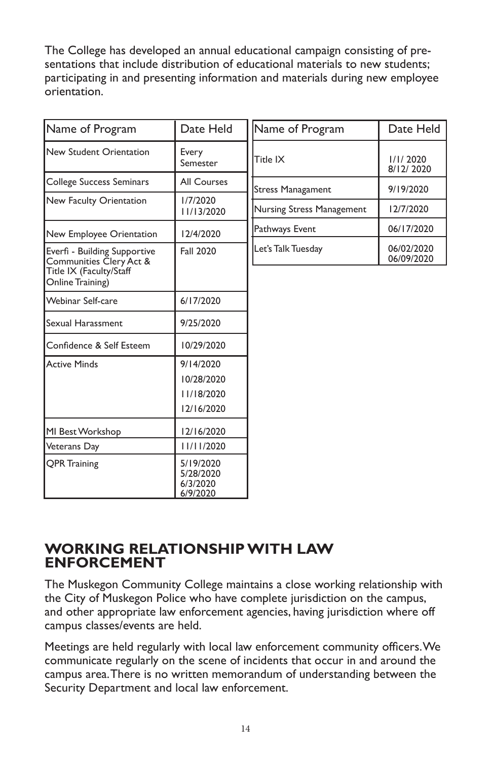The College has developed an annual educational campaign consisting of presentations that include distribution of educational materials to new students; participating in and presenting information and materials during new employee orientation.

| Name of Program | Date Held |
|---|---|
| New Student Orientation | Every Semester |
| College Success Seminars | All Courses |
| New Faculty Orientation | 1/7/2020<br>11/13/2020 |
| New Employee Orientation | 12/4/2020 |
| Everfi - Building Supportive Communities Clery Act & Title IX (Faculty/Staff Online Training) | Fall 2020 |
| Webinar Self-care | 6/17/2020 |
| Sexual Harassment | 9/25/2020 |
| Confidence & Self Esteem | 10/29/2020 |
| Active Minds | 9/14/2020<br>10/28/2020<br>11/18/2020<br>12/16/2020 |
| MI Best Workshop | 12/16/2020 |
| Veterans Day | 11/11/2020 |
| QPR Training | 5/19/2020<br>5/28/2020<br>6/3/2020<br>6/9/2020 |
| Title IX | 1/1/ 2020<br>8/12/ 2020 |
| Stress Managament | 9/19/2020 |
| Nursing Stress Management | 12/7/2020 |
| Pathways Event | 06/17/2020 |
| Let's Talk Tuesday | 06/02/2020<br>06/09/2020 |

## WORKING RELATIONSHIP WITH LAW ENFORCEMENT

The Muskegon Community College maintains a close working relationship with the City of Muskegon Police who have complete jurisdiction on the campus, and other appropriate law enforcement agencies, having jurisdiction where off campus classes/events are held.

Meetings are held regularly with local law enforcement community officers. We communicate regularly on the scene of incidents that occur in and around the campus area. There is no written memorandum of understanding between the Security Department and local law enforcement.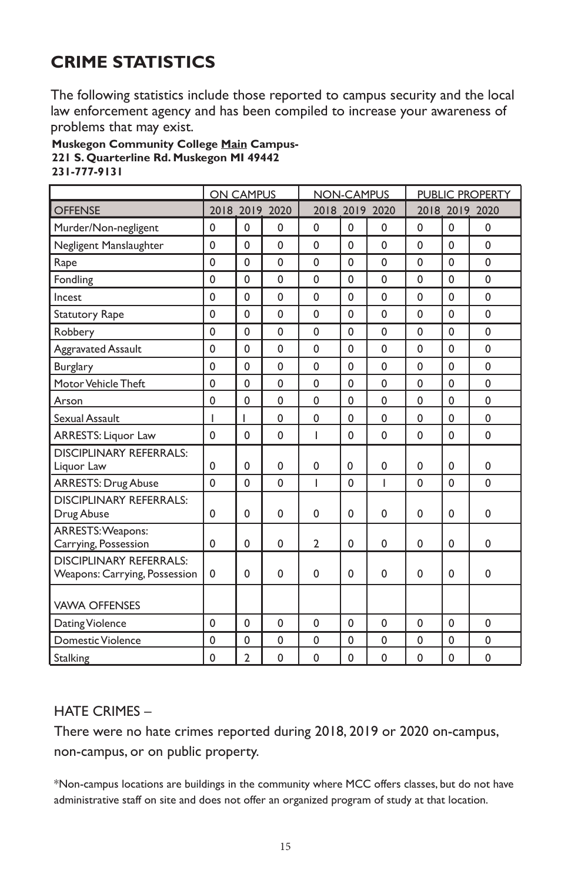# CRIME STATISTICS

The following statistics include those reported to campus security and the local law enforcement agency and has been compiled to increase your awareness of problems that may exist.

**Muskegon Community College Main Campus-**
**221 S. Quarterline Rd. Muskegon MI 49442**
**231-777-9131**

| | ON CAMPUS | | | NON-CAMPUS | | | PUBLIC PROPERTY | | |
|---|---|---|---|---|---|---|---|---|---|
| OFFENSE | 2018 | 2019 | 2020 | 2018 | 2019 | 2020 | 2018 | 2019 | 2020 |
| Murder/Non-negligent | 0 | 0 | 0 | 0 | 0 | 0 | 0 | 0 | 0 |
| Negligent Manslaughter | 0 | 0 | 0 | 0 | 0 | 0 | 0 | 0 | 0 |
| Rape | 0 | 0 | 0 | 0 | 0 | 0 | 0 | 0 | 0 |
| Fondling | 0 | 0 | 0 | 0 | 0 | 0 | 0 | 0 | 0 |
| Incest | 0 | 0 | 0 | 0 | 0 | 0 | 0 | 0 | 0 |
| Statutory Rape | 0 | 0 | 0 | 0 | 0 | 0 | 0 | 0 | 0 |
| Robbery | 0 | 0 | 0 | 0 | 0 | 0 | 0 | 0 | 0 |
| Aggravated Assault | 0 | 0 | 0 | 0 | 0 | 0 | 0 | 0 | 0 |
| Burglary | 0 | 0 | 0 | 0 | 0 | 0 | 0 | 0 | 0 |
| Motor Vehicle Theft | 0 | 0 | 0 | 0 | 0 | 0 | 0 | 0 | 0 |
| Arson | 0 | 0 | 0 | 0 | 0 | 0 | 0 | 0 | 0 |
| Sexual Assault | 1 | 1 | 0 | 0 | 0 | 0 | 0 | 0 | 0 |
| ARRESTS: Liquor Law | 0 | 0 | 0 | 1 | 0 | 0 | 0 | 0 | 0 |
| DISCIPLINARY REFERRALS: Liquor Law | 0 | 0 | 0 | 0 | 0 | 0 | 0 | 0 | 0 |
| ARRESTS: Drug Abuse | 0 | 0 | 0 | 1 | 0 | 1 | 0 | 0 | 0 |
| DISCIPLINARY REFERRALS: Drug Abuse | 0 | 0 | 0 | 0 | 0 | 0 | 0 | 0 | 0 |
| ARRESTS: Weapons: Carrying, Possession | 0 | 0 | 0 | 2 | 0 | 0 | 0 | 0 | 0 |
| DISCIPLINARY REFERRALS: Weapons: Carrying, Possession | 0 | 0 | 0 | 0 | 0 | 0 | 0 | 0 | 0 |
| VAWA OFFENSES | | | | | | | | | |
| Dating Violence | 0 | 0 | 0 | 0 | 0 | 0 | 0 | 0 | 0 |
| Domestic Violence | 0 | 0 | 0 | 0 | 0 | 0 | 0 | 0 | 0 |
| Stalking | 0 | 2 | 0 | 0 | 0 | 0 | 0 | 0 | 0 |

HATE CRIMES –

There were no hate crimes reported during 2018, 2019 or 2020 on-campus, non-campus, or on public property.

*Non-campus locations are buildings in the community where MCC offers classes, but do not have administrative staff on site and does not offer an organized program of study at that location.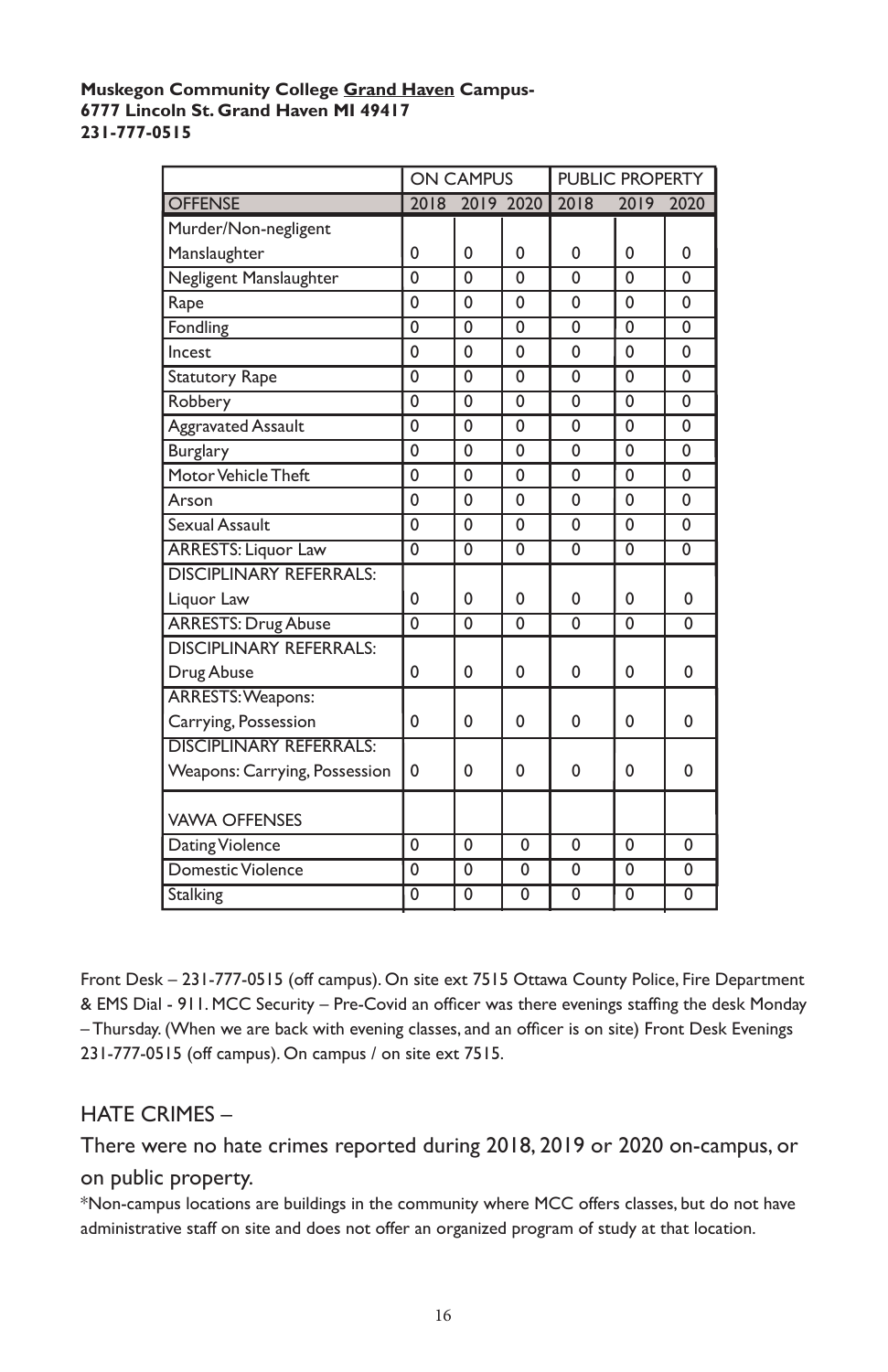**Muskegon Community College Grand Haven Campus-**
**6777 Lincoln St. Grand Haven MI 49417**
**231-777-0515**

| | ON CAMPUS | | | PUBLIC PROPERTY | | |
|---|---|---|---|---|---|---|
| OFFENSE | 2018 | 2019 | 2020 | 2018 | 2019 | 2020 |
| Murder/Non-negligent Manslaughter | 0 | 0 | 0 | 0 | 0 | 0 |
| Negligent Manslaughter | 0 | 0 | 0 | 0 | 0 | 0 |
| Rape | 0 | 0 | 0 | 0 | 0 | 0 |
| Fondling | 0 | 0 | 0 | 0 | 0 | 0 |
| Incest | 0 | 0 | 0 | 0 | 0 | 0 |
| Statutory Rape | 0 | 0 | 0 | 0 | 0 | 0 |
| Robbery | 0 | 0 | 0 | 0 | 0 | 0 |
| Aggravated Assault | 0 | 0 | 0 | 0 | 0 | 0 |
| Burglary | 0 | 0 | 0 | 0 | 0 | 0 |
| Motor Vehicle Theft | 0 | 0 | 0 | 0 | 0 | 0 |
| Arson | 0 | 0 | 0 | 0 | 0 | 0 |
| Sexual Assault | 0 | 0 | 0 | 0 | 0 | 0 |
| ARRESTS: Liquor Law | 0 | 0 | 0 | 0 | 0 | 0 |
| DISCIPLINARY REFERRALS: Liquor Law | 0 | 0 | 0 | 0 | 0 | 0 |
| ARRESTS: Drug Abuse | 0 | 0 | 0 | 0 | 0 | 0 |
| DISCIPLINARY REFERRALS: Drug Abuse | 0 | 0 | 0 | 0 | 0 | 0 |
| ARRESTS: Weapons: Carrying, Possession | 0 | 0 | 0 | 0 | 0 | 0 |
| DISCIPLINARY REFERRALS: Weapons: Carrying, Possession | 0 | 0 | 0 | 0 | 0 | 0 |
| VAWA OFFENSES | | | | | | |
| Dating Violence | 0 | 0 | 0 | 0 | 0 | 0 |
| Domestic Violence | 0 | 0 | 0 | 0 | 0 | 0 |
| Stalking | 0 | 0 | 0 | 0 | 0 | 0 |

Front Desk – 231-777-0515 (off campus). On site ext 7515 Ottawa County Police, Fire Department & EMS Dial - 911. MCC Security – Pre-Covid an officer was there evenings staffing the desk Monday – Thursday. (When we are back with evening classes, and an officer is on site) Front Desk Evenings 231-777-0515 (off campus). On campus / on site ext 7515.

## HATE CRIMES –

There were no hate crimes reported during 2018, 2019 or 2020 on-campus, or on public property.

*Non-campus locations are buildings in the community where MCC offers classes, but do not have administrative staff on site and does not offer an organized program of study at that location.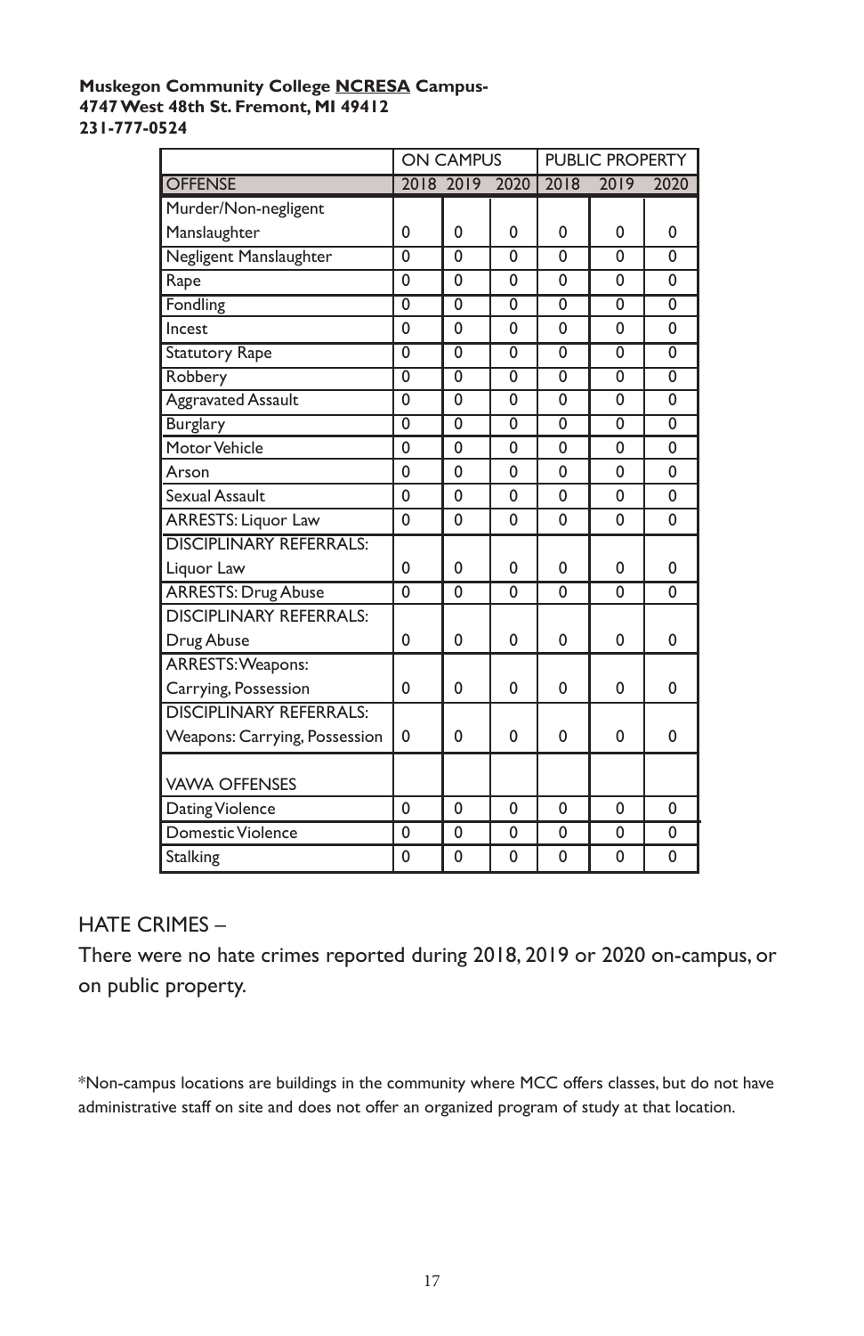**Muskegon Community College NCRESA Campus-**
**4747 West 48th St. Fremont, MI 49412**
**231-777-0524**

| | ON CAMPUS | | | PUBLIC PROPERTY | | |
|---|---|---|---|---|---|---|
| OFFENSE | 2018 | 2019 | 2020 | 2018 | 2019 | 2020 |
| Murder/Non-negligent Manslaughter | 0 | 0 | 0 | 0 | 0 | 0 |
| Negligent Manslaughter | 0 | 0 | 0 | 0 | 0 | 0 |
| Rape | 0 | 0 | 0 | 0 | 0 | 0 |
| Fondling | 0 | 0 | 0 | 0 | 0 | 0 |
| Incest | 0 | 0 | 0 | 0 | 0 | 0 |
| Statutory Rape | 0 | 0 | 0 | 0 | 0 | 0 |
| Robbery | 0 | 0 | 0 | 0 | 0 | 0 |
| Aggravated Assault | 0 | 0 | 0 | 0 | 0 | 0 |
| Burglary | 0 | 0 | 0 | 0 | 0 | 0 |
| Motor Vehicle | 0 | 0 | 0 | 0 | 0 | 0 |
| Arson | 0 | 0 | 0 | 0 | 0 | 0 |
| Sexual Assault | 0 | 0 | 0 | 0 | 0 | 0 |
| ARRESTS: Liquor Law | 0 | 0 | 0 | 0 | 0 | 0 |
| DISCIPLINARY REFERRALS: Liquor Law | 0 | 0 | 0 | 0 | 0 | 0 |
| ARRESTS: Drug Abuse | 0 | 0 | 0 | 0 | 0 | 0 |
| DISCIPLINARY REFERRALS: Drug Abuse | 0 | 0 | 0 | 0 | 0 | 0 |
| ARRESTS: Weapons: Carrying, Possession | 0 | 0 | 0 | 0 | 0 | 0 |
| DISCIPLINARY REFERRALS: Weapons: Carrying, Possession | 0 | 0 | 0 | 0 | 0 | 0 |
| VAWA OFFENSES | | | | | | |
| Dating Violence | 0 | 0 | 0 | 0 | 0 | 0 |
| Domestic Violence | 0 | 0 | 0 | 0 | 0 | 0 |
| Stalking | 0 | 0 | 0 | 0 | 0 | 0 |

HATE CRIMES –

There were no hate crimes reported during 2018, 2019 or 2020 on-campus, or on public property.

*Non-campus locations are buildings in the community where MCC offers classes, but do not have administrative staff on site and does not offer an organized program of study at that location.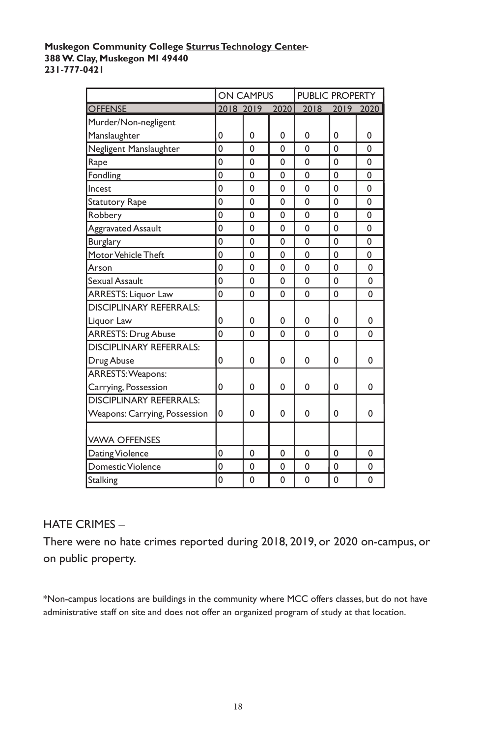**Muskegon Community College <u>Sturrus Technology Center</u>-**
**388 W. Clay, Muskegon MI 49440**
**231-777-0421**

| | ON CAMPUS | | | PUBLIC PROPERTY | | |
|---|---|---|---|---|---|---|
| OFFENSE | 2018 | 2019 | 2020 | 2018 | 2019 | 2020 |
| Murder/Non-negligent Manslaughter | 0 | 0 | 0 | 0 | 0 | 0 |
| Negligent Manslaughter | 0 | 0 | 0 | 0 | 0 | 0 |
| Rape | 0 | 0 | 0 | 0 | 0 | 0 |
| Fondling | 0 | 0 | 0 | 0 | 0 | 0 |
| Incest | 0 | 0 | 0 | 0 | 0 | 0 |
| Statutory Rape | 0 | 0 | 0 | 0 | 0 | 0 |
| Robbery | 0 | 0 | 0 | 0 | 0 | 0 |
| Aggravated Assault | 0 | 0 | 0 | 0 | 0 | 0 |
| Burglary | 0 | 0 | 0 | 0 | 0 | 0 |
| Motor Vehicle Theft | 0 | 0 | 0 | 0 | 0 | 0 |
| Arson | 0 | 0 | 0 | 0 | 0 | 0 |
| Sexual Assault | 0 | 0 | 0 | 0 | 0 | 0 |
| ARRESTS: Liquor Law | 0 | 0 | 0 | 0 | 0 | 0 |
| DISCIPLINARY REFERRALS: Liquor Law | 0 | 0 | 0 | 0 | 0 | 0 |
| ARRESTS: Drug Abuse | 0 | 0 | 0 | 0 | 0 | 0 |
| DISCIPLINARY REFERRALS: Drug Abuse | 0 | 0 | 0 | 0 | 0 | 0 |
| ARRESTS: Weapons: Carrying, Possession | 0 | 0 | 0 | 0 | 0 | 0 |
| DISCIPLINARY REFERRALS: Weapons: Carrying, Possession | 0 | 0 | 0 | 0 | 0 | 0 |
| VAWA OFFENSES | | | | | | |
| Dating Violence | 0 | 0 | 0 | 0 | 0 | 0 |
| Domestic Violence | 0 | 0 | 0 | 0 | 0 | 0 |
| Stalking | 0 | 0 | 0 | 0 | 0 | 0 |

HATE CRIMES –

There were no hate crimes reported during 2018, 2019, or 2020 on-campus, or on public property.

*Non-campus locations are buildings in the community where MCC offers classes, but do not have administrative staff on site and does not offer an organized program of study at that location.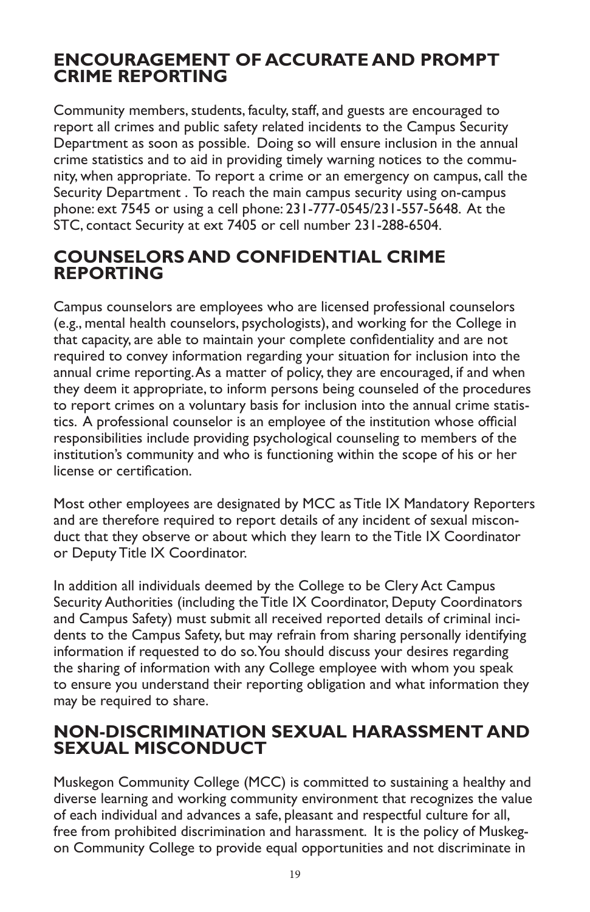## ENCOURAGEMENT OF ACCURATE AND PROMPT CRIME REPORTING

Community members, students, faculty, staff, and guests are encouraged to report all crimes and public safety related incidents to the Campus Security Department as soon as possible. Doing so will ensure inclusion in the annual crime statistics and to aid in providing timely warning notices to the community, when appropriate. To report a crime or an emergency on campus, call the Security Department . To reach the main campus security using on-campus phone: ext 7545 or using a cell phone: 231-777-0545/231-557-5648. At the STC, contact Security at ext 7405 or cell number 231-288-6504.

## COUNSELORS AND CONFIDENTIAL CRIME REPORTING

Campus counselors are employees who are licensed professional counselors (e.g., mental health counselors, psychologists), and working for the College in that capacity, are able to maintain your complete confidentiality and are not required to convey information regarding your situation for inclusion into the annual crime reporting. As a matter of policy, they are encouraged, if and when they deem it appropriate, to inform persons being counseled of the procedures to report crimes on a voluntary basis for inclusion into the annual crime statistics. A professional counselor is an employee of the institution whose official responsibilities include providing psychological counseling to members of the institution's community and who is functioning within the scope of his or her license or certification.

Most other employees are designated by MCC as Title IX Mandatory Reporters and are therefore required to report details of any incident of sexual misconduct that they observe or about which they learn to the Title IX Coordinator or Deputy Title IX Coordinator.

In addition all individuals deemed by the College to be Clery Act Campus Security Authorities (including the Title IX Coordinator, Deputy Coordinators and Campus Safety) must submit all received reported details of criminal incidents to the Campus Safety, but may refrain from sharing personally identifying information if requested to do so. You should discuss your desires regarding the sharing of information with any College employee with whom you speak to ensure you understand their reporting obligation and what information they may be required to share.

## NON-DISCRIMINATION SEXUAL HARASSMENT AND SEXUAL MISCONDUCT

Muskegon Community College (MCC) is committed to sustaining a healthy and diverse learning and working community environment that recognizes the value of each individual and advances a safe, pleasant and respectful culture for all, free from prohibited discrimination and harassment. It is the policy of Muskegon Community College to provide equal opportunities and not discriminate in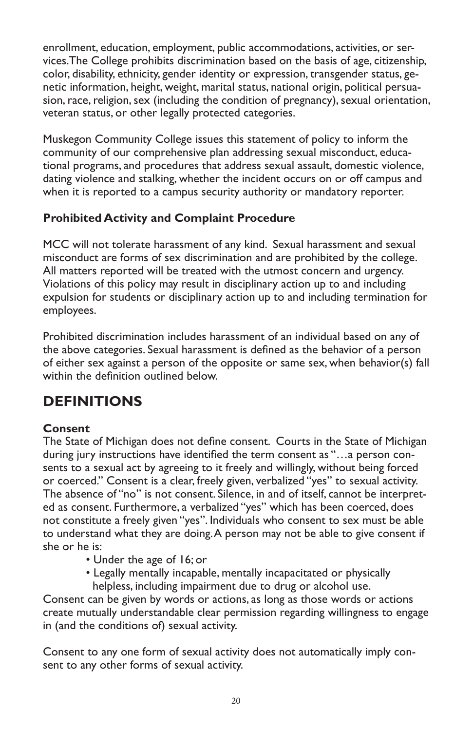enrollment, education, employment, public accommodations, activities, or services. The College prohibits discrimination based on the basis of age, citizenship, color, disability, ethnicity, gender identity or expression, transgender status, genetic information, height, weight, marital status, national origin, political persuasion, race, religion, sex (including the condition of pregnancy), sexual orientation, veteran status, or other legally protected categories.

Muskegon Community College issues this statement of policy to inform the community of our comprehensive plan addressing sexual misconduct, educational programs, and procedures that address sexual assault, domestic violence, dating violence and stalking, whether the incident occurs on or off campus and when it is reported to a campus security authority or mandatory reporter.

**Prohibited Activity and Complaint Procedure**

MCC will not tolerate harassment of any kind. Sexual harassment and sexual misconduct are forms of sex discrimination and are prohibited by the college. All matters reported will be treated with the utmost concern and urgency. Violations of this policy may result in disciplinary action up to and including expulsion for students or disciplinary action up to and including termination for employees.

Prohibited discrimination includes harassment of an individual based on any of the above categories. Sexual harassment is defined as the behavior of a person of either sex against a person of the opposite or same sex, when behavior(s) fall within the definition outlined below.

## DEFINITIONS

**Consent**

The State of Michigan does not define consent. Courts in the State of Michigan during jury instructions have identified the term consent as "…a person consents to a sexual act by agreeing to it freely and willingly, without being forced or coerced." Consent is a clear, freely given, verbalized "yes" to sexual activity. The absence of "no" is not consent. Silence, in and of itself, cannot be interpreted as consent. Furthermore, a verbalized "yes" which has been coerced, does not constitute a freely given "yes". Individuals who consent to sex must be able to understand what they are doing. A person may not be able to give consent if she or he is:

- Under the age of 16; or
- Legally mentally incapable, mentally incapacitated or physically helpless, including impairment due to drug or alcohol use.

Consent can be given by words or actions, as long as those words or actions create mutually understandable clear permission regarding willingness to engage in (and the conditions of) sexual activity.

Consent to any one form of sexual activity does not automatically imply consent to any other forms of sexual activity.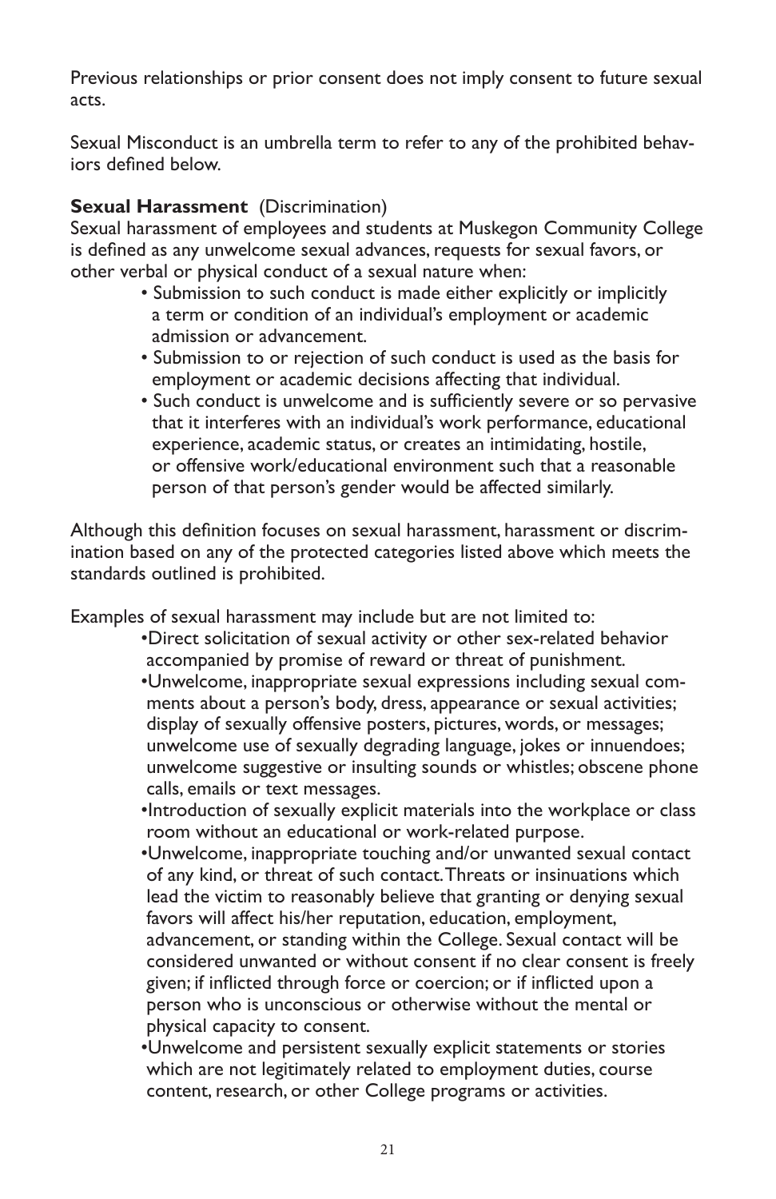Previous relationships or prior consent does not imply consent to future sexual acts.

Sexual Misconduct is an umbrella term to refer to any of the prohibited behaviors defined below.

**Sexual Harassment** (Discrimination)
Sexual harassment of employees and students at Muskegon Community College is defined as any unwelcome sexual advances, requests for sexual favors, or other verbal or physical conduct of a sexual nature when:

- Submission to such conduct is made either explicitly or implicitly a term or condition of an individual's employment or academic admission or advancement.
- Submission to or rejection of such conduct is used as the basis for employment or academic decisions affecting that individual.
- Such conduct is unwelcome and is sufficiently severe or so pervasive that it interferes with an individual's work performance, educational experience, academic status, or creates an intimidating, hostile, or offensive work/educational environment such that a reasonable person of that person's gender would be affected similarly.

Although this definition focuses on sexual harassment, harassment or discrimination based on any of the protected categories listed above which meets the standards outlined is prohibited.

Examples of sexual harassment may include but are not limited to:

- Direct solicitation of sexual activity or other sex-related behavior accompanied by promise of reward or threat of punishment.
- Unwelcome, inappropriate sexual expressions including sexual comments about a person's body, dress, appearance or sexual activities; display of sexually offensive posters, pictures, words, or messages; unwelcome use of sexually degrading language, jokes or innuendoes; unwelcome suggestive or insulting sounds or whistles; obscene phone calls, emails or text messages.
- Introduction of sexually explicit materials into the workplace or class room without an educational or work-related purpose.
- Unwelcome, inappropriate touching and/or unwanted sexual contact of any kind, or threat of such contact. Threats or insinuations which lead the victim to reasonably believe that granting or denying sexual favors will affect his/her reputation, education, employment, advancement, or standing within the College. Sexual contact will be considered unwanted or without consent if no clear consent is freely given; if inflicted through force or coercion; or if inflicted upon a person who is unconscious or otherwise without the mental or physical capacity to consent.
- Unwelcome and persistent sexually explicit statements or stories which are not legitimately related to employment duties, course content, research, or other College programs or activities.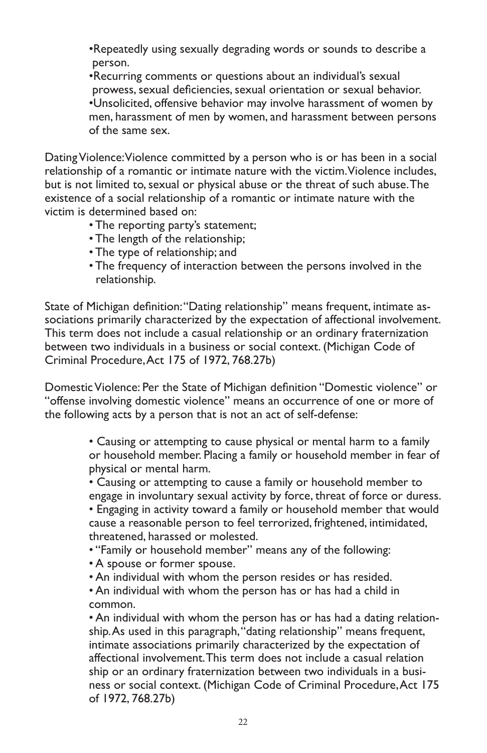- Repeatedly using sexually degrading words or sounds to describe a person.
- Recurring comments or questions about an individual's sexual prowess, sexual deficiencies, sexual orientation or sexual behavior.
- Unsolicited, offensive behavior may involve harassment of women by men, harassment of men by women, and harassment between persons of the same sex.

Dating Violence: Violence committed by a person who is or has been in a social relationship of a romantic or intimate nature with the victim. Violence includes, but is not limited to, sexual or physical abuse or the threat of such abuse. The existence of a social relationship of a romantic or intimate nature with the victim is determined based on:

- The reporting party's statement;
- The length of the relationship;
- The type of relationship; and
- The frequency of interaction between the persons involved in the relationship.

State of Michigan definition: "Dating relationship" means frequent, intimate associations primarily characterized by the expectation of affectional involvement. This term does not include a casual relationship or an ordinary fraternization between two individuals in a business or social context. (Michigan Code of Criminal Procedure, Act 175 of 1972, 768.27b)

Domestic Violence: Per the State of Michigan definition "Domestic violence" or "offense involving domestic violence" means an occurrence of one or more of the following acts by a person that is not an act of self-defense:

- Causing or attempting to cause physical or mental harm to a family or household member. Placing a family or household member in fear of physical or mental harm.
- Causing or attempting to cause a family or household member to engage in involuntary sexual activity by force, threat of force or duress.
- Engaging in activity toward a family or household member that would cause a reasonable person to feel terrorized, frightened, intimidated, threatened, harassed or molested.
- "Family or household member" means any of the following:
- A spouse or former spouse.
- An individual with whom the person resides or has resided.
- An individual with whom the person has or has had a child in common.
- An individual with whom the person has or has had a dating relationship. As used in this paragraph, "dating relationship" means frequent, intimate associations primarily characterized by the expectation of affectional involvement. This term does not include a casual relationship or an ordinary fraternization between two individuals in a business or social context. (Michigan Code of Criminal Procedure, Act 175 of 1972, 768.27b)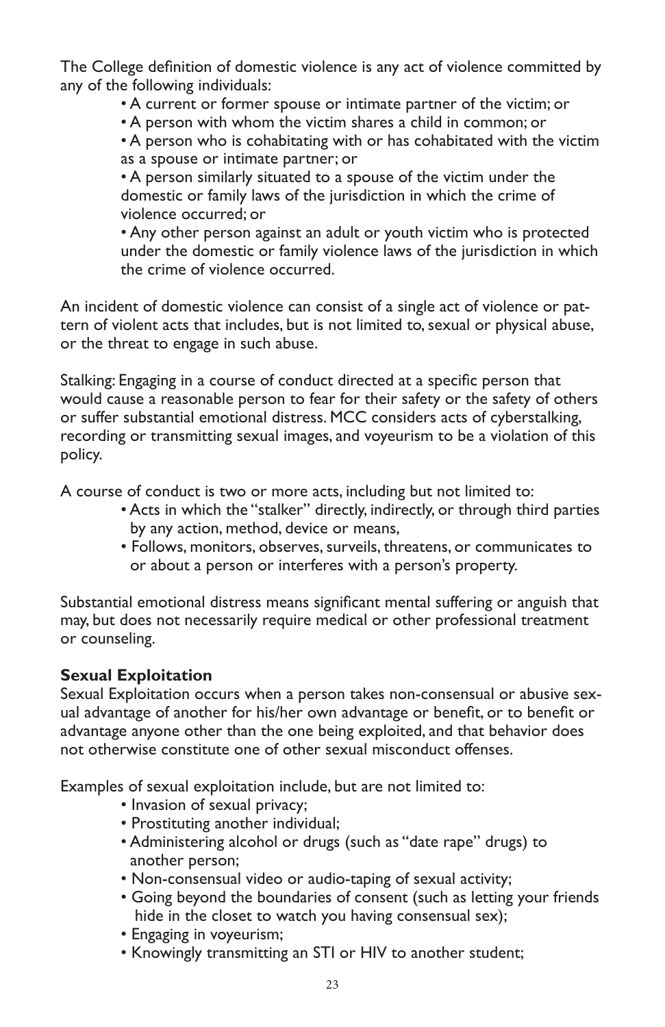The College definition of domestic violence is any act of violence committed by any of the following individuals:

- A current or former spouse or intimate partner of the victim; or
- A person with whom the victim shares a child in common; or
- A person who is cohabitating with or has cohabitated with the victim as a spouse or intimate partner; or
- A person similarly situated to a spouse of the victim under the domestic or family laws of the jurisdiction in which the crime of violence occurred; or
- Any other person against an adult or youth victim who is protected under the domestic or family violence laws of the jurisdiction in which the crime of violence occurred.

An incident of domestic violence can consist of a single act of violence or pattern of violent acts that includes, but is not limited to, sexual or physical abuse, or the threat to engage in such abuse.

Stalking: Engaging in a course of conduct directed at a specific person that would cause a reasonable person to fear for their safety or the safety of others or suffer substantial emotional distress. MCC considers acts of cyberstalking, recording or transmitting sexual images, and voyeurism to be a violation of this policy.

A course of conduct is two or more acts, including but not limited to:

- Acts in which the "stalker" directly, indirectly, or through third parties by any action, method, device or means,
- Follows, monitors, observes, surveils, threatens, or communicates to or about a person or interferes with a person's property.

Substantial emotional distress means significant mental suffering or anguish that may, but does not necessarily require medical or other professional treatment or counseling.

**Sexual Exploitation**

Sexual Exploitation occurs when a person takes non-consensual or abusive sexual advantage of another for his/her own advantage or benefit, or to benefit or advantage anyone other than the one being exploited, and that behavior does not otherwise constitute one of other sexual misconduct offenses.

Examples of sexual exploitation include, but are not limited to:

- Invasion of sexual privacy;
- Prostituting another individual;
- Administering alcohol or drugs (such as "date rape" drugs) to another person;
- Non-consensual video or audio-taping of sexual activity;
- Going beyond the boundaries of consent (such as letting your friends hide in the closet to watch you having consensual sex);
- Engaging in voyeurism;
- Knowingly transmitting an STI or HIV to another student;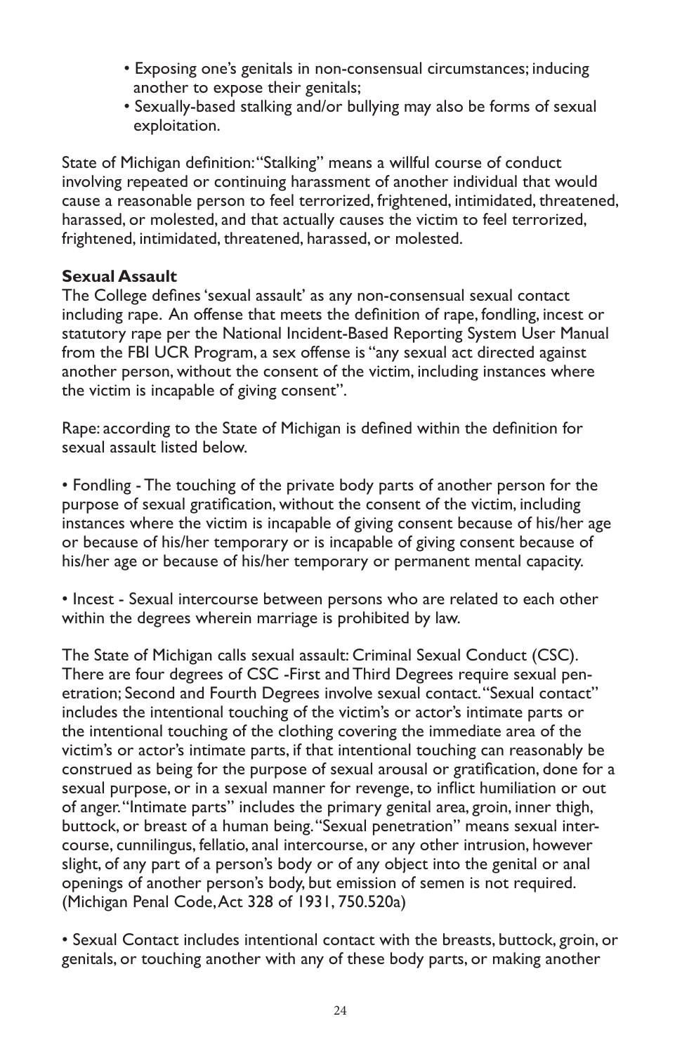- Exposing one's genitals in non-consensual circumstances; inducing another to expose their genitals;
- Sexually-based stalking and/or bullying may also be forms of sexual exploitation.

State of Michigan definition: "Stalking" means a willful course of conduct involving repeated or continuing harassment of another individual that would cause a reasonable person to feel terrorized, frightened, intimidated, threatened, harassed, or molested, and that actually causes the victim to feel terrorized, frightened, intimidated, threatened, harassed, or molested.

**Sexual Assault**

The College defines 'sexual assault' as any non-consensual sexual contact including rape. An offense that meets the definition of rape, fondling, incest or statutory rape per the National Incident-Based Reporting System User Manual from the FBI UCR Program, a sex offense is "any sexual act directed against another person, without the consent of the victim, including instances where the victim is incapable of giving consent".

Rape: according to the State of Michigan is defined within the definition for sexual assault listed below.

- Fondling - The touching of the private body parts of another person for the purpose of sexual gratification, without the consent of the victim, including instances where the victim is incapable of giving consent because of his/her age or because of his/her temporary or is incapable of giving consent because of his/her age or because of his/her temporary or permanent mental capacity.

- Incest - Sexual intercourse between persons who are related to each other within the degrees wherein marriage is prohibited by law.

The State of Michigan calls sexual assault: Criminal Sexual Conduct (CSC). There are four degrees of CSC -First and Third Degrees require sexual penetration; Second and Fourth Degrees involve sexual contact. "Sexual contact" includes the intentional touching of the victim's or actor's intimate parts or the intentional touching of the clothing covering the immediate area of the victim's or actor's intimate parts, if that intentional touching can reasonably be construed as being for the purpose of sexual arousal or gratification, done for a sexual purpose, or in a sexual manner for revenge, to inflict humiliation or out of anger. "Intimate parts" includes the primary genital area, groin, inner thigh, buttock, or breast of a human being. "Sexual penetration" means sexual intercourse, cunnilingus, fellatio, anal intercourse, or any other intrusion, however slight, of any part of a person's body or of any object into the genital or anal openings of another person's body, but emission of semen is not required. (Michigan Penal Code, Act 328 of 1931, 750.520a)

- Sexual Contact includes intentional contact with the breasts, buttock, groin, or genitals, or touching another with any of these body parts, or making another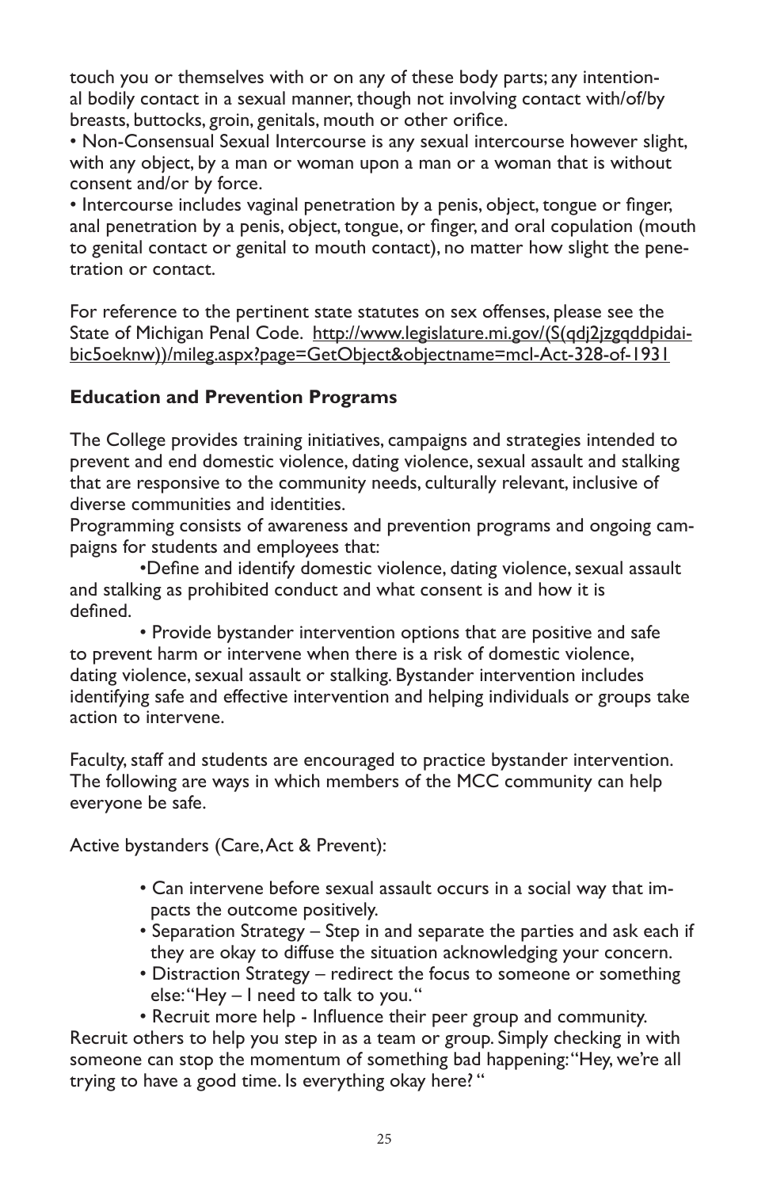touch you or themselves with or on any of these body parts; any intentional bodily contact in a sexual manner, though not involving contact with/of/by breasts, buttocks, groin, genitals, mouth or other orifice.

- Non-Consensual Sexual Intercourse is any sexual intercourse however slight, with any object, by a man or woman upon a man or a woman that is without consent and/or by force.
- Intercourse includes vaginal penetration by a penis, object, tongue or finger, anal penetration by a penis, object, tongue, or finger, and oral copulation (mouth to genital contact or genital to mouth contact), no matter how slight the penetration or contact.

For reference to the pertinent state statutes on sex offenses, please see the State of Michigan Penal Code. http://www.legislature.mi.gov/(S(qdj2jzgqddpidaibic5oeknw))/mileg.aspx?page=GetObject&objectname=mcl-Act-328-of-1931

## Education and Prevention Programs

The College provides training initiatives, campaigns and strategies intended to prevent and end domestic violence, dating violence, sexual assault and stalking that are responsive to the community needs, culturally relevant, inclusive of diverse communities and identities.

Programming consists of awareness and prevention programs and ongoing campaigns for students and employees that:

- Define and identify domestic violence, dating violence, sexual assault and stalking as prohibited conduct and what consent is and how it is defined.
- Provide bystander intervention options that are positive and safe to prevent harm or intervene when there is a risk of domestic violence, dating violence, sexual assault or stalking. Bystander intervention includes identifying safe and effective intervention and helping individuals or groups take action to intervene.

Faculty, staff and students are encouraged to practice bystander intervention. The following are ways in which members of the MCC community can help everyone be safe.

Active bystanders (Care, Act & Prevent):

- Can intervene before sexual assault occurs in a social way that impacts the outcome positively.
- Separation Strategy – Step in and separate the parties and ask each if they are okay to diffuse the situation acknowledging your concern.
- Distraction Strategy – redirect the focus to someone or something else: "Hey – I need to talk to you."
- Recruit more help - Influence their peer group and community.

Recruit others to help you step in as a team or group. Simply checking in with someone can stop the momentum of something bad happening: "Hey, we're all trying to have a good time. Is everything okay here? "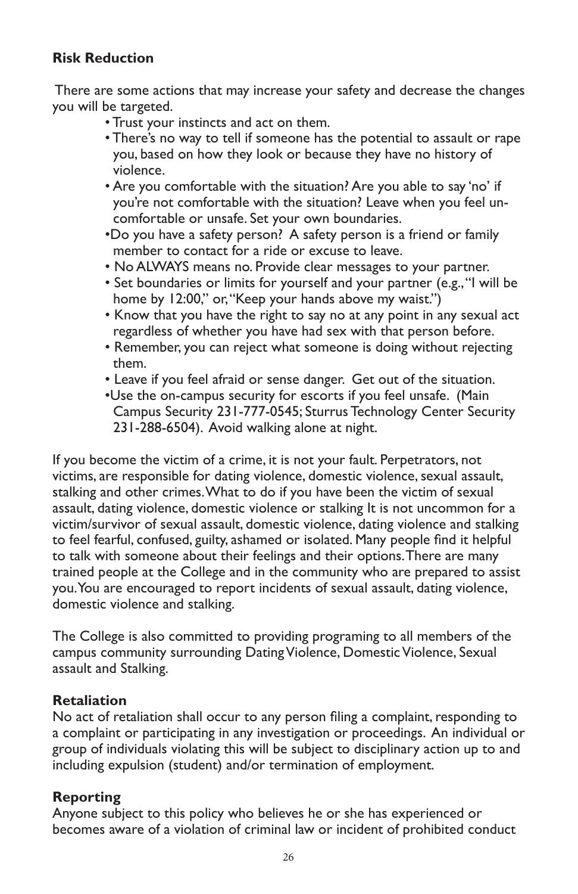**Risk Reduction**

There are some actions that may increase your safety and decrease the changes you will be targeted.

- Trust your instincts and act on them.
- There's no way to tell if someone has the potential to assault or rape you, based on how they look or because they have no history of violence.
- Are you comfortable with the situation? Are you able to say 'no' if you're not comfortable with the situation? Leave when you feel uncomfortable or unsafe. Set your own boundaries.
- Do you have a safety person? A safety person is a friend or family member to contact for a ride or excuse to leave.
- No ALWAYS means no. Provide clear messages to your partner.
- Set boundaries or limits for yourself and your partner (e.g., "I will be home by 12:00," or, "Keep your hands above my waist.")
- Know that you have the right to say no at any point in any sexual act regardless of whether you have had sex with that person before.
- Remember, you can reject what someone is doing without rejecting them.
- Leave if you feel afraid or sense danger. Get out of the situation.
- Use the on-campus security for escorts if you feel unsafe. (Main Campus Security 231-777-0545; Sturrus Technology Center Security 231-288-6504). Avoid walking alone at night.

If you become the victim of a crime, it is not your fault. Perpetrators, not victims, are responsible for dating violence, domestic violence, sexual assault, stalking and other crimes. What to do if you have been the victim of sexual assault, dating violence, domestic violence or stalking It is not uncommon for a victim/survivor of sexual assault, domestic violence, dating violence and stalking to feel fearful, confused, guilty, ashamed or isolated. Many people find it helpful to talk with someone about their feelings and their options. There are many trained people at the College and in the community who are prepared to assist you. You are encouraged to report incidents of sexual assault, dating violence, domestic violence and stalking.

The College is also committed to providing programing to all members of the campus community surrounding Dating Violence, Domestic Violence, Sexual assault and Stalking.

**Retaliation**

No act of retaliation shall occur to any person filing a complaint, responding to a complaint or participating in any investigation or proceedings. An individual or group of individuals violating this will be subject to disciplinary action up to and including expulsion (student) and/or termination of employment.

**Reporting**

Anyone subject to this policy who believes he or she has experienced or becomes aware of a violation of criminal law or incident of prohibited conduct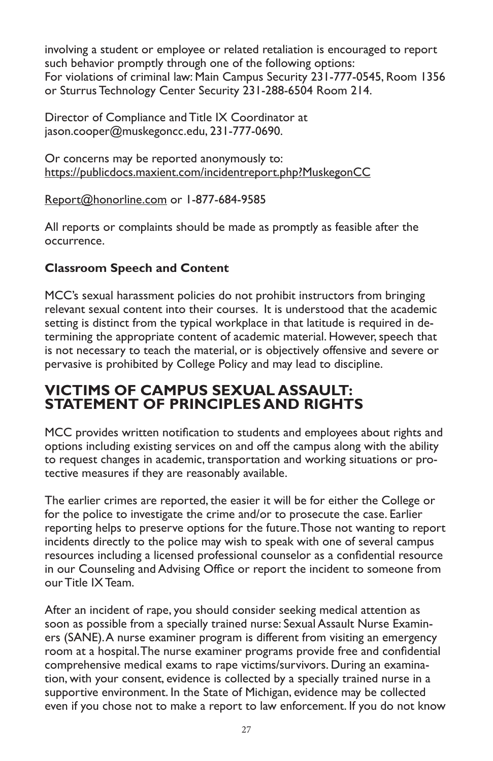involving a student or employee or related retaliation is encouraged to report such behavior promptly through one of the following options:
For violations of criminal law: Main Campus Security 231-777-0545, Room 1356 or Sturrus Technology Center Security 231-288-6504 Room 214.

Director of Compliance and Title IX Coordinator at jason.cooper@muskegoncc.edu, 231-777-0690.

Or concerns may be reported anonymously to:
https://publicdocs.maxient.com/incidentreport.php?MuskegonCC

Report@honorline.com or 1-877-684-9585

All reports or complaints should be made as promptly as feasible after the occurrence.

**Classroom Speech and Content**

MCC's sexual harassment policies do not prohibit instructors from bringing relevant sexual content into their courses. It is understood that the academic setting is distinct from the typical workplace in that latitude is required in determining the appropriate content of academic material. However, speech that is not necessary to teach the material, or is objectively offensive and severe or pervasive is prohibited by College Policy and may lead to discipline.

## VICTIMS OF CAMPUS SEXUAL ASSAULT: STATEMENT OF PRINCIPLES AND RIGHTS

MCC provides written notification to students and employees about rights and options including existing services on and off the campus along with the ability to request changes in academic, transportation and working situations or protective measures if they are reasonably available.

The earlier crimes are reported, the easier it will be for either the College or for the police to investigate the crime and/or to prosecute the case. Earlier reporting helps to preserve options for the future. Those not wanting to report incidents directly to the police may wish to speak with one of several campus resources including a licensed professional counselor as a confidential resource in our Counseling and Advising Office or report the incident to someone from our Title IX Team.

After an incident of rape, you should consider seeking medical attention as soon as possible from a specially trained nurse: Sexual Assault Nurse Examiners (SANE). A nurse examiner program is different from visiting an emergency room at a hospital. The nurse examiner programs provide free and confidential comprehensive medical exams to rape victims/survivors. During an examination, with your consent, evidence is collected by a specially trained nurse in a supportive environment. In the State of Michigan, evidence may be collected even if you chose not to make a report to law enforcement. If you do not know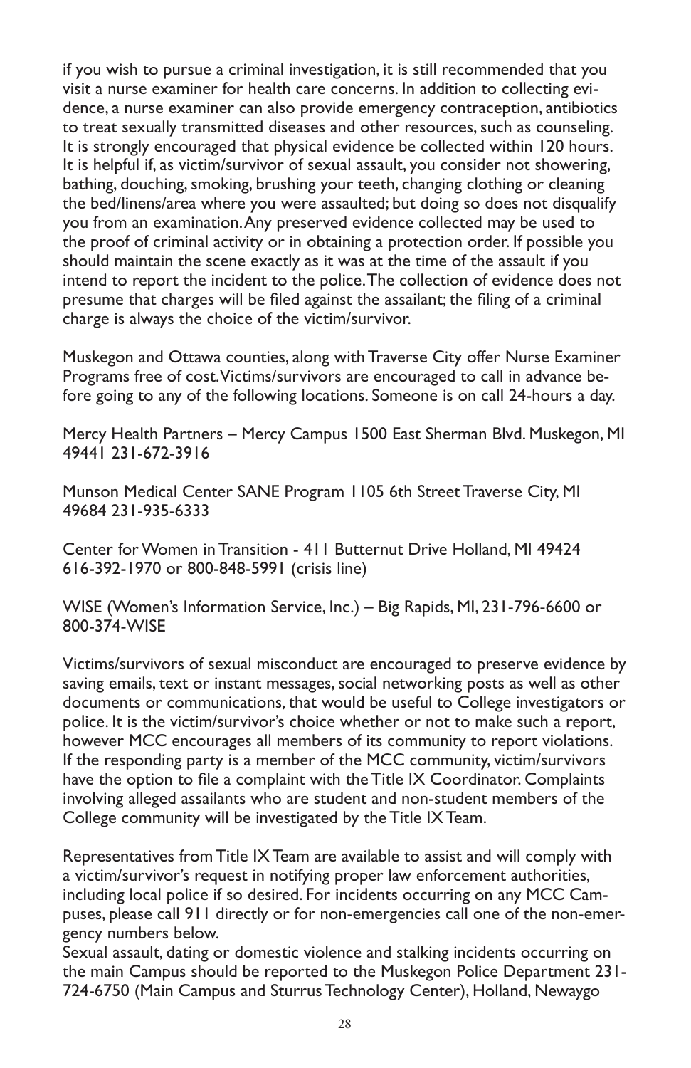if you wish to pursue a criminal investigation, it is still recommended that you visit a nurse examiner for health care concerns. In addition to collecting evidence, a nurse examiner can also provide emergency contraception, antibiotics to treat sexually transmitted diseases and other resources, such as counseling. It is strongly encouraged that physical evidence be collected within 120 hours. It is helpful if, as victim/survivor of sexual assault, you consider not showering, bathing, douching, smoking, brushing your teeth, changing clothing or cleaning the bed/linens/area where you were assaulted; but doing so does not disqualify you from an examination. Any preserved evidence collected may be used to the proof of criminal activity or in obtaining a protection order. If possible you should maintain the scene exactly as it was at the time of the assault if you intend to report the incident to the police. The collection of evidence does not presume that charges will be filed against the assailant; the filing of a criminal charge is always the choice of the victim/survivor.

Muskegon and Ottawa counties, along with Traverse City offer Nurse Examiner Programs free of cost. Victims/survivors are encouraged to call in advance before going to any of the following locations. Someone is on call 24-hours a day.

Mercy Health Partners – Mercy Campus 1500 East Sherman Blvd. Muskegon, MI 49441 231-672-3916

Munson Medical Center SANE Program 1105 6th Street Traverse City, MI 49684 231-935-6333

Center for Women in Transition - 411 Butternut Drive Holland, MI 49424 616-392-1970 or 800-848-5991 (crisis line)

WISE (Women's Information Service, Inc.) – Big Rapids, MI, 231-796-6600 or 800-374-WISE

Victims/survivors of sexual misconduct are encouraged to preserve evidence by saving emails, text or instant messages, social networking posts as well as other documents or communications, that would be useful to College investigators or police. It is the victim/survivor's choice whether or not to make such a report, however MCC encourages all members of its community to report violations. If the responding party is a member of the MCC community, victim/survivors have the option to file a complaint with the Title IX Coordinator. Complaints involving alleged assailants who are student and non-student members of the College community will be investigated by the Title IX Team.

Representatives from Title IX Team are available to assist and will comply with a victim/survivor's request in notifying proper law enforcement authorities, including local police if so desired. For incidents occurring on any MCC Campuses, please call 911 directly or for non-emergencies call one of the non-emergency numbers below.
Sexual assault, dating or domestic violence and stalking incidents occurring on the main Campus should be reported to the Muskegon Police Department 231-724-6750 (Main Campus and Sturrus Technology Center), Holland, Newaygo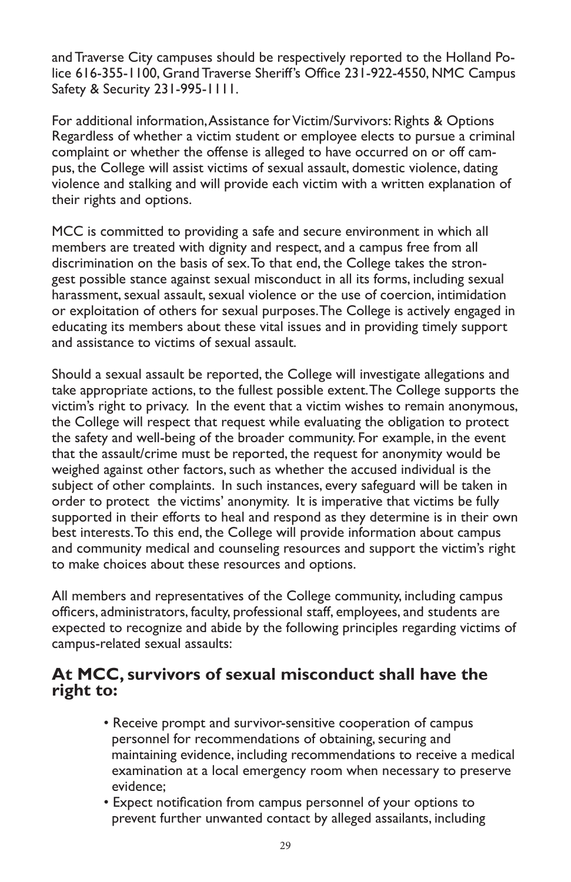and Traverse City campuses should be respectively reported to the Holland Police 616-355-1100, Grand Traverse Sheriff's Office 231-922-4550, NMC Campus Safety & Security 231-995-1111.

For additional information, Assistance for Victim/Survivors: Rights & Options Regardless of whether a victim student or employee elects to pursue a criminal complaint or whether the offense is alleged to have occurred on or off campus, the College will assist victims of sexual assault, domestic violence, dating violence and stalking and will provide each victim with a written explanation of their rights and options.

MCC is committed to providing a safe and secure environment in which all members are treated with dignity and respect, and a campus free from all discrimination on the basis of sex. To that end, the College takes the strongest possible stance against sexual misconduct in all its forms, including sexual harassment, sexual assault, sexual violence or the use of coercion, intimidation or exploitation of others for sexual purposes. The College is actively engaged in educating its members about these vital issues and in providing timely support and assistance to victims of sexual assault.

Should a sexual assault be reported, the College will investigate allegations and take appropriate actions, to the fullest possible extent. The College supports the victim's right to privacy. In the event that a victim wishes to remain anonymous, the College will respect that request while evaluating the obligation to protect the safety and well-being of the broader community. For example, in the event that the assault/crime must be reported, the request for anonymity would be weighed against other factors, such as whether the accused individual is the subject of other complaints. In such instances, every safeguard will be taken in order to protect the victims' anonymity. It is imperative that victims be fully supported in their efforts to heal and respond as they determine is in their own best interests. To this end, the College will provide information about campus and community medical and counseling resources and support the victim's right to make choices about these resources and options.

All members and representatives of the College community, including campus officers, administrators, faculty, professional staff, employees, and students are expected to recognize and abide by the following principles regarding victims of campus-related sexual assaults:

## At MCC, survivors of sexual misconduct shall have the right to:

- Receive prompt and survivor-sensitive cooperation of campus personnel for recommendations of obtaining, securing and maintaining evidence, including recommendations to receive a medical examination at a local emergency room when necessary to preserve evidence;
- Expect notification from campus personnel of your options to prevent further unwanted contact by alleged assailants, including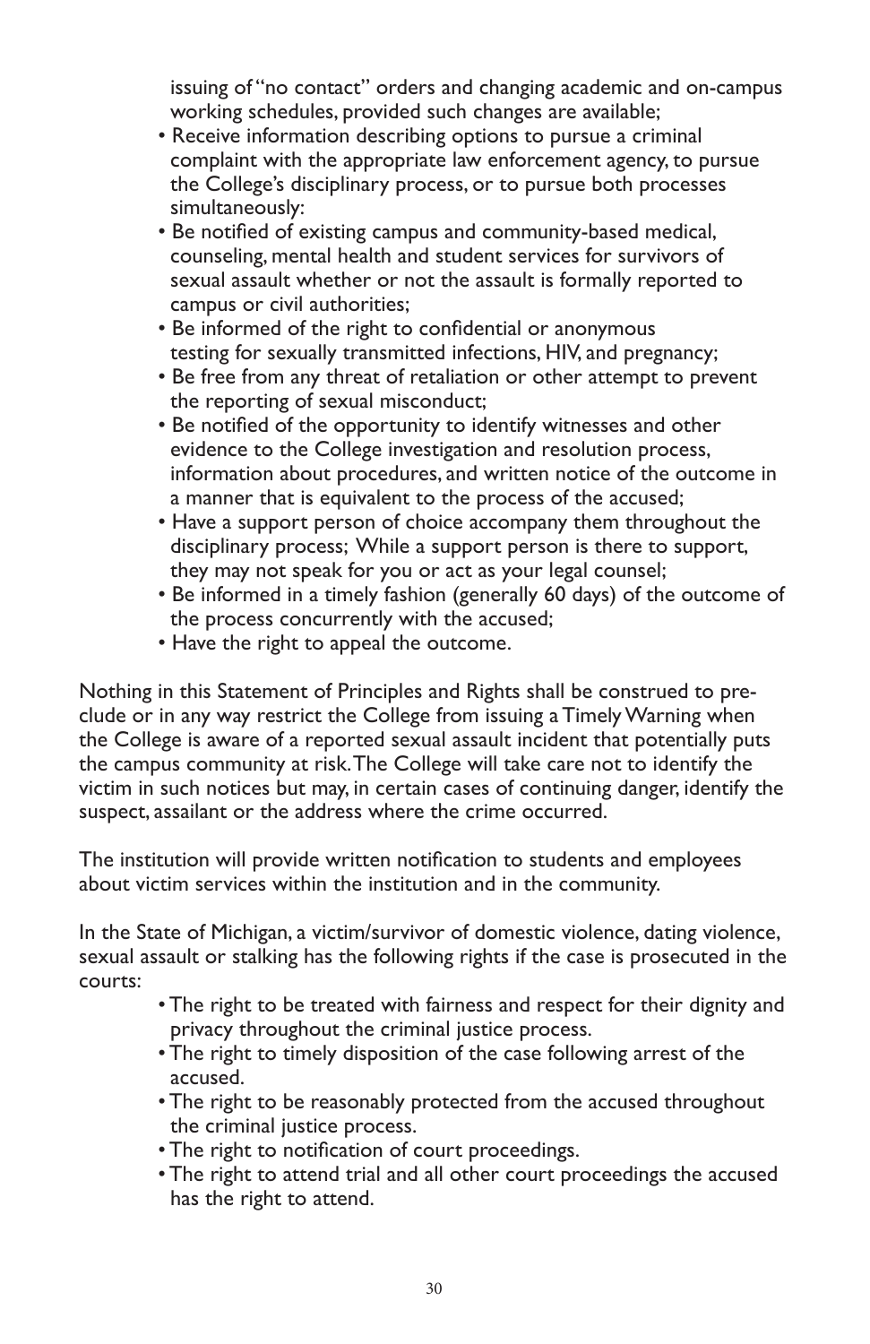issuing of "no contact" orders and changing academic and on-campus working schedules, provided such changes are available;

- Receive information describing options to pursue a criminal complaint with the appropriate law enforcement agency, to pursue the College's disciplinary process, or to pursue both processes simultaneously:
- Be notified of existing campus and community-based medical, counseling, mental health and student services for survivors of sexual assault whether or not the assault is formally reported to campus or civil authorities;
- Be informed of the right to confidential or anonymous testing for sexually transmitted infections, HIV, and pregnancy;
- Be free from any threat of retaliation or other attempt to prevent the reporting of sexual misconduct;
- Be notified of the opportunity to identify witnesses and other evidence to the College investigation and resolution process, information about procedures, and written notice of the outcome in a manner that is equivalent to the process of the accused;
- Have a support person of choice accompany them throughout the disciplinary process; While a support person is there to support, they may not speak for you or act as your legal counsel;
- Be informed in a timely fashion (generally 60 days) of the outcome of the process concurrently with the accused;
- Have the right to appeal the outcome.

Nothing in this Statement of Principles and Rights shall be construed to preclude or in any way restrict the College from issuing a Timely Warning when the College is aware of a reported sexual assault incident that potentially puts the campus community at risk. The College will take care not to identify the victim in such notices but may, in certain cases of continuing danger, identify the suspect, assailant or the address where the crime occurred.

The institution will provide written notification to students and employees about victim services within the institution and in the community.

In the State of Michigan, a victim/survivor of domestic violence, dating violence, sexual assault or stalking has the following rights if the case is prosecuted in the courts:

- The right to be treated with fairness and respect for their dignity and privacy throughout the criminal justice process.
- The right to timely disposition of the case following arrest of the accused.
- The right to be reasonably protected from the accused throughout the criminal justice process.
- The right to notification of court proceedings.
- The right to attend trial and all other court proceedings the accused has the right to attend.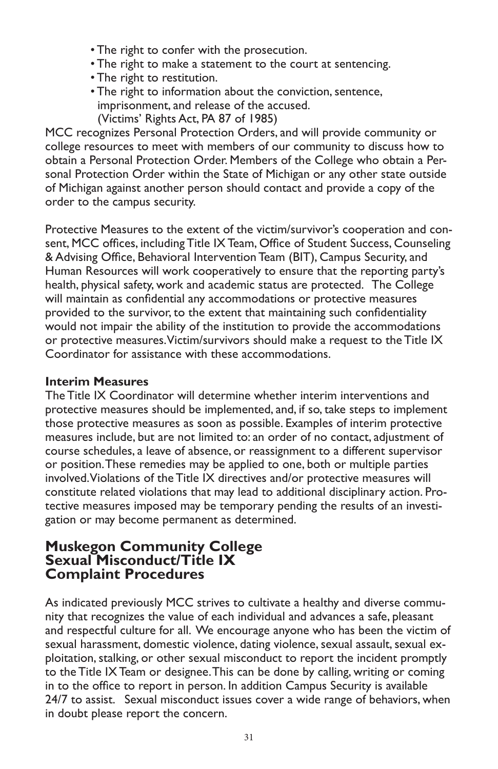- The right to confer with the prosecution.
- The right to make a statement to the court at sentencing.
- The right to restitution.
- The right to information about the conviction, sentence, imprisonment, and release of the accused.
  (Victims' Rights Act, PA 87 of 1985)

MCC recognizes Personal Protection Orders, and will provide community or college resources to meet with members of our community to discuss how to obtain a Personal Protection Order. Members of the College who obtain a Personal Protection Order within the State of Michigan or any other state outside of Michigan against another person should contact and provide a copy of the order to the campus security.

Protective Measures to the extent of the victim/survivor's cooperation and consent, MCC offices, including Title IX Team, Office of Student Success, Counseling & Advising Office, Behavioral Intervention Team (BIT), Campus Security, and Human Resources will work cooperatively to ensure that the reporting party's health, physical safety, work and academic status are protected. The College will maintain as confidential any accommodations or protective measures provided to the survivor, to the extent that maintaining such confidentiality would not impair the ability of the institution to provide the accommodations or protective measures. Victim/survivors should make a request to the Title IX Coordinator for assistance with these accommodations.

**Interim Measures**

The Title IX Coordinator will determine whether interim interventions and protective measures should be implemented, and, if so, take steps to implement those protective measures as soon as possible. Examples of interim protective measures include, but are not limited to: an order of no contact, adjustment of course schedules, a leave of absence, or reassignment to a different supervisor or position. These remedies may be applied to one, both or multiple parties involved. Violations of the Title IX directives and/or protective measures will constitute related violations that may lead to additional disciplinary action. Protective measures imposed may be temporary pending the results of an investigation or may become permanent as determined.

## Muskegon Community College Sexual Misconduct/Title IX Complaint Procedures

As indicated previously MCC strives to cultivate a healthy and diverse community that recognizes the value of each individual and advances a safe, pleasant and respectful culture for all. We encourage anyone who has been the victim of sexual harassment, domestic violence, dating violence, sexual assault, sexual exploitation, stalking, or other sexual misconduct to report the incident promptly to the Title IX Team or designee. This can be done by calling, writing or coming in to the office to report in person. In addition Campus Security is available 24/7 to assist. Sexual misconduct issues cover a wide range of behaviors, when in doubt please report the concern.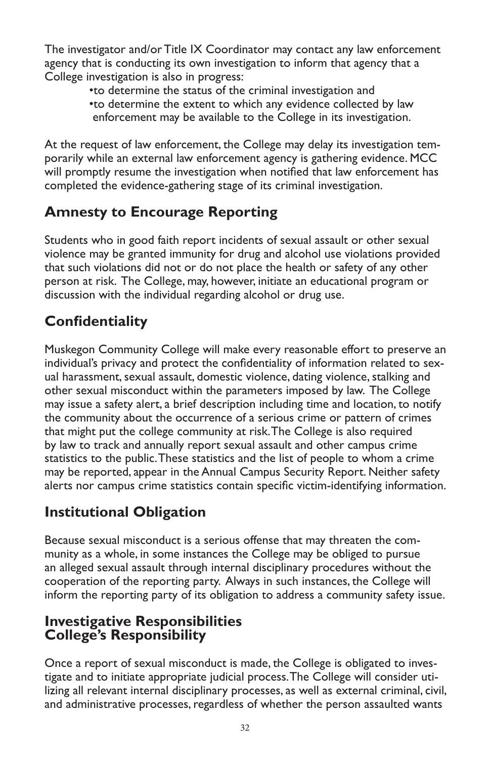The investigator and/or Title IX Coordinator may contact any law enforcement agency that is conducting its own investigation to inform that agency that a College investigation is also in progress:

- to determine the status of the criminal investigation and
- to determine the extent to which any evidence collected by law enforcement may be available to the College in its investigation.

At the request of law enforcement, the College may delay its investigation temporarily while an external law enforcement agency is gathering evidence. MCC will promptly resume the investigation when notified that law enforcement has completed the evidence-gathering stage of its criminal investigation.

## Amnesty to Encourage Reporting

Students who in good faith report incidents of sexual assault or other sexual violence may be granted immunity for drug and alcohol use violations provided that such violations did not or do not place the health or safety of any other person at risk. The College, may, however, initiate an educational program or discussion with the individual regarding alcohol or drug use.

## Confidentiality

Muskegon Community College will make every reasonable effort to preserve an individual's privacy and protect the confidentiality of information related to sexual harassment, sexual assault, domestic violence, dating violence, stalking and other sexual misconduct within the parameters imposed by law. The College may issue a safety alert, a brief description including time and location, to notify the community about the occurrence of a serious crime or pattern of crimes that might put the college community at risk. The College is also required by law to track and annually report sexual assault and other campus crime statistics to the public. These statistics and the list of people to whom a crime may be reported, appear in the Annual Campus Security Report. Neither safety alerts nor campus crime statistics contain specific victim-identifying information.

## Institutional Obligation

Because sexual misconduct is a serious offense that may threaten the community as a whole, in some instances the College may be obliged to pursue an alleged sexual assault through internal disciplinary procedures without the cooperation of the reporting party. Always in such instances, the College will inform the reporting party of its obligation to address a community safety issue.

## Investigative Responsibilities
## College's Responsibility

Once a report of sexual misconduct is made, the College is obligated to investigate and to initiate appropriate judicial process. The College will consider utilizing all relevant internal disciplinary processes, as well as external criminal, civil, and administrative processes, regardless of whether the person assaulted wants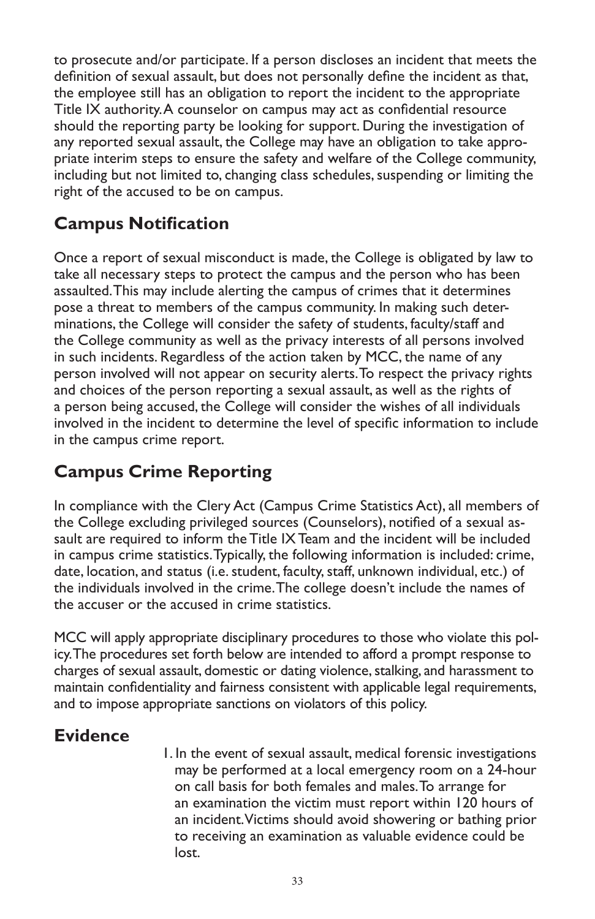to prosecute and/or participate. If a person discloses an incident that meets the definition of sexual assault, but does not personally define the incident as that, the employee still has an obligation to report the incident to the appropriate Title IX authority. A counselor on campus may act as confidential resource should the reporting party be looking for support. During the investigation of any reported sexual assault, the College may have an obligation to take appropriate interim steps to ensure the safety and welfare of the College community, including but not limited to, changing class schedules, suspending or limiting the right of the accused to be on campus.

## Campus Notification

Once a report of sexual misconduct is made, the College is obligated by law to take all necessary steps to protect the campus and the person who has been assaulted. This may include alerting the campus of crimes that it determines pose a threat to members of the campus community. In making such determinations, the College will consider the safety of students, faculty/staff and the College community as well as the privacy interests of all persons involved in such incidents. Regardless of the action taken by MCC, the name of any person involved will not appear on security alerts. To respect the privacy rights and choices of the person reporting a sexual assault, as well as the rights of a person being accused, the College will consider the wishes of all individuals involved in the incident to determine the level of specific information to include in the campus crime report.

## Campus Crime Reporting

In compliance with the Clery Act (Campus Crime Statistics Act), all members of the College excluding privileged sources (Counselors), notified of a sexual assault are required to inform the Title IX Team and the incident will be included in campus crime statistics. Typically, the following information is included: crime, date, location, and status (i.e. student, faculty, staff, unknown individual, etc.) of the individuals involved in the crime. The college doesn't include the names of the accuser or the accused in crime statistics.

MCC will apply appropriate disciplinary procedures to those who violate this policy. The procedures set forth below are intended to afford a prompt response to charges of sexual assault, domestic or dating violence, stalking, and harassment to maintain confidentiality and fairness consistent with applicable legal requirements, and to impose appropriate sanctions on violators of this policy.

## Evidence

1. In the event of sexual assault, medical forensic investigations may be performed at a local emergency room on a 24-hour on call basis for both females and males. To arrange for an examination the victim must report within 120 hours of an incident. Victims should avoid showering or bathing prior to receiving an examination as valuable evidence could be lost.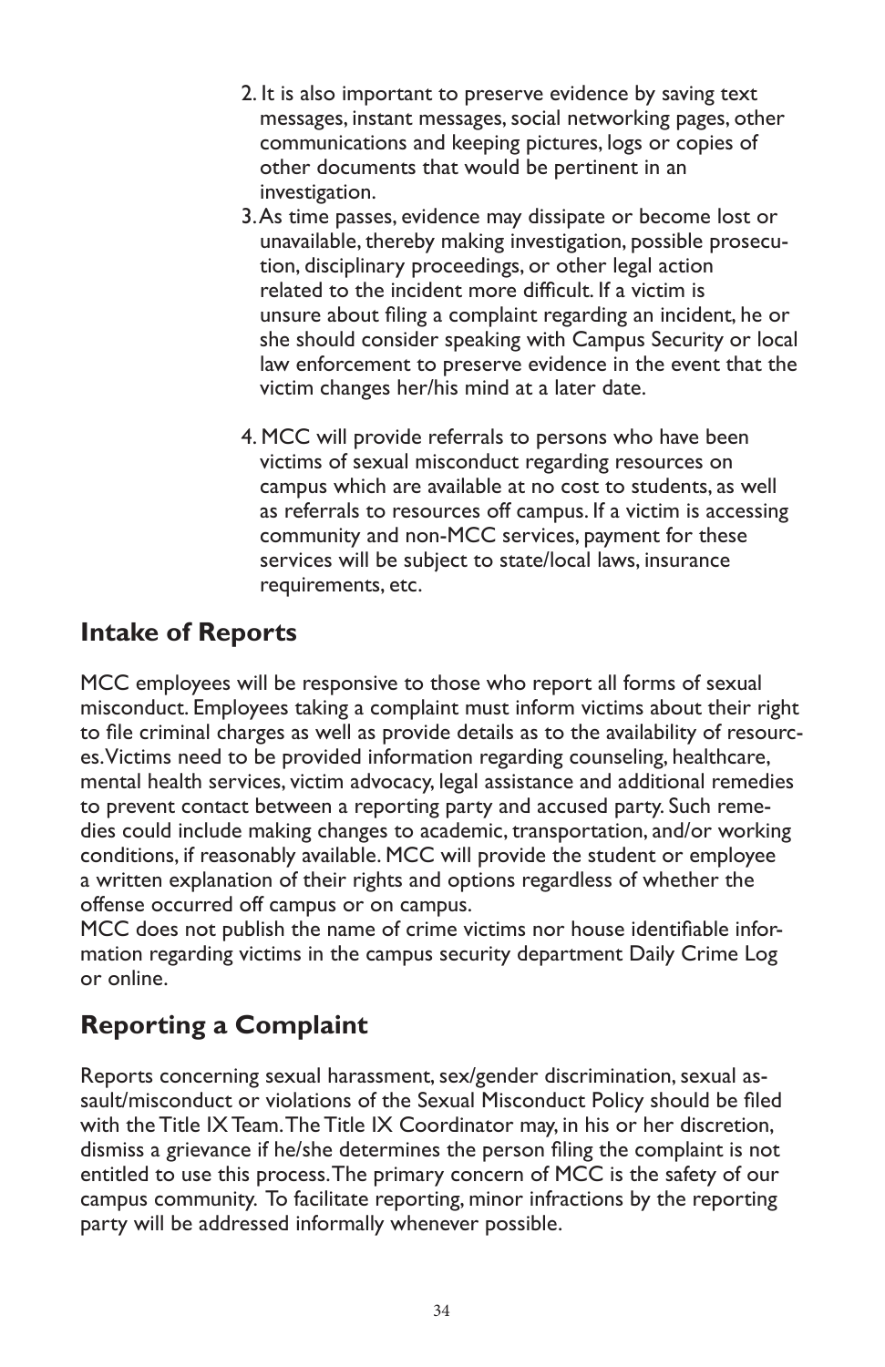2. It is also important to preserve evidence by saving text messages, instant messages, social networking pages, other communications and keeping pictures, logs or copies of other documents that would be pertinent in an investigation.
3. As time passes, evidence may dissipate or become lost or unavailable, thereby making investigation, possible prosecution, disciplinary proceedings, or other legal action related to the incident more difficult. If a victim is unsure about filing a complaint regarding an incident, he or she should consider speaking with Campus Security or local law enforcement to preserve evidence in the event that the victim changes her/his mind at a later date.
4. MCC will provide referrals to persons who have been victims of sexual misconduct regarding resources on campus which are available at no cost to students, as well as referrals to resources off campus. If a victim is accessing community and non-MCC services, payment for these services will be subject to state/local laws, insurance requirements, etc.

## Intake of Reports

MCC employees will be responsive to those who report all forms of sexual misconduct. Employees taking a complaint must inform victims about their right to file criminal charges as well as provide details as to the availability of resources. Victims need to be provided information regarding counseling, healthcare, mental health services, victim advocacy, legal assistance and additional remedies to prevent contact between a reporting party and accused party. Such remedies could include making changes to academic, transportation, and/or working conditions, if reasonably available. MCC will provide the student or employee a written explanation of their rights and options regardless of whether the offense occurred off campus or on campus.

MCC does not publish the name of crime victims nor house identifiable information regarding victims in the campus security department Daily Crime Log or online.

## Reporting a Complaint

Reports concerning sexual harassment, sex/gender discrimination, sexual assault/misconduct or violations of the Sexual Misconduct Policy should be filed with the Title IX Team. The Title IX Coordinator may, in his or her discretion, dismiss a grievance if he/she determines the person filing the complaint is not entitled to use this process. The primary concern of MCC is the safety of our campus community. To facilitate reporting, minor infractions by the reporting party will be addressed informally whenever possible.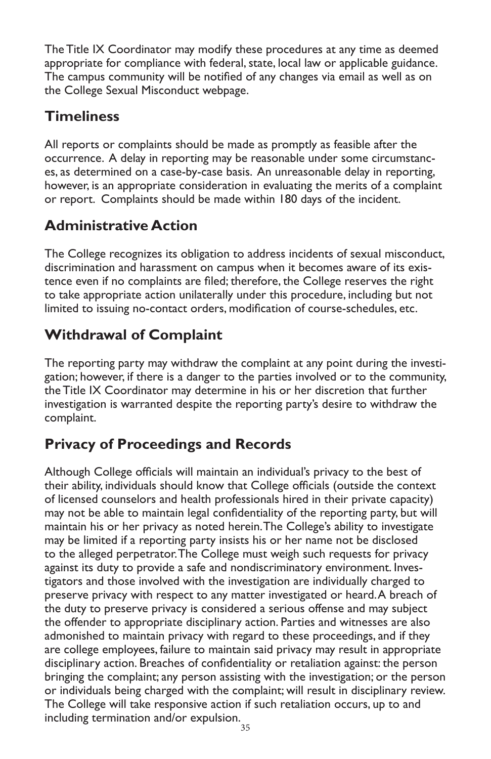The Title IX Coordinator may modify these procedures at any time as deemed appropriate for compliance with federal, state, local law or applicable guidance. The campus community will be notified of any changes via email as well as on the College Sexual Misconduct webpage.

## Timeliness

All reports or complaints should be made as promptly as feasible after the occurrence. A delay in reporting may be reasonable under some circumstances, as determined on a case-by-case basis. An unreasonable delay in reporting, however, is an appropriate consideration in evaluating the merits of a complaint or report. Complaints should be made within 180 days of the incident.

## Administrative Action

The College recognizes its obligation to address incidents of sexual misconduct, discrimination and harassment on campus when it becomes aware of its existence even if no complaints are filed; therefore, the College reserves the right to take appropriate action unilaterally under this procedure, including but not limited to issuing no-contact orders, modification of course-schedules, etc.

## Withdrawal of Complaint

The reporting party may withdraw the complaint at any point during the investigation; however, if there is a danger to the parties involved or to the community, the Title IX Coordinator may determine in his or her discretion that further investigation is warranted despite the reporting party's desire to withdraw the complaint.

## Privacy of Proceedings and Records

Although College officials will maintain an individual's privacy to the best of their ability, individuals should know that College officials (outside the context of licensed counselors and health professionals hired in their private capacity) may not be able to maintain legal confidentiality of the reporting party, but will maintain his or her privacy as noted herein. The College's ability to investigate may be limited if a reporting party insists his or her name not be disclosed to the alleged perpetrator. The College must weigh such requests for privacy against its duty to provide a safe and nondiscriminatory environment. Investigators and those involved with the investigation are individually charged to preserve privacy with respect to any matter investigated or heard. A breach of the duty to preserve privacy is considered a serious offense and may subject the offender to appropriate disciplinary action. Parties and witnesses are also admonished to maintain privacy with regard to these proceedings, and if they are college employees, failure to maintain said privacy may result in appropriate disciplinary action. Breaches of confidentiality or retaliation against: the person bringing the complaint; any person assisting with the investigation; or the person or individuals being charged with the complaint; will result in disciplinary review. The College will take responsive action if such retaliation occurs, up to and including termination and/or expulsion.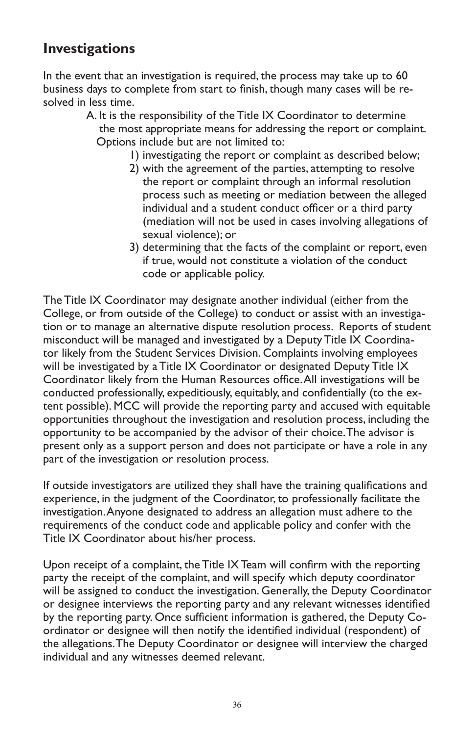## Investigations

In the event that an investigation is required, the process may take up to 60 business days to complete from start to finish, though many cases will be resolved in less time.

A. It is the responsibility of the Title IX Coordinator to determine the most appropriate means for addressing the report or complaint. Options include but are not limited to:

1) investigating the report or complaint as described below;
2) with the agreement of the parties, attempting to resolve the report or complaint through an informal resolution process such as meeting or mediation between the alleged individual and a student conduct officer or a third party (mediation will not be used in cases involving allegations of sexual violence); or
3) determining that the facts of the complaint or report, even if true, would not constitute a violation of the conduct code or applicable policy.

The Title IX Coordinator may designate another individual (either from the College, or from outside of the College) to conduct or assist with an investigation or to manage an alternative dispute resolution process. Reports of student misconduct will be managed and investigated by a Deputy Title IX Coordinator likely from the Student Services Division. Complaints involving employees will be investigated by a Title IX Coordinator or designated Deputy Title IX Coordinator likely from the Human Resources office. All investigations will be conducted professionally, expeditiously, equitably, and confidentially (to the extent possible). MCC will provide the reporting party and accused with equitable opportunities throughout the investigation and resolution process, including the opportunity to be accompanied by the advisor of their choice. The advisor is present only as a support person and does not participate or have a role in any part of the investigation or resolution process.

If outside investigators are utilized they shall have the training qualifications and experience, in the judgment of the Coordinator, to professionally facilitate the investigation. Anyone designated to address an allegation must adhere to the requirements of the conduct code and applicable policy and confer with the Title IX Coordinator about his/her process.

Upon receipt of a complaint, the Title IX Team will confirm with the reporting party the receipt of the complaint, and will specify which deputy coordinator will be assigned to conduct the investigation. Generally, the Deputy Coordinator or designee interviews the reporting party and any relevant witnesses identified by the reporting party. Once sufficient information is gathered, the Deputy Coordinator or designee will then notify the identified individual (respondent) of the allegations. The Deputy Coordinator or designee will interview the charged individual and any witnesses deemed relevant.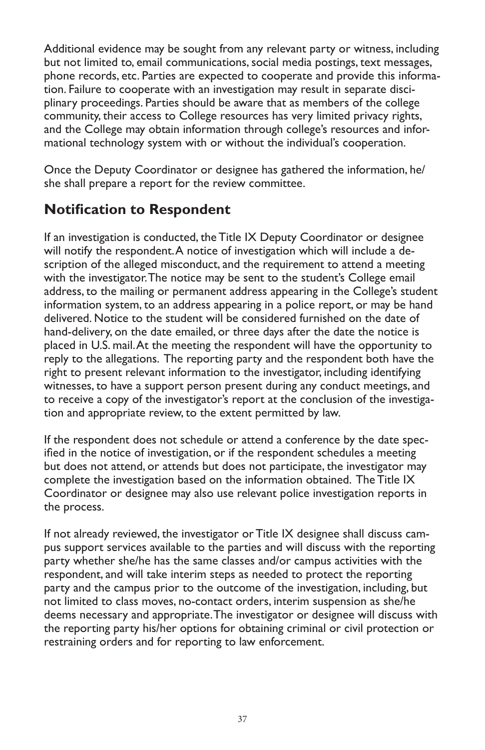Additional evidence may be sought from any relevant party or witness, including but not limited to, email communications, social media postings, text messages, phone records, etc. Parties are expected to cooperate and provide this information. Failure to cooperate with an investigation may result in separate disciplinary proceedings. Parties should be aware that as members of the college community, their access to College resources has very limited privacy rights, and the College may obtain information through college's resources and informational technology system with or without the individual's cooperation.

Once the Deputy Coordinator or designee has gathered the information, he/she shall prepare a report for the review committee.

## Notification to Respondent

If an investigation is conducted, the Title IX Deputy Coordinator or designee will notify the respondent. A notice of investigation which will include a description of the alleged misconduct, and the requirement to attend a meeting with the investigator. The notice may be sent to the student's College email address, to the mailing or permanent address appearing in the College's student information system, to an address appearing in a police report, or may be hand delivered. Notice to the student will be considered furnished on the date of hand-delivery, on the date emailed, or three days after the date the notice is placed in U.S. mail. At the meeting the respondent will have the opportunity to reply to the allegations. The reporting party and the respondent both have the right to present relevant information to the investigator, including identifying witnesses, to have a support person present during any conduct meetings, and to receive a copy of the investigator's report at the conclusion of the investigation and appropriate review, to the extent permitted by law.

If the respondent does not schedule or attend a conference by the date specified in the notice of investigation, or if the respondent schedules a meeting but does not attend, or attends but does not participate, the investigator may complete the investigation based on the information obtained. The Title IX Coordinator or designee may also use relevant police investigation reports in the process.

If not already reviewed, the investigator or Title IX designee shall discuss campus support services available to the parties and will discuss with the reporting party whether she/he has the same classes and/or campus activities with the respondent, and will take interim steps as needed to protect the reporting party and the campus prior to the outcome of the investigation, including, but not limited to class moves, no-contact orders, interim suspension as she/he deems necessary and appropriate. The investigator or designee will discuss with the reporting party his/her options for obtaining criminal or civil protection or restraining orders and for reporting to law enforcement.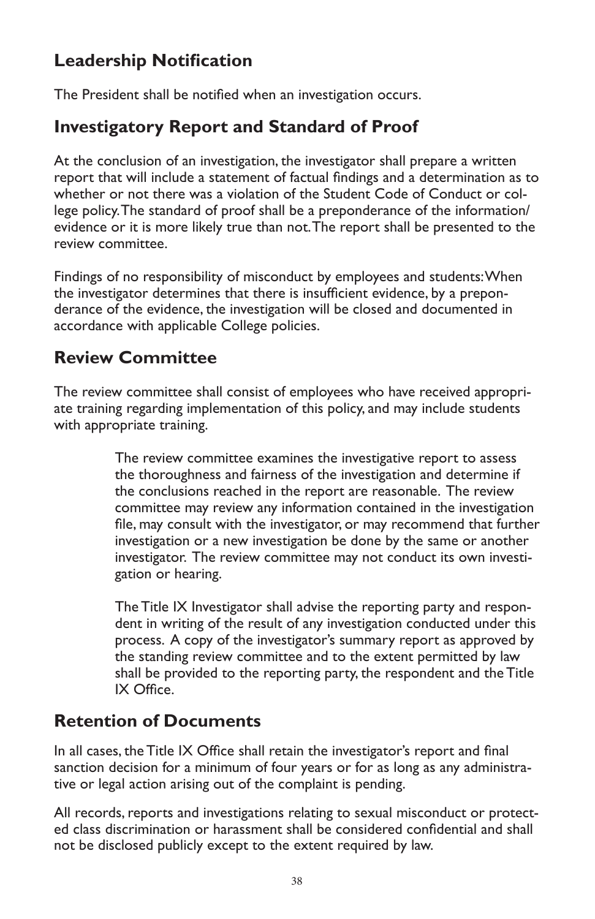## Leadership Notification

The President shall be notified when an investigation occurs.

## Investigatory Report and Standard of Proof

At the conclusion of an investigation, the investigator shall prepare a written report that will include a statement of factual findings and a determination as to whether or not there was a violation of the Student Code of Conduct or college policy. The standard of proof shall be a preponderance of the information/ evidence or it is more likely true than not. The report shall be presented to the review committee.

Findings of no responsibility of misconduct by employees and students: When the investigator determines that there is insufficient evidence, by a preponderance of the evidence, the investigation will be closed and documented in accordance with applicable College policies.

## Review Committee

The review committee shall consist of employees who have received appropriate training regarding implementation of this policy, and may include students with appropriate training.

> The review committee examines the investigative report to assess the thoroughness and fairness of the investigation and determine if the conclusions reached in the report are reasonable. The review committee may review any information contained in the investigation file, may consult with the investigator, or may recommend that further investigation or a new investigation be done by the same or another investigator. The review committee may not conduct its own investigation or hearing.
>
> The Title IX Investigator shall advise the reporting party and respondent in writing of the result of any investigation conducted under this process. A copy of the investigator's summary report as approved by the standing review committee and to the extent permitted by law shall be provided to the reporting party, the respondent and the Title IX Office.

## Retention of Documents

In all cases, the Title IX Office shall retain the investigator's report and final sanction decision for a minimum of four years or for as long as any administrative or legal action arising out of the complaint is pending.

All records, reports and investigations relating to sexual misconduct or protected class discrimination or harassment shall be considered confidential and shall not be disclosed publicly except to the extent required by law.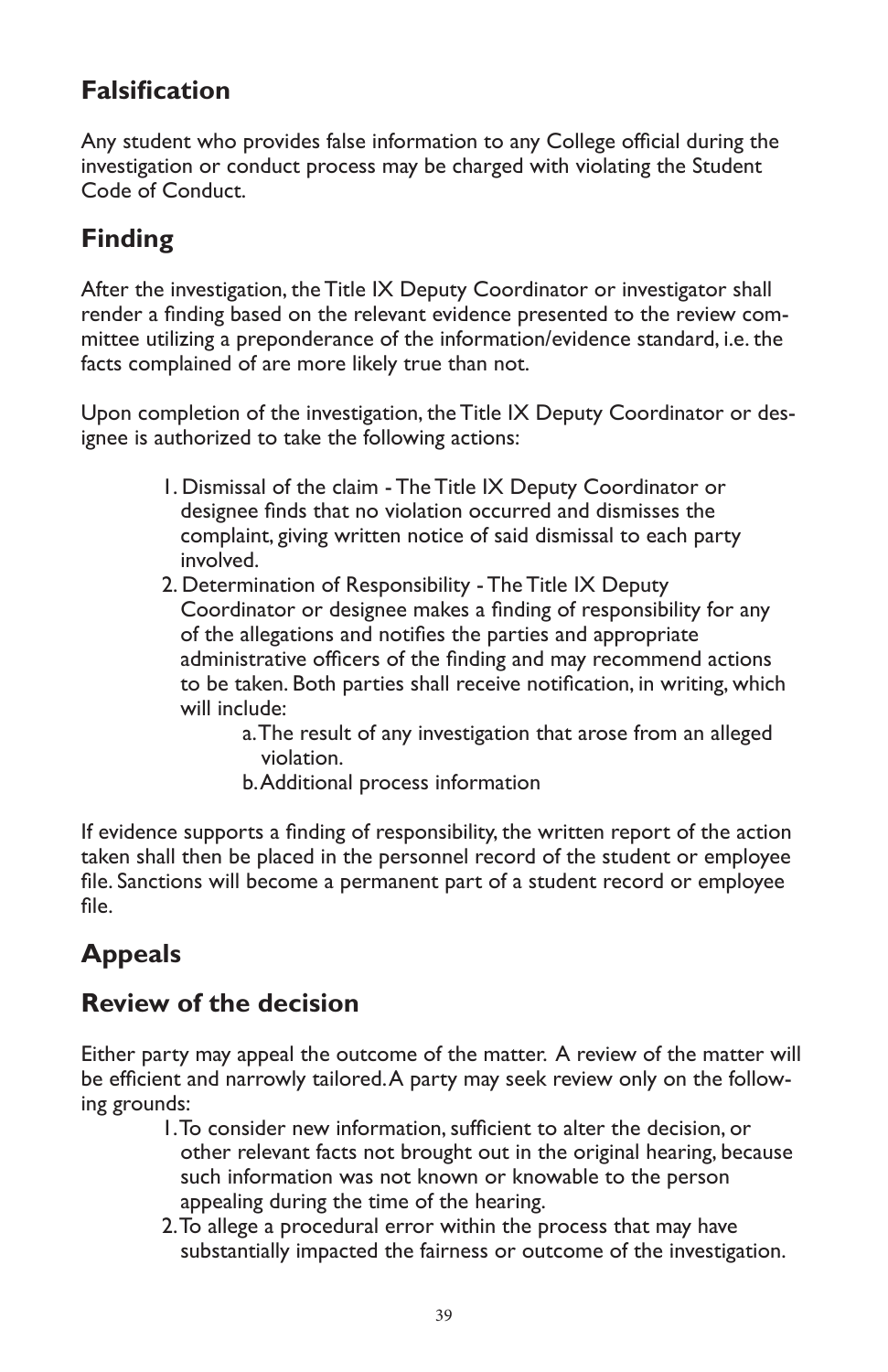## Falsification

Any student who provides false information to any College official during the investigation or conduct process may be charged with violating the Student Code of Conduct.

## Finding

After the investigation, the Title IX Deputy Coordinator or investigator shall render a finding based on the relevant evidence presented to the review committee utilizing a preponderance of the information/evidence standard, i.e. the facts complained of are more likely true than not.

Upon completion of the investigation, the Title IX Deputy Coordinator or designee is authorized to take the following actions:

1. Dismissal of the claim - The Title IX Deputy Coordinator or designee finds that no violation occurred and dismisses the complaint, giving written notice of said dismissal to each party involved.
2. Determination of Responsibility - The Title IX Deputy Coordinator or designee makes a finding of responsibility for any of the allegations and notifies the parties and appropriate administrative officers of the finding and may recommend actions to be taken. Both parties shall receive notification, in writing, which will include:
   a. The result of any investigation that arose from an alleged violation.
   b. Additional process information

If evidence supports a finding of responsibility, the written report of the action taken shall then be placed in the personnel record of the student or employee file. Sanctions will become a permanent part of a student record or employee file.

## Appeals

## Review of the decision

Either party may appeal the outcome of the matter. A review of the matter will be efficient and narrowly tailored. A party may seek review only on the following grounds:

1. To consider new information, sufficient to alter the decision, or other relevant facts not brought out in the original hearing, because such information was not known or knowable to the person appealing during the time of the hearing.
2. To allege a procedural error within the process that may have substantially impacted the fairness or outcome of the investigation.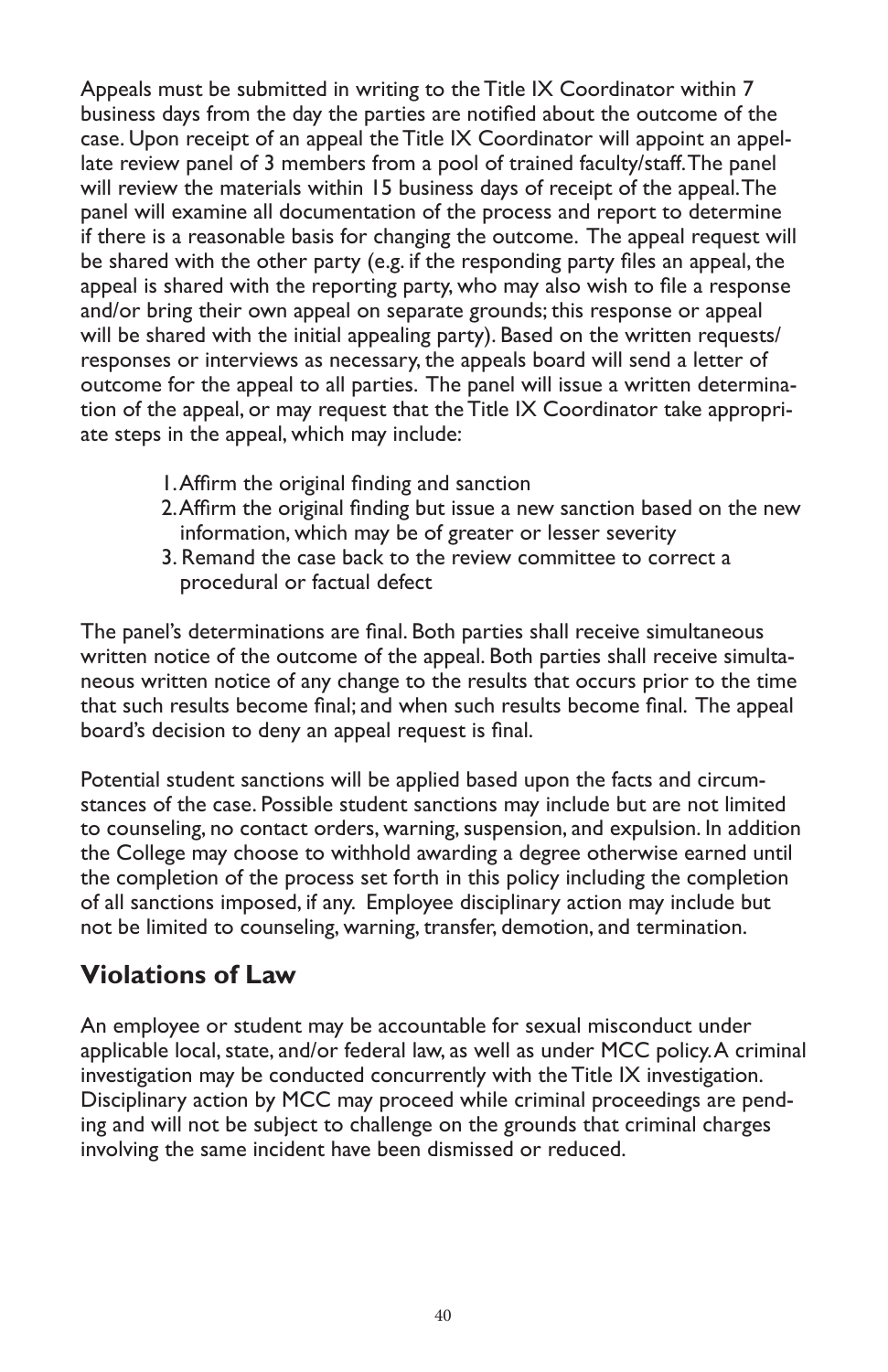Appeals must be submitted in writing to the Title IX Coordinator within 7 business days from the day the parties are notified about the outcome of the case. Upon receipt of an appeal the Title IX Coordinator will appoint an appellate review panel of 3 members from a pool of trained faculty/staff. The panel will review the materials within 15 business days of receipt of the appeal. The panel will examine all documentation of the process and report to determine if there is a reasonable basis for changing the outcome. The appeal request will be shared with the other party (e.g. if the responding party files an appeal, the appeal is shared with the reporting party, who may also wish to file a response and/or bring their own appeal on separate grounds; this response or appeal will be shared with the initial appealing party). Based on the written requests/ responses or interviews as necessary, the appeals board will send a letter of outcome for the appeal to all parties. The panel will issue a written determination of the appeal, or may request that the Title IX Coordinator take appropriate steps in the appeal, which may include:

1. Affirm the original finding and sanction
2. Affirm the original finding but issue a new sanction based on the new information, which may be of greater or lesser severity
3. Remand the case back to the review committee to correct a procedural or factual defect

The panel's determinations are final. Both parties shall receive simultaneous written notice of the outcome of the appeal. Both parties shall receive simultaneous written notice of any change to the results that occurs prior to the time that such results become final; and when such results become final. The appeal board's decision to deny an appeal request is final.

Potential student sanctions will be applied based upon the facts and circumstances of the case. Possible student sanctions may include but are not limited to counseling, no contact orders, warning, suspension, and expulsion. In addition the College may choose to withhold awarding a degree otherwise earned until the completion of the process set forth in this policy including the completion of all sanctions imposed, if any. Employee disciplinary action may include but not be limited to counseling, warning, transfer, demotion, and termination.

## Violations of Law

An employee or student may be accountable for sexual misconduct under applicable local, state, and/or federal law, as well as under MCC policy. A criminal investigation may be conducted concurrently with the Title IX investigation. Disciplinary action by MCC may proceed while criminal proceedings are pending and will not be subject to challenge on the grounds that criminal charges involving the same incident have been dismissed or reduced.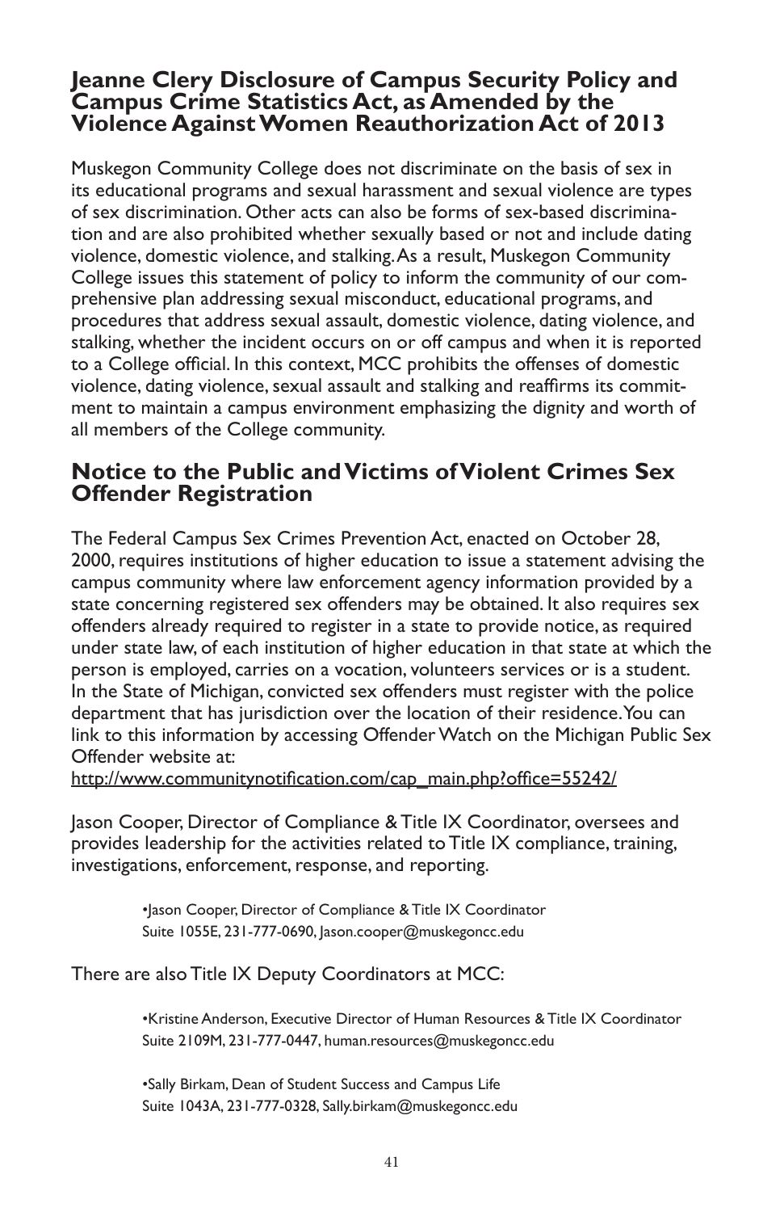## Jeanne Clery Disclosure of Campus Security Policy and Campus Crime Statistics Act, as Amended by the Violence Against Women Reauthorization Act of 2013

Muskegon Community College does not discriminate on the basis of sex in its educational programs and sexual harassment and sexual violence are types of sex discrimination. Other acts can also be forms of sex-based discrimination and are also prohibited whether sexually based or not and include dating violence, domestic violence, and stalking. As a result, Muskegon Community College issues this statement of policy to inform the community of our comprehensive plan addressing sexual misconduct, educational programs, and procedures that address sexual assault, domestic violence, dating violence, and stalking, whether the incident occurs on or off campus and when it is reported to a College official. In this context, MCC prohibits the offenses of domestic violence, dating violence, sexual assault and stalking and reaffirms its commitment to maintain a campus environment emphasizing the dignity and worth of all members of the College community.

## Notice to the Public and Victims of Violent Crimes Sex Offender Registration

The Federal Campus Sex Crimes Prevention Act, enacted on October 28, 2000, requires institutions of higher education to issue a statement advising the campus community where law enforcement agency information provided by a state concerning registered sex offenders may be obtained. It also requires sex offenders already required to register in a state to provide notice, as required under state law, of each institution of higher education in that state at which the person is employed, carries on a vocation, volunteers services or is a student. In the State of Michigan, convicted sex offenders must register with the police department that has jurisdiction over the location of their residence. You can link to this information by accessing Offender Watch on the Michigan Public Sex Offender website at:
http://www.communitynotification.com/cap_main.php?office=55242/

Jason Cooper, Director of Compliance & Title IX Coordinator, oversees and provides leadership for the activities related to Title IX compliance, training, investigations, enforcement, response, and reporting.

- Jason Cooper, Director of Compliance & Title IX Coordinator
  Suite 1055E, 231-777-0690, Jason.cooper@muskegoncc.edu

There are also Title IX Deputy Coordinators at MCC:

- Kristine Anderson, Executive Director of Human Resources & Title IX Coordinator
  Suite 2109M, 231-777-0447, human.resources@muskegoncc.edu

- Sally Birkam, Dean of Student Success and Campus Life
  Suite 1043A, 231-777-0328, Sally.birkam@muskegoncc.edu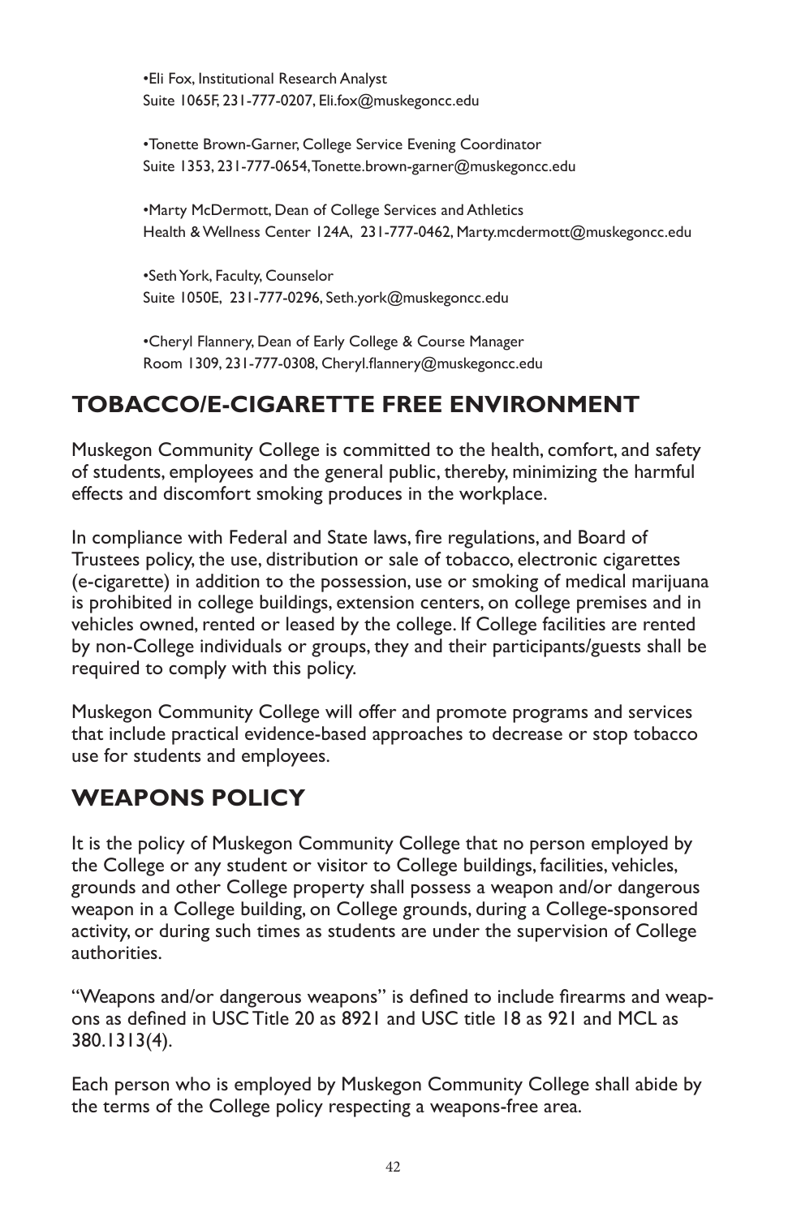•Eli Fox, Institutional Research Analyst
Suite 1065F, 231-777-0207, Eli.fox@muskegoncc.edu

•Tonette Brown-Garner, College Service Evening Coordinator
Suite 1353, 231-777-0654, Tonette.brown-garner@muskegoncc.edu

•Marty McDermott, Dean of College Services and Athletics
Health & Wellness Center 124A, 231-777-0462, Marty.mcdermott@muskegoncc.edu

•Seth York, Faculty, Counselor
Suite 1050E, 231-777-0296, Seth.york@muskegoncc.edu

•Cheryl Flannery, Dean of Early College & Course Manager
Room 1309, 231-777-0308, Cheryl.flannery@muskegoncc.edu

## TOBACCO/E-CIGARETTE FREE ENVIRONMENT

Muskegon Community College is committed to the health, comfort, and safety of students, employees and the general public, thereby, minimizing the harmful effects and discomfort smoking produces in the workplace.

In compliance with Federal and State laws, fire regulations, and Board of Trustees policy, the use, distribution or sale of tobacco, electronic cigarettes (e-cigarette) in addition to the possession, use or smoking of medical marijuana is prohibited in college buildings, extension centers, on college premises and in vehicles owned, rented or leased by the college. If College facilities are rented by non-College individuals or groups, they and their participants/guests shall be required to comply with this policy.

Muskegon Community College will offer and promote programs and services that include practical evidence-based approaches to decrease or stop tobacco use for students and employees.

## WEAPONS POLICY

It is the policy of Muskegon Community College that no person employed by the College or any student or visitor to College buildings, facilities, vehicles, grounds and other College property shall possess a weapon and/or dangerous weapon in a College building, on College grounds, during a College-sponsored activity, or during such times as students are under the supervision of College authorities.

"Weapons and/or dangerous weapons" is defined to include firearms and weapons as defined in USC Title 20 as 8921 and USC title 18 as 921 and MCL as 380.1313(4).

Each person who is employed by Muskegon Community College shall abide by the terms of the College policy respecting a weapons-free area.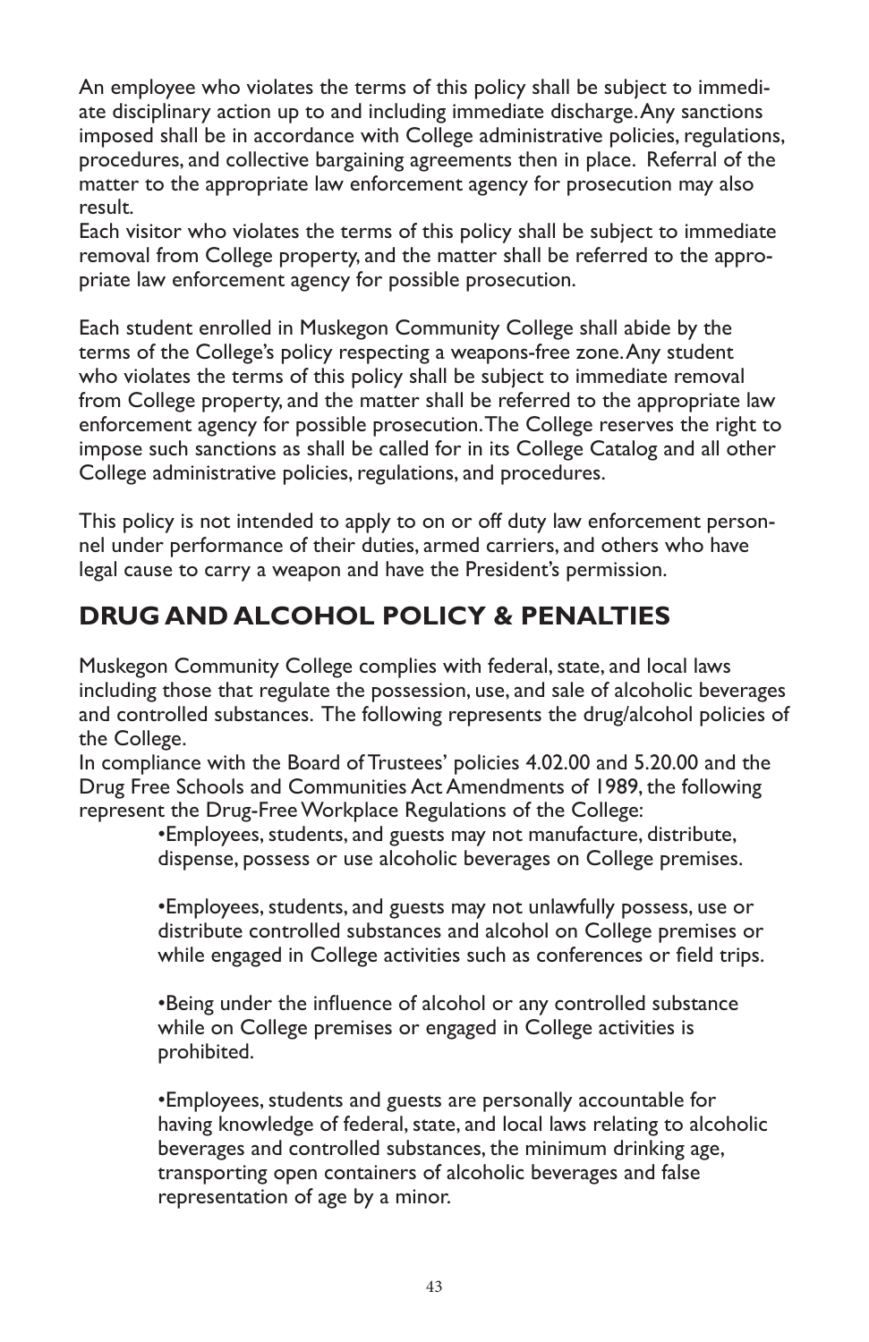An employee who violates the terms of this policy shall be subject to immediate disciplinary action up to and including immediate discharge. Any sanctions imposed shall be in accordance with College administrative policies, regulations, procedures, and collective bargaining agreements then in place. Referral of the matter to the appropriate law enforcement agency for prosecution may also result.
Each visitor who violates the terms of this policy shall be subject to immediate removal from College property, and the matter shall be referred to the appropriate law enforcement agency for possible prosecution.

Each student enrolled in Muskegon Community College shall abide by the terms of the College's policy respecting a weapons-free zone. Any student who violates the terms of this policy shall be subject to immediate removal from College property, and the matter shall be referred to the appropriate law enforcement agency for possible prosecution. The College reserves the right to impose such sanctions as shall be called for in its College Catalog and all other College administrative policies, regulations, and procedures.

This policy is not intended to apply to on or off duty law enforcement personnel under performance of their duties, armed carriers, and others who have legal cause to carry a weapon and have the President's permission.

## DRUG AND ALCOHOL POLICY & PENALTIES

Muskegon Community College complies with federal, state, and local laws including those that regulate the possession, use, and sale of alcoholic beverages and controlled substances. The following represents the drug/alcohol policies of the College.
In compliance with the Board of Trustees' policies 4.02.00 and 5.20.00 and the Drug Free Schools and Communities Act Amendments of 1989, the following represent the Drug-Free Workplace Regulations of the College:

- Employees, students, and guests may not manufacture, distribute, dispense, possess or use alcoholic beverages on College premises.

- Employees, students, and guests may not unlawfully possess, use or distribute controlled substances and alcohol on College premises or while engaged in College activities such as conferences or field trips.

- Being under the influence of alcohol or any controlled substance while on College premises or engaged in College activities is prohibited.

- Employees, students and guests are personally accountable for having knowledge of federal, state, and local laws relating to alcoholic beverages and controlled substances, the minimum drinking age, transporting open containers of alcoholic beverages and false representation of age by a minor.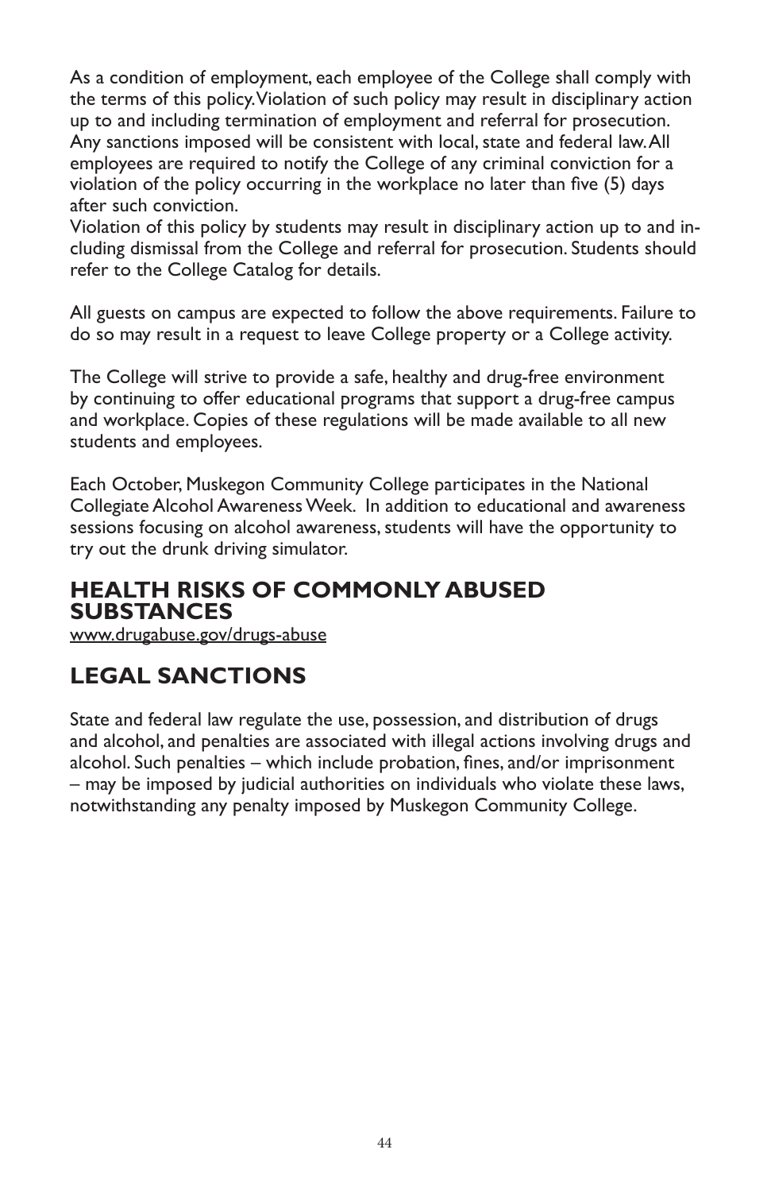As a condition of employment, each employee of the College shall comply with the terms of this policy. Violation of such policy may result in disciplinary action up to and including termination of employment and referral for prosecution. Any sanctions imposed will be consistent with local, state and federal law. All employees are required to notify the College of any criminal conviction for a violation of the policy occurring in the workplace no later than five (5) days after such conviction.

Violation of this policy by students may result in disciplinary action up to and including dismissal from the College and referral for prosecution. Students should refer to the College Catalog for details.

All guests on campus are expected to follow the above requirements. Failure to do so may result in a request to leave College property or a College activity.

The College will strive to provide a safe, healthy and drug-free environment by continuing to offer educational programs that support a drug-free campus and workplace. Copies of these regulations will be made available to all new students and employees.

Each October, Muskegon Community College participates in the National Collegiate Alcohol Awareness Week. In addition to educational and awareness sessions focusing on alcohol awareness, students will have the opportunity to try out the drunk driving simulator.

## HEALTH RISKS OF COMMONLY ABUSED SUBSTANCES

www.drugabuse.gov/drugs-abuse

## LEGAL SANCTIONS

State and federal law regulate the use, possession, and distribution of drugs and alcohol, and penalties are associated with illegal actions involving drugs and alcohol. Such penalties – which include probation, fines, and/or imprisonment – may be imposed by judicial authorities on individuals who violate these laws, notwithstanding any penalty imposed by Muskegon Community College.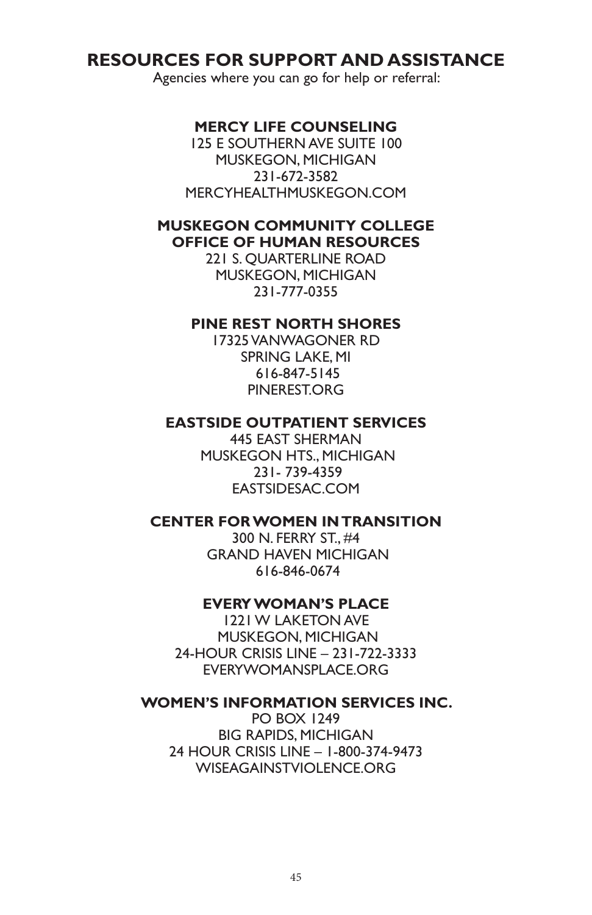# RESOURCES FOR SUPPORT AND ASSISTANCE

Agencies where you can go for help or referral:

**MERCY LIFE COUNSELING**
125 E SOUTHERN AVE SUITE 100
MUSKEGON, MICHIGAN
231-672-3582
MERCYHEALTHMUSKEGON.COM

**MUSKEGON COMMUNITY COLLEGE**
**OFFICE OF HUMAN RESOURCES**
221 S. QUARTERLINE ROAD
MUSKEGON, MICHIGAN
231-777-0355

**PINE REST NORTH SHORES**
17325 VANWAGONER RD
SPRING LAKE, MI
616-847-5145
PINEREST.ORG

**EASTSIDE OUTPATIENT SERVICES**
445 EAST SHERMAN
MUSKEGON HTS., MICHIGAN
231- 739-4359
EASTSIDESAC.COM

**CENTER FOR WOMEN IN TRANSITION**
300 N. FERRY ST., #4
GRAND HAVEN MICHIGAN
616-846-0674

**EVERY WOMAN'S PLACE**
1221 W LAKETON AVE
MUSKEGON, MICHIGAN
24-HOUR CRISIS LINE – 231-722-3333
EVERYWOMANSPLACE.ORG

**WOMEN'S INFORMATION SERVICES INC.**
PO BOX 1249
BIG RAPIDS, MICHIGAN
24 HOUR CRISIS LINE – 1-800-374-9473
WISEAGAINSTVIOLENCE.ORG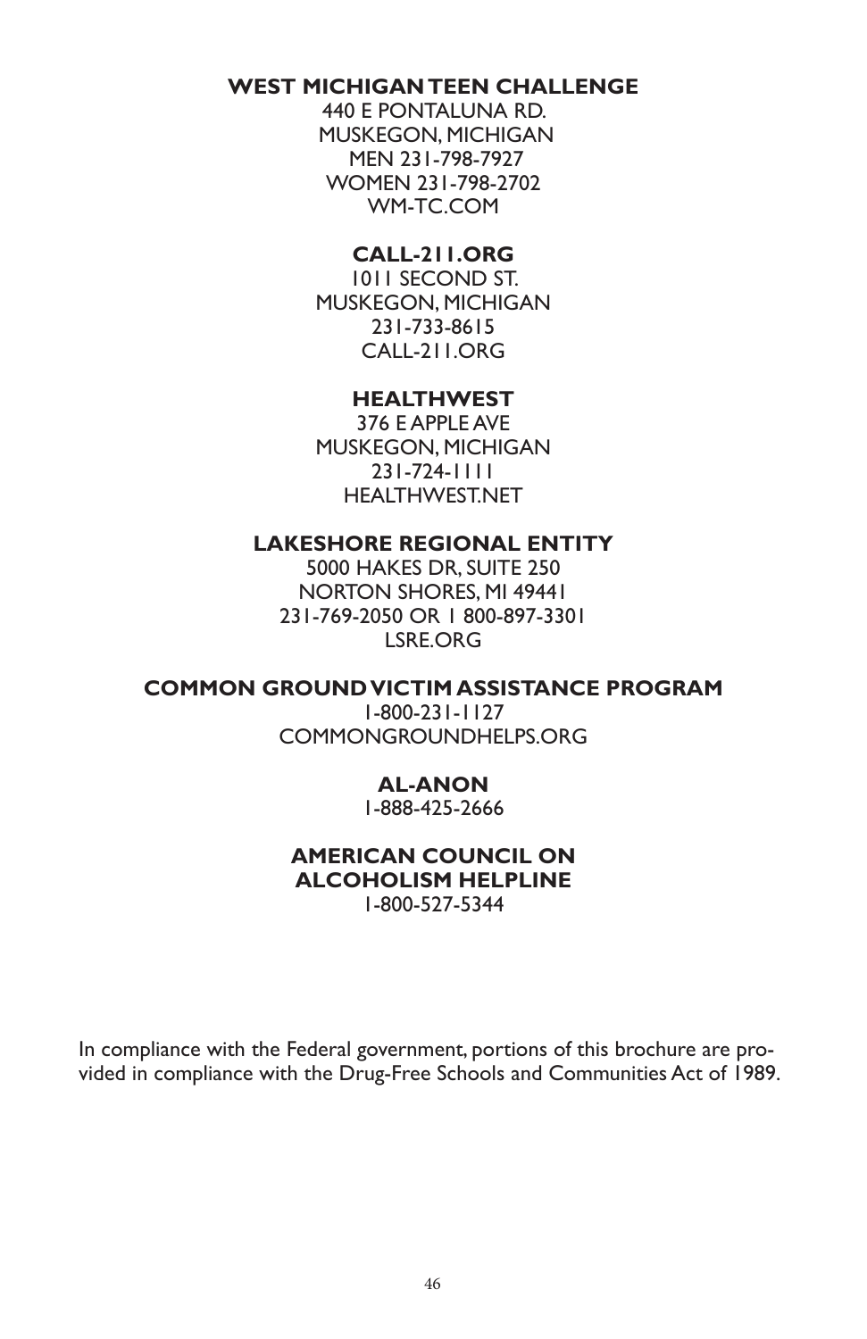**WEST MICHIGAN TEEN CHALLENGE**
440 E PONTALUNA RD.
MUSKEGON, MICHIGAN
MEN 231-798-7927
WOMEN 231-798-2702
WM-TC.COM

**CALL-211.ORG**
1011 SECOND ST.
MUSKEGON, MICHIGAN
231-733-8615
CALL-211.ORG

**HEALTHWEST**
376 E APPLE AVE
MUSKEGON, MICHIGAN
231-724-1111
HEALTHWEST.NET

**LAKESHORE REGIONAL ENTITY**
5000 HAKES DR, SUITE 250
NORTON SHORES, MI 49441
231-769-2050 OR 1 800-897-3301
LSRE.ORG

**COMMON GROUND VICTIM ASSISTANCE PROGRAM**
1-800-231-1127
COMMONGROUNDHELPS.ORG

**AL-ANON**
1-888-425-2666

**AMERICAN COUNCIL ON ALCOHOLISM HELPLINE**
1-800-527-5344

In compliance with the Federal government, portions of this brochure are provided in compliance with the Drug-Free Schools and Communities Act of 1989.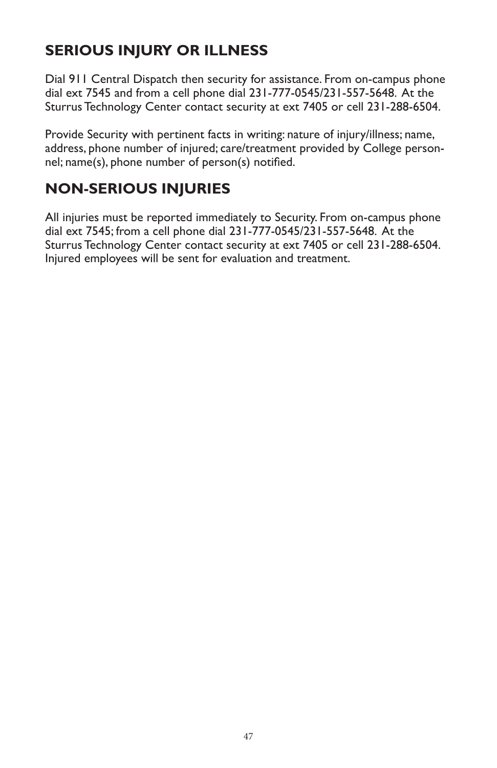## SERIOUS INJURY OR ILLNESS

Dial 911 Central Dispatch then security for assistance. From on-campus phone dial ext 7545 and from a cell phone dial 231-777-0545/231-557-5648. At the Sturrus Technology Center contact security at ext 7405 or cell 231-288-6504.

Provide Security with pertinent facts in writing: nature of injury/illness; name, address, phone number of injured; care/treatment provided by College personnel; name(s), phone number of person(s) notified.

## NON-SERIOUS INJURIES

All injuries must be reported immediately to Security. From on-campus phone dial ext 7545; from a cell phone dial 231-777-0545/231-557-5648. At the Sturrus Technology Center contact security at ext 7405 or cell 231-288-6504. Injured employees will be sent for evaluation and treatment.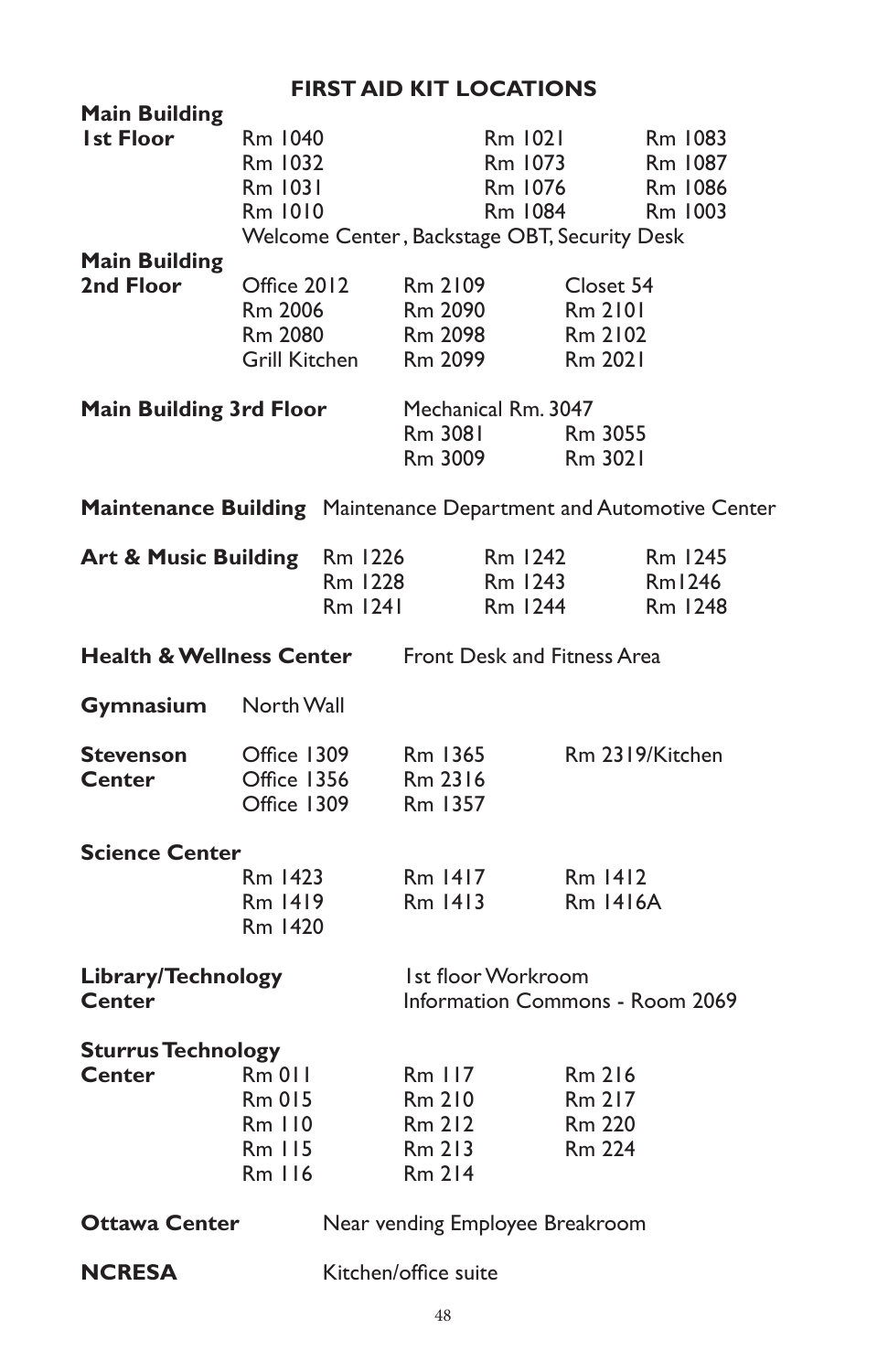## FIRST AID KIT LOCATIONS

**Main Building 1st Floor**
Rm 1040, Rm 1032, Rm 1031, Rm 1010, Rm 1021, Rm 1073, Rm 1076, Rm 1084, Rm 1083, Rm 1087, Rm 1086, Rm 1003
Welcome Center, Backstage OBT, Security Desk

**Main Building 2nd Floor**
Office 2012, Rm 2006, Rm 2080, Grill Kitchen, Rm 2109, Rm 2090, Rm 2098, Rm 2099, Closet 54, Rm 2101, Rm 2102, Rm 2021

**Main Building 3rd Floor**
Mechanical Rm. 3047
Rm 3081, Rm 3009, Rm 3055, Rm 3021

**Maintenance Building** Maintenance Department and Automotive Center

**Art & Music Building**
Rm 1226, Rm 1228, Rm 1241, Rm 1242, Rm 1243, Rm 1244, Rm 1245, Rm1246, Rm 1248

**Health & Wellness Center** Front Desk and Fitness Area

**Gymnasium** North Wall

**Stevenson Center**
Office 1309, Office 1356, Office 1309, Rm 1365, Rm 2316, Rm 1357, Rm 2319/Kitchen

**Science Center**
Rm 1423, Rm 1419, Rm 1420, Rm 1417, Rm 1413, Rm 1412, Rm 1416A

**Library/Technology Center**
1st floor Workroom
Information Commons - Room 2069

**Sturrus Technology Center**
Rm 011, Rm 015, Rm 110, Rm 115, Rm 116, Rm 117, Rm 210, Rm 212, Rm 213, Rm 214, Rm 216, Rm 217, Rm 220, Rm 224

**Ottawa Center** Near vending Employee Breakroom

**NCRESA** Kitchen/office suite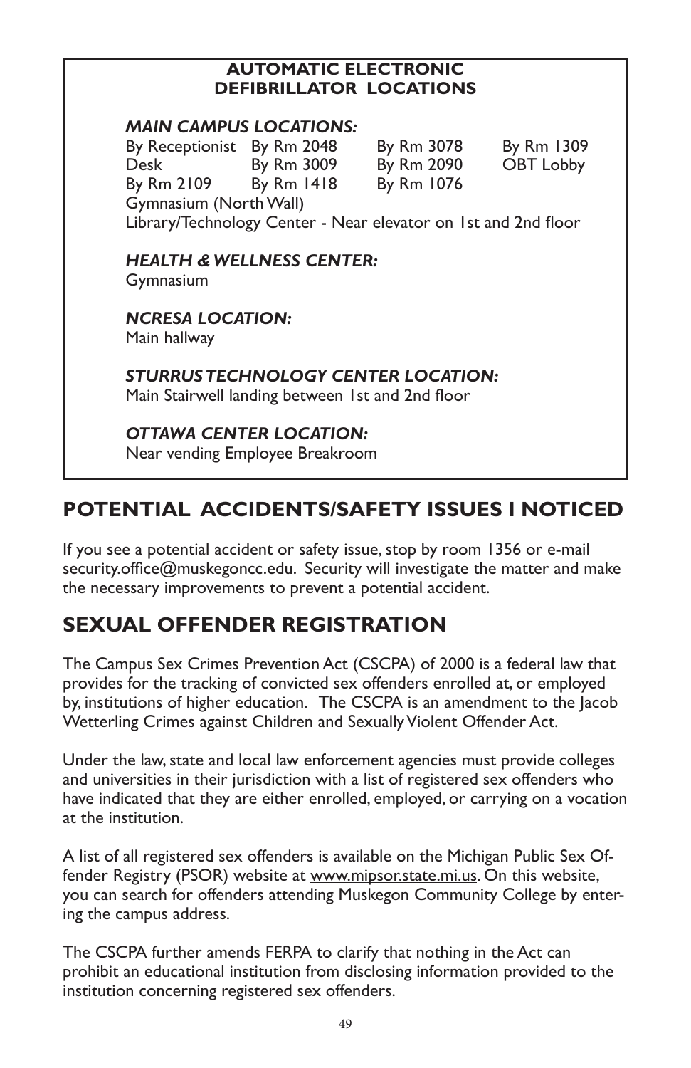**AUTOMATIC ELECTRONIC DEFIBRILLATOR LOCATIONS**

***MAIN CAMPUS LOCATIONS:***

| | | | |
|---|---|---|---|
| By Receptionist Desk | By Rm 2048 | By Rm 3078 | By Rm 1309 |
| By Rm 2109 | By Rm 3009 | By Rm 2090 | OBT Lobby |
| | By Rm 1418 | By Rm 1076 | |

Gymnasium (North Wall)

Library/Technology Center - Near elevator on 1st and 2nd floor

***HEALTH & WELLNESS CENTER:***

Gymnasium

***NCRESA LOCATION:***

Main hallway

***STURRUS TECHNOLOGY CENTER LOCATION:***

Main Stairwell landing between 1st and 2nd floor

***OTTAWA CENTER LOCATION:***

Near vending Employee Breakroom

## POTENTIAL ACCIDENTS/SAFETY ISSUES I NOTICED

If you see a potential accident or safety issue, stop by room 1356 or e-mail security.office@muskegoncc.edu. Security will investigate the matter and make the necessary improvements to prevent a potential accident.

## SEXUAL OFFENDER REGISTRATION

The Campus Sex Crimes Prevention Act (CSCPA) of 2000 is a federal law that provides for the tracking of convicted sex offenders enrolled at, or employed by, institutions of higher education. The CSCPA is an amendment to the Jacob Wetterling Crimes against Children and Sexually Violent Offender Act.

Under the law, state and local law enforcement agencies must provide colleges and universities in their jurisdiction with a list of registered sex offenders who have indicated that they are either enrolled, employed, or carrying on a vocation at the institution.

A list of all registered sex offenders is available on the Michigan Public Sex Offender Registry (PSOR) website at www.mipsor.state.mi.us. On this website, you can search for offenders attending Muskegon Community College by entering the campus address.

The CSCPA further amends FERPA to clarify that nothing in the Act can prohibit an educational institution from disclosing information provided to the institution concerning registered sex offenders.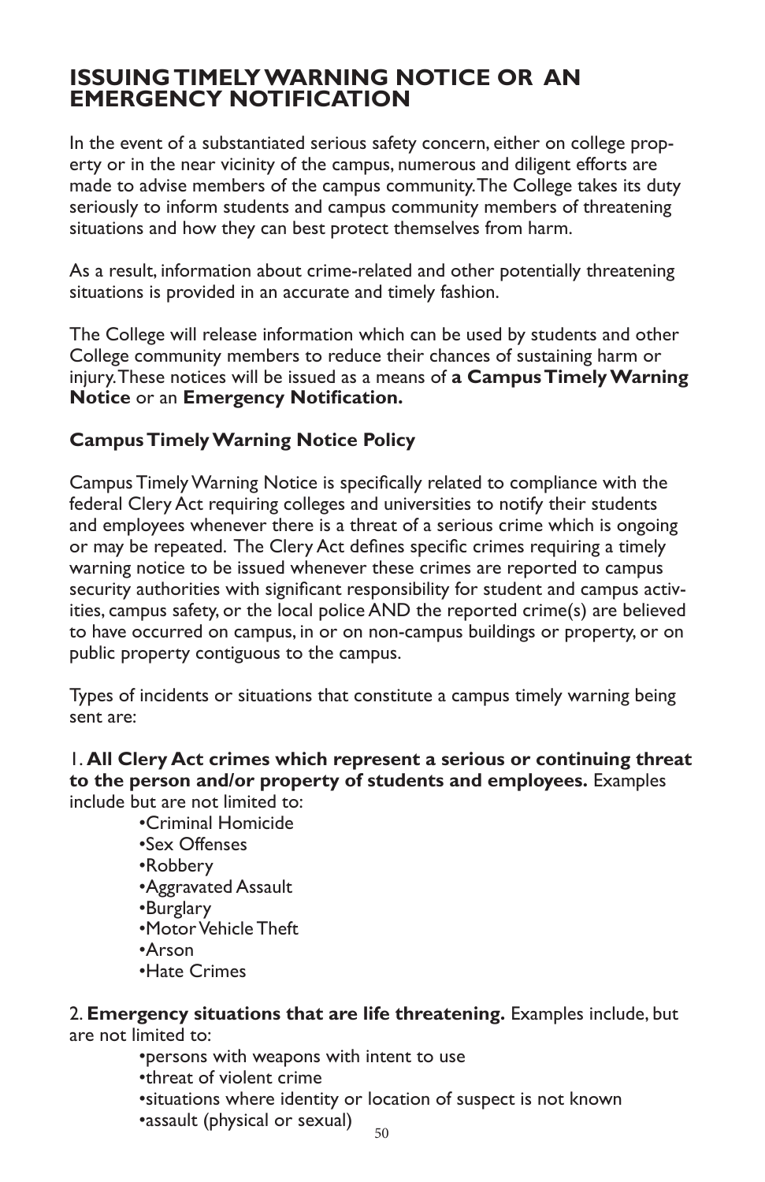## ISSUING TIMELY WARNING NOTICE OR AN EMERGENCY NOTIFICATION

In the event of a substantiated serious safety concern, either on college property or in the near vicinity of the campus, numerous and diligent efforts are made to advise members of the campus community. The College takes its duty seriously to inform students and campus community members of threatening situations and how they can best protect themselves from harm.

As a result, information about crime-related and other potentially threatening situations is provided in an accurate and timely fashion.

The College will release information which can be used by students and other College community members to reduce their chances of sustaining harm or injury. These notices will be issued as a means of **a Campus Timely Warning Notice** or an **Emergency Notification.**

### Campus Timely Warning Notice Policy

Campus Timely Warning Notice is specifically related to compliance with the federal Clery Act requiring colleges and universities to notify their students and employees whenever there is a threat of a serious crime which is ongoing or may be repeated. The Clery Act defines specific crimes requiring a timely warning notice to be issued whenever these crimes are reported to campus security authorities with significant responsibility for student and campus activities, campus safety, or the local police AND the reported crime(s) are believed to have occurred on campus, in or on non-campus buildings or property, or on public property contiguous to the campus.

Types of incidents or situations that constitute a campus timely warning being sent are:

1. **All Clery Act crimes which represent a serious or continuing threat to the person and/or property of students and employees.** Examples include but are not limited to:
   - Criminal Homicide
   - Sex Offenses
   - Robbery
   - Aggravated Assault
   - Burglary
   - Motor Vehicle Theft
   - Arson
   - Hate Crimes

2. **Emergency situations that are life threatening.** Examples include, but are not limited to:
   - persons with weapons with intent to use
   - threat of violent crime
   - situations where identity or location of suspect is not known
   - assault (physical or sexual)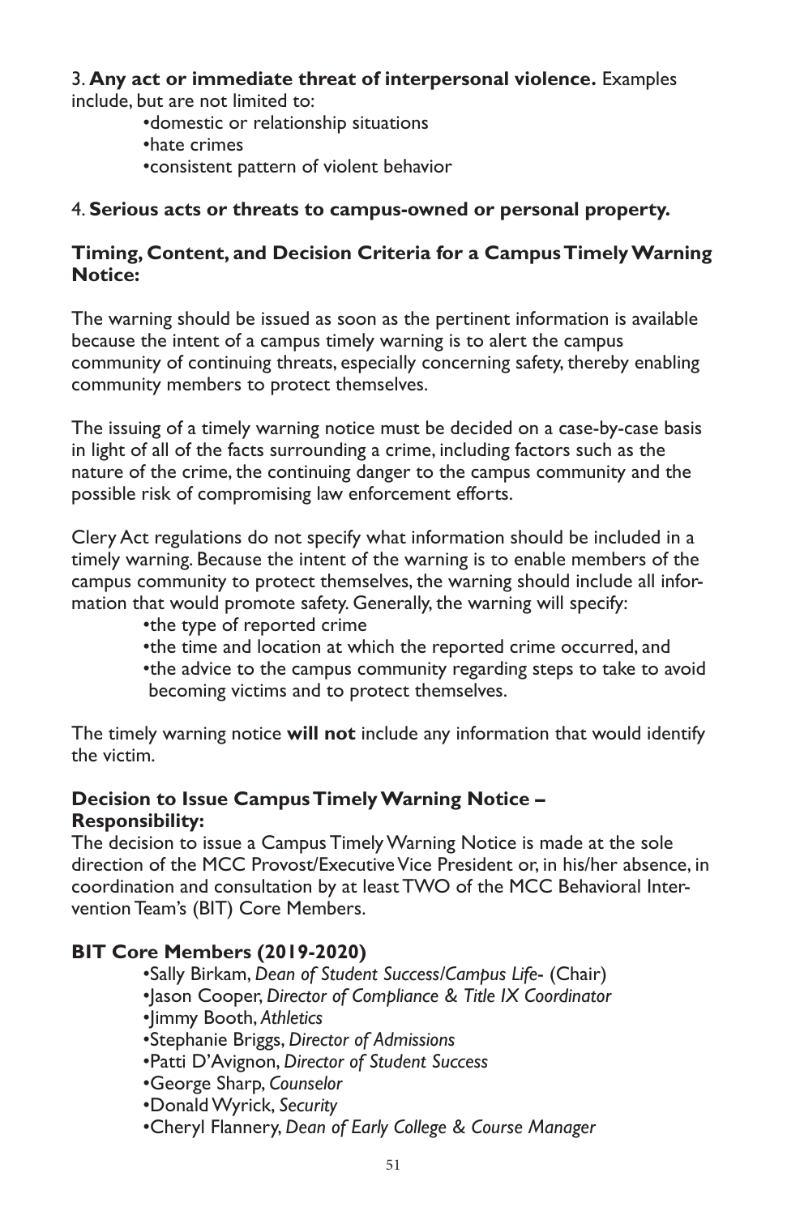3. **Any act or immediate threat of interpersonal violence.** Examples include, but are not limited to:

- domestic or relationship situations
- hate crimes
- consistent pattern of violent behavior

4. **Serious acts or threats to campus-owned or personal property.**

**Timing, Content, and Decision Criteria for a Campus Timely Warning Notice:**

The warning should be issued as soon as the pertinent information is available because the intent of a campus timely warning is to alert the campus community of continuing threats, especially concerning safety, thereby enabling community members to protect themselves.

The issuing of a timely warning notice must be decided on a case-by-case basis in light of all of the facts surrounding a crime, including factors such as the nature of the crime, the continuing danger to the campus community and the possible risk of compromising law enforcement efforts.

Clery Act regulations do not specify what information should be included in a timely warning. Because the intent of the warning is to enable members of the campus community to protect themselves, the warning should include all information that would promote safety. Generally, the warning will specify:

- the type of reported crime
- the time and location at which the reported crime occurred, and
- the advice to the campus community regarding steps to take to avoid becoming victims and to protect themselves.

The timely warning notice **will not** include any information that would identify the victim.

**Decision to Issue Campus Timely Warning Notice – Responsibility:**

The decision to issue a Campus Timely Warning Notice is made at the sole direction of the MCC Provost/Executive Vice President or, in his/her absence, in coordination and consultation by at least TWO of the MCC Behavioral Intervention Team's (BIT) Core Members.

**BIT Core Members (2019-2020)**

- Sally Birkam, *Dean of Student Success/Campus Life*- (Chair)
- Jason Cooper, *Director of Compliance & Title IX Coordinator*
- Jimmy Booth, *Athletics*
- Stephanie Briggs, *Director of Admissions*
- Patti D'Avignon, *Director of Student Success*
- George Sharp, *Counselor*
- Donald Wyrick, *Security*
- Cheryl Flannery, *Dean of Early College & Course Manager*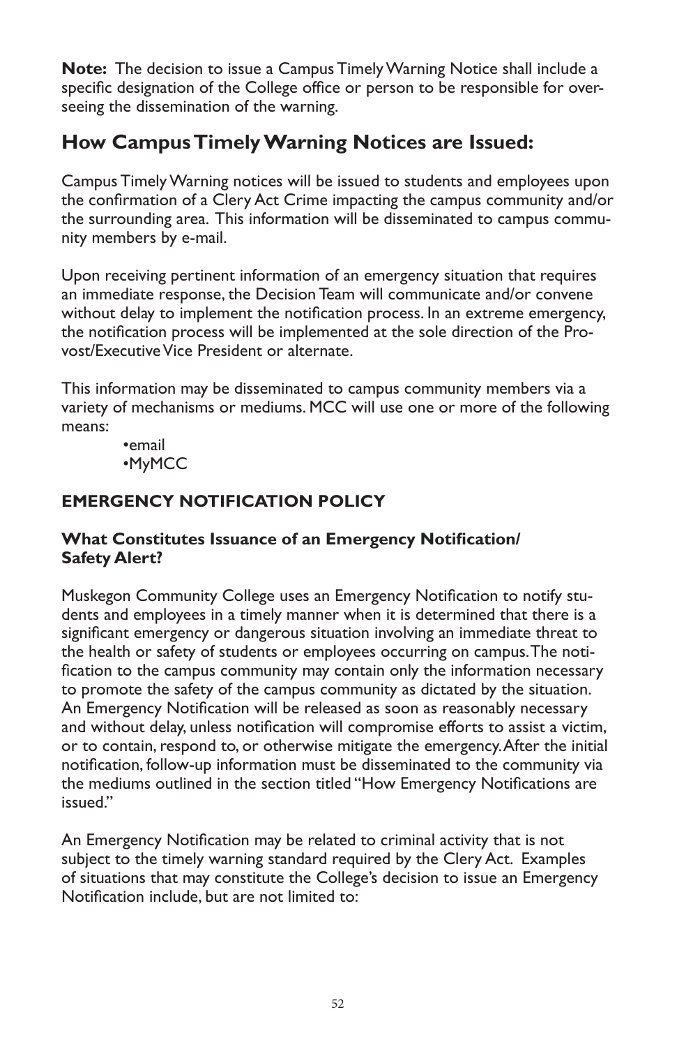**Note:** The decision to issue a Campus Timely Warning Notice shall include a specific designation of the College office or person to be responsible for overseeing the dissemination of the warning.

## How Campus Timely Warning Notices are Issued:

Campus Timely Warning notices will be issued to students and employees upon the confirmation of a Clery Act Crime impacting the campus community and/or the surrounding area. This information will be disseminated to campus community members by e-mail.

Upon receiving pertinent information of an emergency situation that requires an immediate response, the Decision Team will communicate and/or convene without delay to implement the notification process. In an extreme emergency, the notification process will be implemented at the sole direction of the Provost/Executive Vice President or alternate.

This information may be disseminated to campus community members via a variety of mechanisms or mediums. MCC will use one or more of the following means:

- email
- MyMCC

### EMERGENCY NOTIFICATION POLICY

#### What Constitutes Issuance of an Emergency Notification/ Safety Alert?

Muskegon Community College uses an Emergency Notification to notify students and employees in a timely manner when it is determined that there is a significant emergency or dangerous situation involving an immediate threat to the health or safety of students or employees occurring on campus. The notification to the campus community may contain only the information necessary to promote the safety of the campus community as dictated by the situation. An Emergency Notification will be released as soon as reasonably necessary and without delay, unless notification will compromise efforts to assist a victim, or to contain, respond to, or otherwise mitigate the emergency. After the initial notification, follow-up information must be disseminated to the community via the mediums outlined in the section titled "How Emergency Notifications are issued."

An Emergency Notification may be related to criminal activity that is not subject to the timely warning standard required by the Clery Act. Examples of situations that may constitute the College's decision to issue an Emergency Notification include, but are not limited to: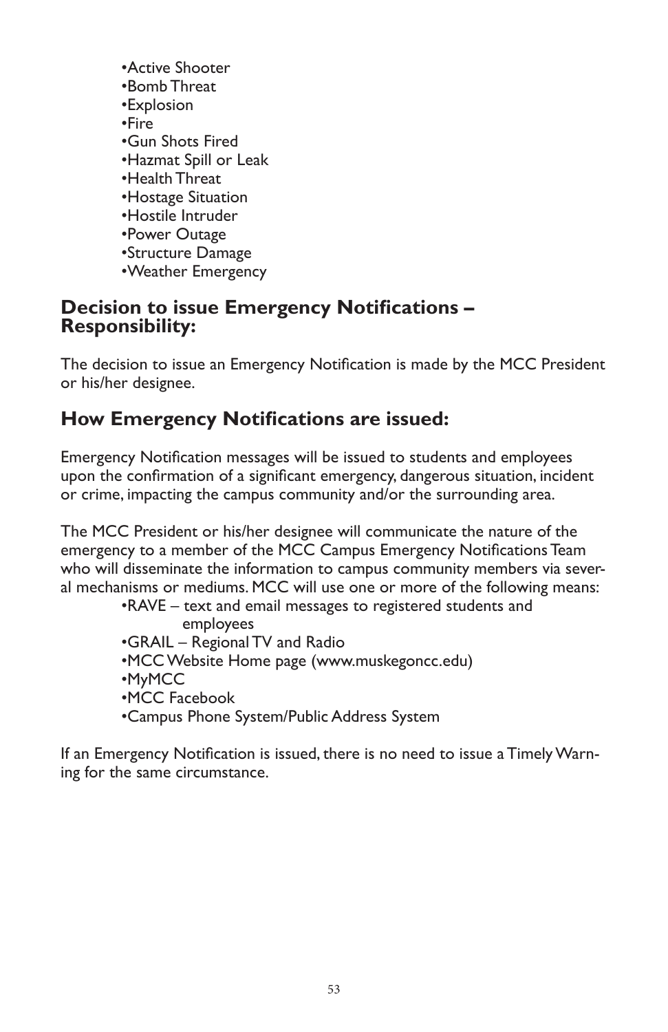- Active Shooter
- Bomb Threat
- Explosion
- Fire
- Gun Shots Fired
- Hazmat Spill or Leak
- Health Threat
- Hostage Situation
- Hostile Intruder
- Power Outage
- Structure Damage
- Weather Emergency

## Decision to issue Emergency Notifications – Responsibility:

The decision to issue an Emergency Notification is made by the MCC President or his/her designee.

## How Emergency Notifications are issued:

Emergency Notification messages will be issued to students and employees upon the confirmation of a significant emergency, dangerous situation, incident or crime, impacting the campus community and/or the surrounding area.

The MCC President or his/her designee will communicate the nature of the emergency to a member of the MCC Campus Emergency Notifications Team who will disseminate the information to campus community members via several mechanisms or mediums. MCC will use one or more of the following means:

- RAVE – text and email messages to registered students and employees
- GRAIL – Regional TV and Radio
- MCC Website Home page (www.muskegoncc.edu)
- MyMCC
- MCC Facebook
- Campus Phone System/Public Address System

If an Emergency Notification is issued, there is no need to issue a Timely Warning for the same circumstance.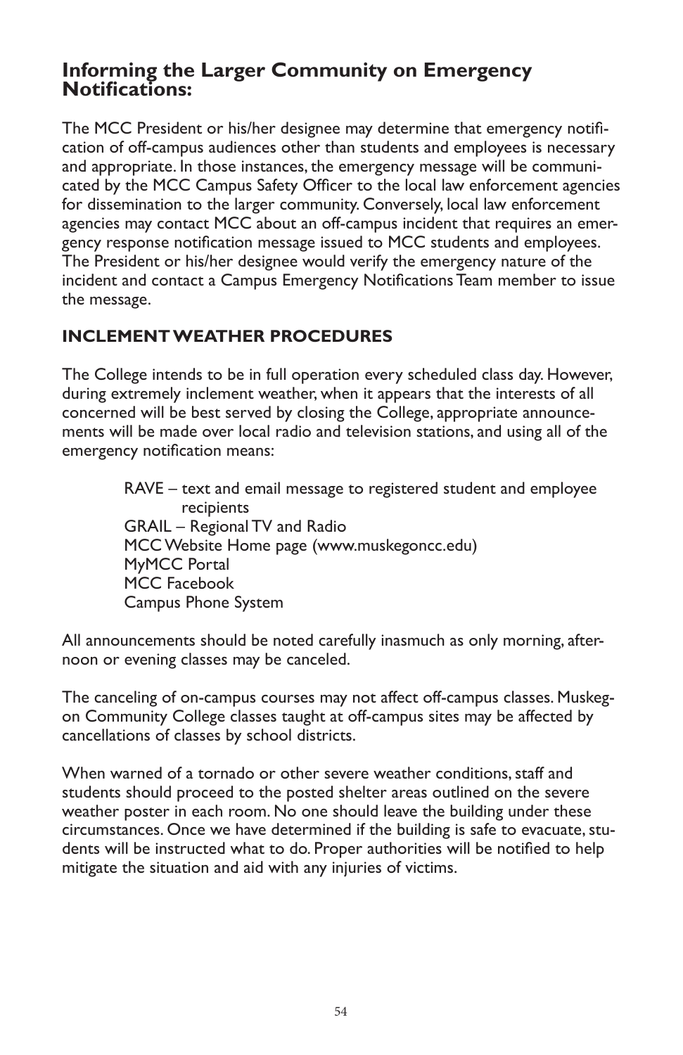## Informing the Larger Community on Emergency Notifications:

The MCC President or his/her designee may determine that emergency notification of off-campus audiences other than students and employees is necessary and appropriate. In those instances, the emergency message will be communicated by the MCC Campus Safety Officer to the local law enforcement agencies for dissemination to the larger community. Conversely, local law enforcement agencies may contact MCC about an off-campus incident that requires an emergency response notification message issued to MCC students and employees. The President or his/her designee would verify the emergency nature of the incident and contact a Campus Emergency Notifications Team member to issue the message.

### INCLEMENT WEATHER PROCEDURES

The College intends to be in full operation every scheduled class day. However, during extremely inclement weather, when it appears that the interests of all concerned will be best served by closing the College, appropriate announcements will be made over local radio and television stations, and using all of the emergency notification means:

- RAVE – text and email message to registered student and employee recipients
- GRAIL – Regional TV and Radio
- MCC Website Home page (www.muskegoncc.edu)
- MyMCC Portal
- MCC Facebook
- Campus Phone System

All announcements should be noted carefully inasmuch as only morning, afternoon or evening classes may be canceled.

The canceling of on-campus courses may not affect off-campus classes. Muskegon Community College classes taught at off-campus sites may be affected by cancellations of classes by school districts.

When warned of a tornado or other severe weather conditions, staff and students should proceed to the posted shelter areas outlined on the severe weather poster in each room. No one should leave the building under these circumstances. Once we have determined if the building is safe to evacuate, students will be instructed what to do. Proper authorities will be notified to help mitigate the situation and aid with any injuries of victims.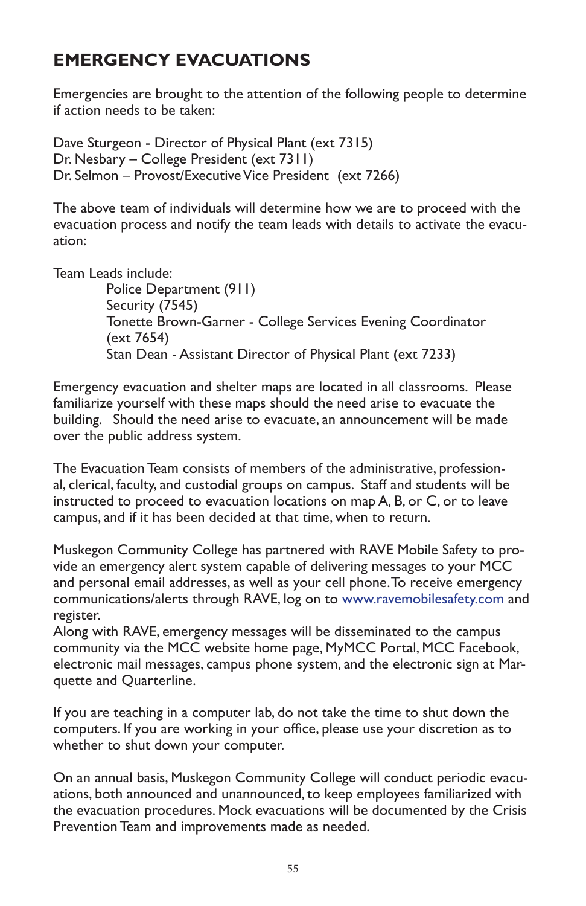## EMERGENCY EVACUATIONS

Emergencies are brought to the attention of the following people to determine if action needs to be taken:

Dave Sturgeon - Director of Physical Plant (ext 7315)
Dr. Nesbary – College President (ext 7311)
Dr. Selmon – Provost/Executive Vice President (ext 7266)

The above team of individuals will determine how we are to proceed with the evacuation process and notify the team leads with details to activate the evacuation:

Team Leads include:

- Police Department (911)
- Security (7545)
- Tonette Brown-Garner - College Services Evening Coordinator (ext 7654)
- Stan Dean - Assistant Director of Physical Plant (ext 7233)

Emergency evacuation and shelter maps are located in all classrooms. Please familiarize yourself with these maps should the need arise to evacuate the building. Should the need arise to evacuate, an announcement will be made over the public address system.

The Evacuation Team consists of members of the administrative, professional, clerical, faculty, and custodial groups on campus. Staff and students will be instructed to proceed to evacuation locations on map A, B, or C, or to leave campus, and if it has been decided at that time, when to return.

Muskegon Community College has partnered with RAVE Mobile Safety to provide an emergency alert system capable of delivering messages to your MCC and personal email addresses, as well as your cell phone. To receive emergency communications/alerts through RAVE, log on to www.ravemobilesafety.com and register.
Along with RAVE, emergency messages will be disseminated to the campus community via the MCC website home page, MyMCC Portal, MCC Facebook, electronic mail messages, campus phone system, and the electronic sign at Marquette and Quarterline.

If you are teaching in a computer lab, do not take the time to shut down the computers. If you are working in your office, please use your discretion as to whether to shut down your computer.

On an annual basis, Muskegon Community College will conduct periodic evacuations, both announced and unannounced, to keep employees familiarized with the evacuation procedures. Mock evacuations will be documented by the Crisis Prevention Team and improvements made as needed.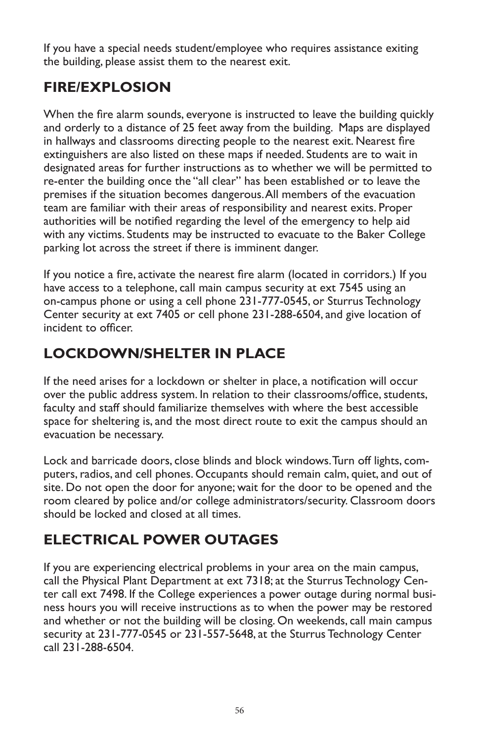If you have a special needs student/employee who requires assistance exiting the building, please assist them to the nearest exit.

## FIRE/EXPLOSION

When the fire alarm sounds, everyone is instructed to leave the building quickly and orderly to a distance of 25 feet away from the building. Maps are displayed in hallways and classrooms directing people to the nearest exit. Nearest fire extinguishers are also listed on these maps if needed. Students are to wait in designated areas for further instructions as to whether we will be permitted to re-enter the building once the "all clear" has been established or to leave the premises if the situation becomes dangerous. All members of the evacuation team are familiar with their areas of responsibility and nearest exits. Proper authorities will be notified regarding the level of the emergency to help aid with any victims. Students may be instructed to evacuate to the Baker College parking lot across the street if there is imminent danger.

If you notice a fire, activate the nearest fire alarm (located in corridors.) If you have access to a telephone, call main campus security at ext 7545 using an on-campus phone or using a cell phone 231-777-0545, or Sturrus Technology Center security at ext 7405 or cell phone 231-288-6504, and give location of incident to officer.

## LOCKDOWN/SHELTER IN PLACE

If the need arises for a lockdown or shelter in place, a notification will occur over the public address system. In relation to their classrooms/office, students, faculty and staff should familiarize themselves with where the best accessible space for sheltering is, and the most direct route to exit the campus should an evacuation be necessary.

Lock and barricade doors, close blinds and block windows. Turn off lights, computers, radios, and cell phones. Occupants should remain calm, quiet, and out of site. Do not open the door for anyone; wait for the door to be opened and the room cleared by police and/or college administrators/security. Classroom doors should be locked and closed at all times.

## ELECTRICAL POWER OUTAGES

If you are experiencing electrical problems in your area on the main campus, call the Physical Plant Department at ext 7318; at the Sturrus Technology Center call ext 7498. If the College experiences a power outage during normal business hours you will receive instructions as to when the power may be restored and whether or not the building will be closing. On weekends, call main campus security at 231-777-0545 or 231-557-5648, at the Sturrus Technology Center call 231-288-6504.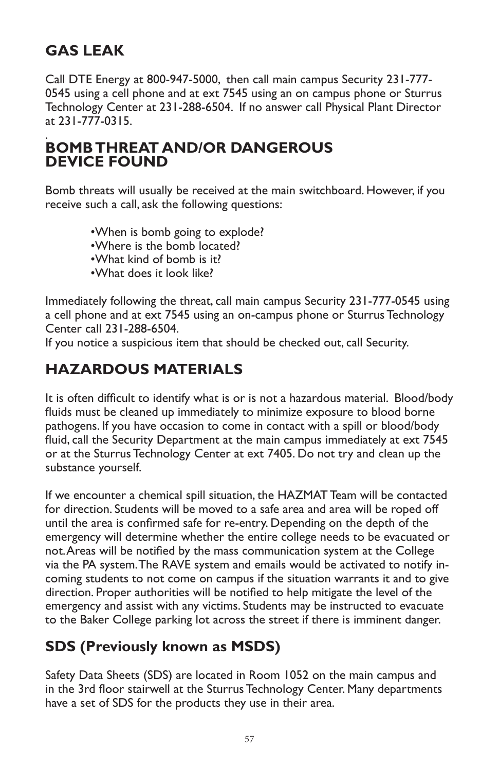## GAS LEAK

Call DTE Energy at 800-947-5000, then call main campus Security 231-777-0545 using a cell phone and at ext 7545 using an on campus phone or Sturrus Technology Center at 231-288-6504. If no answer call Physical Plant Director at 231-777-0315.

.

## BOMB THREAT AND/OR DANGEROUS DEVICE FOUND

Bomb threats will usually be received at the main switchboard. However, if you receive such a call, ask the following questions:

- When is bomb going to explode?
- Where is the bomb located?
- What kind of bomb is it?
- What does it look like?

Immediately following the threat, call main campus Security 231-777-0545 using a cell phone and at ext 7545 using an on-campus phone or Sturrus Technology Center call 231-288-6504.
If you notice a suspicious item that should be checked out, call Security.

## HAZARDOUS MATERIALS

It is often difficult to identify what is or is not a hazardous material. Blood/body fluids must be cleaned up immediately to minimize exposure to blood borne pathogens. If you have occasion to come in contact with a spill or blood/body fluid, call the Security Department at the main campus immediately at ext 7545 or at the Sturrus Technology Center at ext 7405. Do not try and clean up the substance yourself.

If we encounter a chemical spill situation, the HAZMAT Team will be contacted for direction. Students will be moved to a safe area and area will be roped off until the area is confirmed safe for re-entry. Depending on the depth of the emergency will determine whether the entire college needs to be evacuated or not. Areas will be notified by the mass communication system at the College via the PA system. The RAVE system and emails would be activated to notify in-coming students to not come on campus if the situation warrants it and to give direction. Proper authorities will be notified to help mitigate the level of the emergency and assist with any victims. Students may be instructed to evacuate to the Baker College parking lot across the street if there is imminent danger.

## SDS (Previously known as MSDS)

Safety Data Sheets (SDS) are located in Room 1052 on the main campus and in the 3rd floor stairwell at the Sturrus Technology Center. Many departments have a set of SDS for the products they use in their area.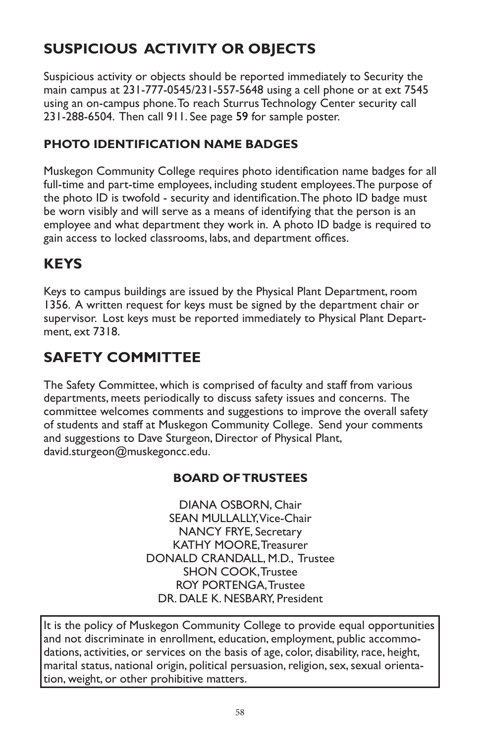## SUSPICIOUS ACTIVITY OR OBJECTS

Suspicious activity or objects should be reported immediately to Security the main campus at 231-777-0545/231-557-5648 using a cell phone or at ext 7545 using an on-campus phone. To reach Sturrus Technology Center security call 231-288-6504. Then call 911. See page 59 for sample poster.

### PHOTO IDENTIFICATION NAME BADGES

Muskegon Community College requires photo identification name badges for all full-time and part-time employees, including student employees. The purpose of the photo ID is twofold - security and identification. The photo ID badge must be worn visibly and will serve as a means of identifying that the person is an employee and what department they work in. A photo ID badge is required to gain access to locked classrooms, labs, and department offices.

## KEYS

Keys to campus buildings are issued by the Physical Plant Department, room 1356. A written request for keys must be signed by the department chair or supervisor. Lost keys must be reported immediately to Physical Plant Department, ext 7318.

## SAFETY COMMITTEE

The Safety Committee, which is comprised of faculty and staff from various departments, meets periodically to discuss safety issues and concerns. The committee welcomes comments and suggestions to improve the overall safety of students and staff at Muskegon Community College. Send your comments and suggestions to Dave Sturgeon, Director of Physical Plant, david.sturgeon@muskegoncc.edu.

**BOARD OF TRUSTEES**

DIANA OSBORN, Chair
SEAN MULLALLY, Vice-Chair
NANCY FRYE, Secretary
KATHY MOORE, Treasurer
DONALD CRANDALL, M.D., Trustee
SHON COOK, Trustee
ROY PORTENGA, Trustee
DR. DALE K. NESBARY, President

It is the policy of Muskegon Community College to provide equal opportunities and not discriminate in enrollment, education, employment, public accommodations, activities, or services on the basis of age, color, disability, race, height, marital status, national origin, political persuasion, religion, sex, sexual orientation, weight, or other prohibitive matters.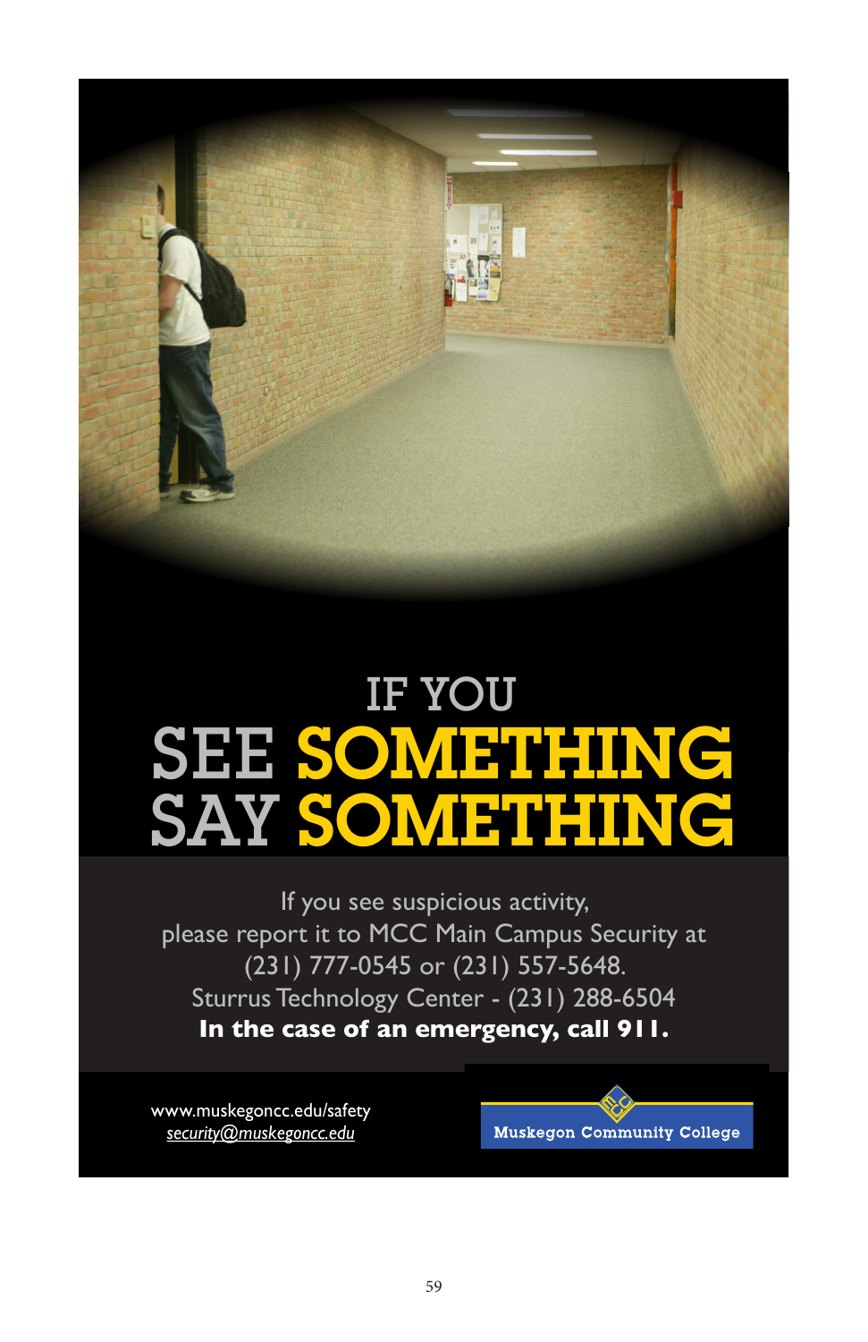# IF YOU SEE SOMETHING SAY SOMETHING

If you see suspicious activity, please report it to MCC Main Campus Security at (231) 777-0545 or (231) 557-5648.
Sturrus Technology Center - (231) 288-6504

**In the case of an emergency, call 911.**

www.muskegoncc.edu/safety
*security@muskegoncc.edu*

Muskegon Community College